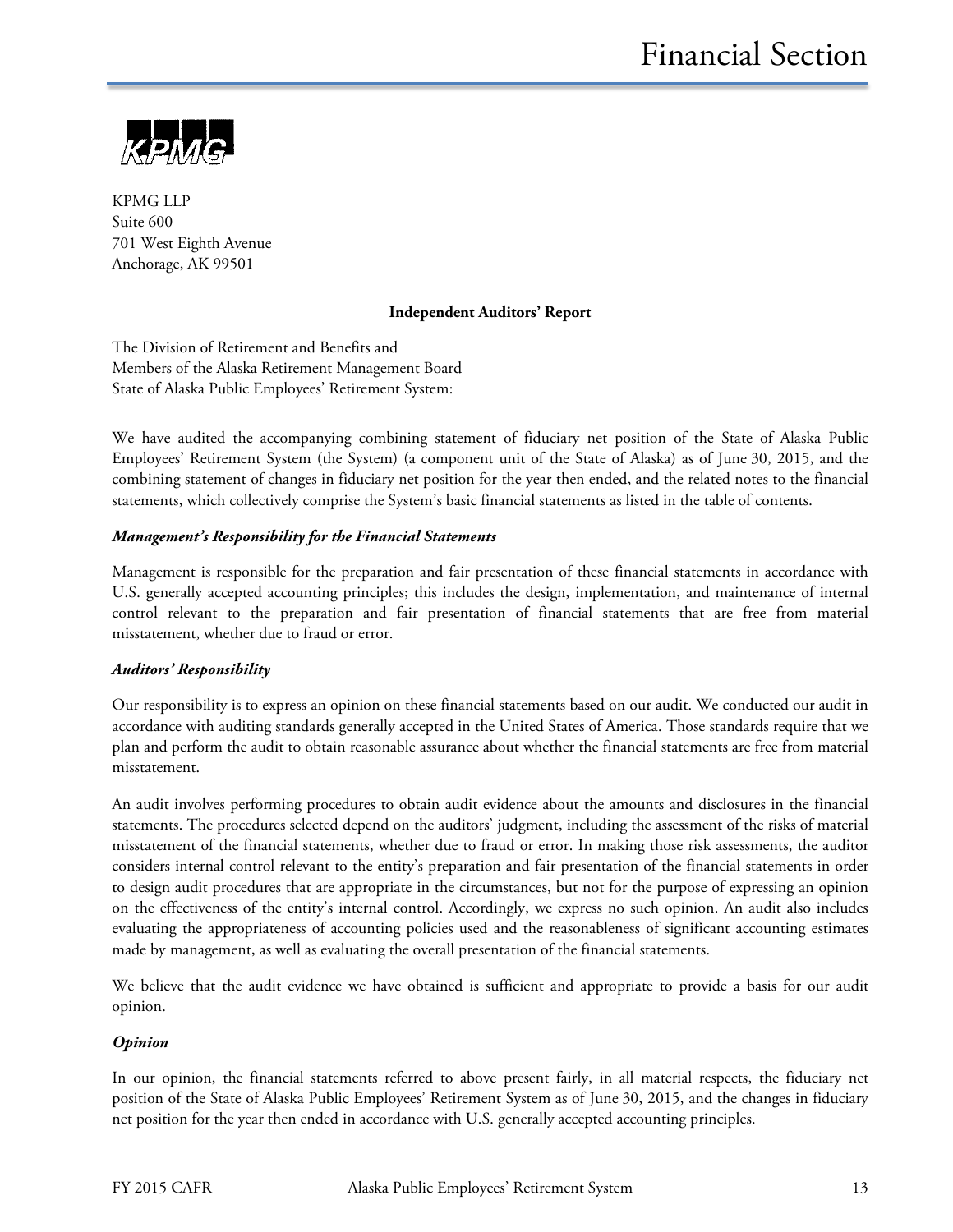KPMG

KPMG LLP
Suite 600
701 West Eighth Avenue
Anchorage, AK 99501

**Independent Auditors' Report**

The Division of Retirement and Benefits and
Members of the Alaska Retirement Management Board
State of Alaska Public Employees' Retirement System:

We have audited the accompanying combining statement of fiduciary net position of the State of Alaska Public Employees' Retirement System (the System) (a component unit of the State of Alaska) as of June 30, 2015, and the combining statement of changes in fiduciary net position for the year then ended, and the related notes to the financial statements, which collectively comprise the System's basic financial statements as listed in the table of contents.

***Management's Responsibility for the Financial Statements***

Management is responsible for the preparation and fair presentation of these financial statements in accordance with U.S. generally accepted accounting principles; this includes the design, implementation, and maintenance of internal control relevant to the preparation and fair presentation of financial statements that are free from material misstatement, whether due to fraud or error.

***Auditors' Responsibility***

Our responsibility is to express an opinion on these financial statements based on our audit. We conducted our audit in accordance with auditing standards generally accepted in the United States of America. Those standards require that we plan and perform the audit to obtain reasonable assurance about whether the financial statements are free from material misstatement.

An audit involves performing procedures to obtain audit evidence about the amounts and disclosures in the financial statements. The procedures selected depend on the auditors' judgment, including the assessment of the risks of material misstatement of the financial statements, whether due to fraud or error. In making those risk assessments, the auditor considers internal control relevant to the entity's preparation and fair presentation of the financial statements in order to design audit procedures that are appropriate in the circumstances, but not for the purpose of expressing an opinion on the effectiveness of the entity's internal control. Accordingly, we express no such opinion. An audit also includes evaluating the appropriateness of accounting policies used and the reasonableness of significant accounting estimates made by management, as well as evaluating the overall presentation of the financial statements.

We believe that the audit evidence we have obtained is sufficient and appropriate to provide a basis for our audit opinion.

***Opinion***

In our opinion, the financial statements referred to above present fairly, in all material respects, the fiduciary net position of the State of Alaska Public Employees' Retirement System as of June 30, 2015, and the changes in fiduciary net position for the year then ended in accordance with U.S. generally accepted accounting principles.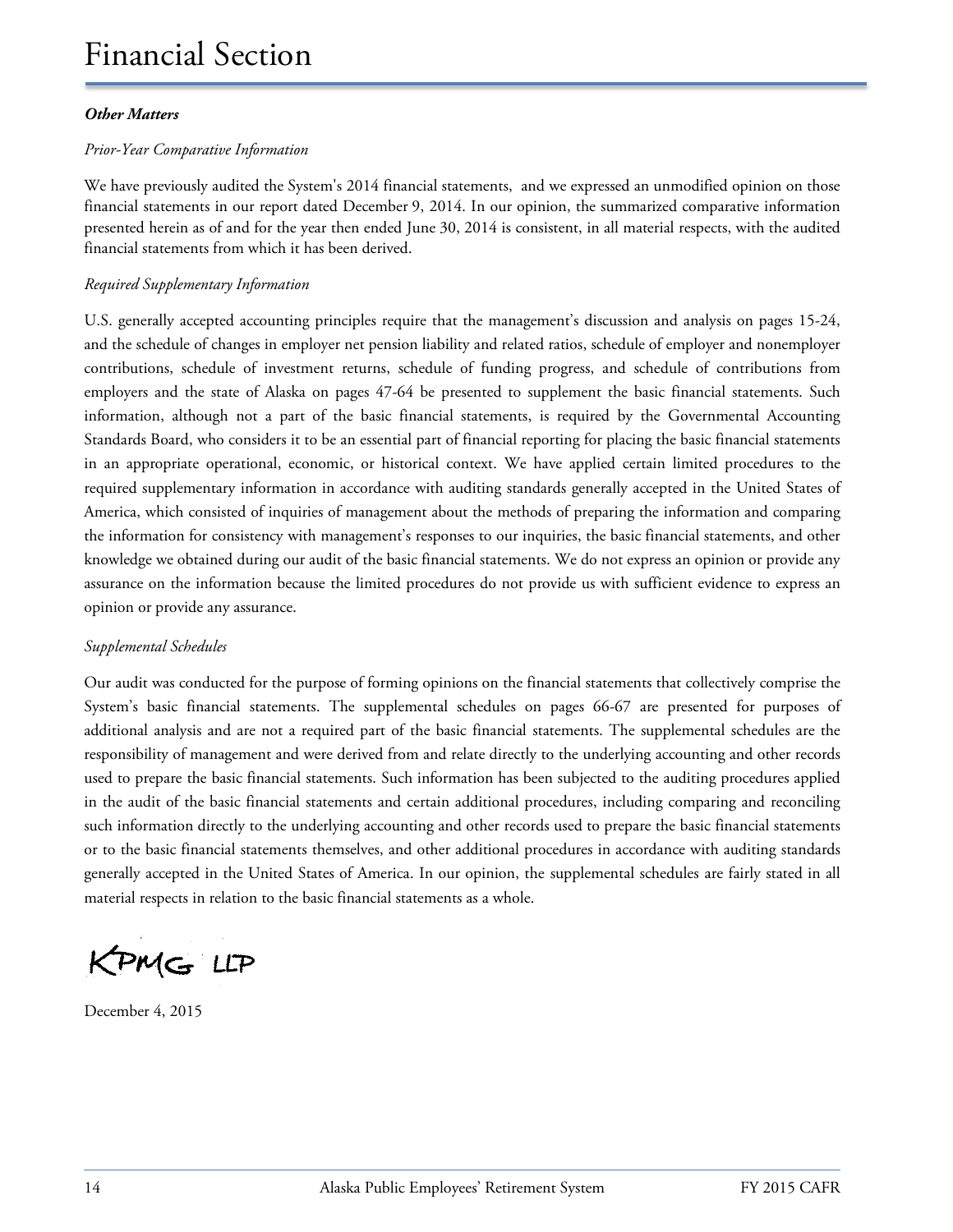# Financial Section

***Other Matters***

*Prior-Year Comparative Information*

We have previously audited the System's 2014 financial statements, and we expressed an unmodified opinion on those financial statements in our report dated December 9, 2014. In our opinion, the summarized comparative information presented herein as of and for the year then ended June 30, 2014 is consistent, in all material respects, with the audited financial statements from which it has been derived.

*Required Supplementary Information*

U.S. generally accepted accounting principles require that the management's discussion and analysis on pages 15-24, and the schedule of changes in employer net pension liability and related ratios, schedule of employer and nonemployer contributions, schedule of investment returns, schedule of funding progress, and schedule of contributions from employers and the state of Alaska on pages 47-64 be presented to supplement the basic financial statements. Such information, although not a part of the basic financial statements, is required by the Governmental Accounting Standards Board, who considers it to be an essential part of financial reporting for placing the basic financial statements in an appropriate operational, economic, or historical context. We have applied certain limited procedures to the required supplementary information in accordance with auditing standards generally accepted in the United States of America, which consisted of inquiries of management about the methods of preparing the information and comparing the information for consistency with management's responses to our inquiries, the basic financial statements, and other knowledge we obtained during our audit of the basic financial statements. We do not express an opinion or provide any assurance on the information because the limited procedures do not provide us with sufficient evidence to express an opinion or provide any assurance.

*Supplemental Schedules*

Our audit was conducted for the purpose of forming opinions on the financial statements that collectively comprise the System's basic financial statements. The supplemental schedules on pages 66-67 are presented for purposes of additional analysis and are not a required part of the basic financial statements. The supplemental schedules are the responsibility of management and were derived from and relate directly to the underlying accounting and other records used to prepare the basic financial statements. Such information has been subjected to the auditing procedures applied in the audit of the basic financial statements and certain additional procedures, including comparing and reconciling such information directly to the underlying accounting and other records used to prepare the basic financial statements or to the basic financial statements themselves, and other additional procedures in accordance with auditing standards generally accepted in the United States of America. In our opinion, the supplemental schedules are fairly stated in all material respects in relation to the basic financial statements as a whole.

KPMG LLP

December 4, 2015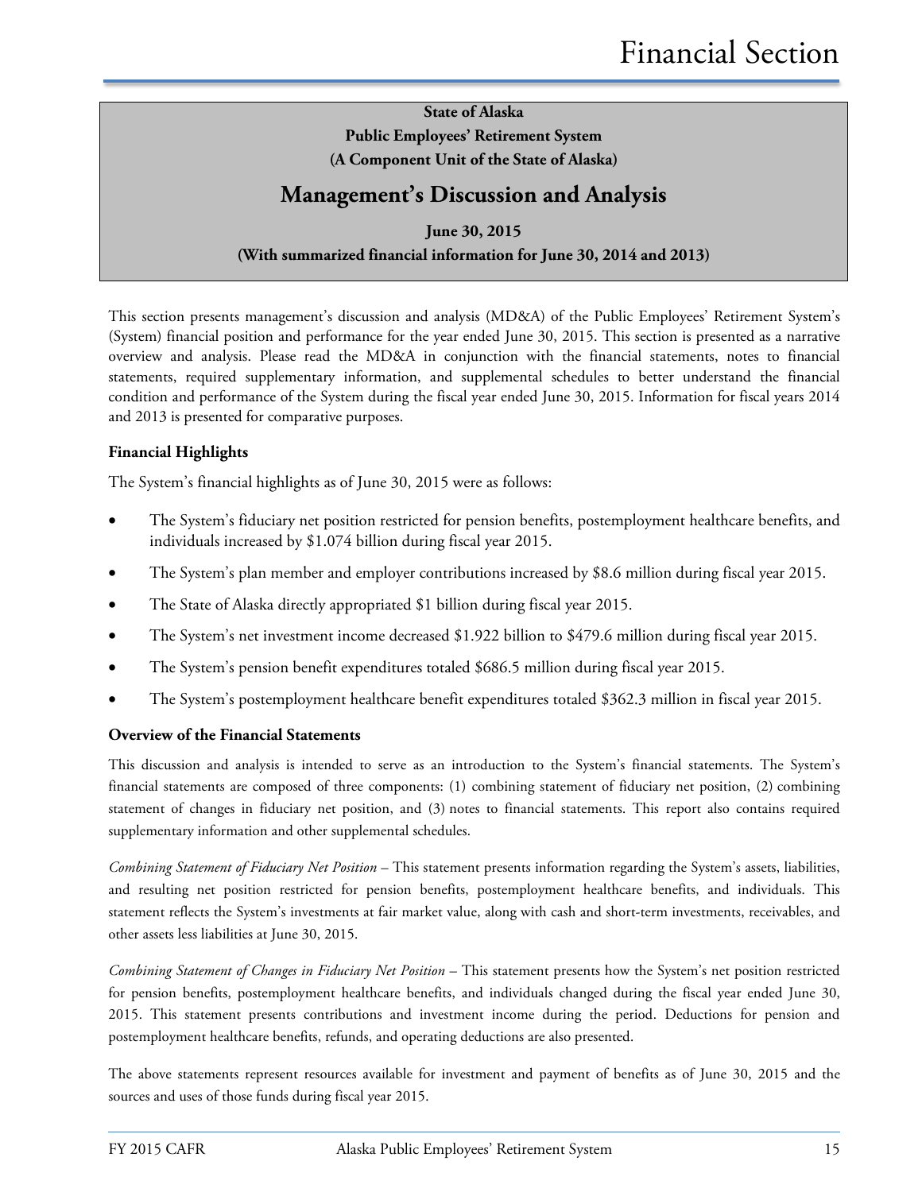**State of Alaska**
**Public Employees' Retirement System**
**(A Component Unit of the State of Alaska)**

# Management's Discussion and Analysis

**June 30, 2015**
**(With summarized financial information for June 30, 2014 and 2013)**

This section presents management's discussion and analysis (MD&A) of the Public Employees' Retirement System's (System) financial position and performance for the year ended June 30, 2015. This section is presented as a narrative overview and analysis. Please read the MD&A in conjunction with the financial statements, notes to financial statements, required supplementary information, and supplemental schedules to better understand the financial condition and performance of the System during the fiscal year ended June 30, 2015. Information for fiscal years 2014 and 2013 is presented for comparative purposes.

### Financial Highlights

The System's financial highlights as of June 30, 2015 were as follows:

- The System's fiduciary net position restricted for pension benefits, postemployment healthcare benefits, and individuals increased by $1.074 billion during fiscal year 2015.
- The System's plan member and employer contributions increased by $8.6 million during fiscal year 2015.
- The State of Alaska directly appropriated $1 billion during fiscal year 2015.
- The System's net investment income decreased $1.922 billion to $479.6 million during fiscal year 2015.
- The System's pension benefit expenditures totaled $686.5 million during fiscal year 2015.
- The System's postemployment healthcare benefit expenditures totaled $362.3 million in fiscal year 2015.

### Overview of the Financial Statements

This discussion and analysis is intended to serve as an introduction to the System's financial statements. The System's financial statements are composed of three components: (1) combining statement of fiduciary net position, (2) combining statement of changes in fiduciary net position, and (3) notes to financial statements. This report also contains required supplementary information and other supplemental schedules.

*Combining Statement of Fiduciary Net Position* – This statement presents information regarding the System's assets, liabilities, and resulting net position restricted for pension benefits, postemployment healthcare benefits, and individuals. This statement reflects the System's investments at fair market value, along with cash and short-term investments, receivables, and other assets less liabilities at June 30, 2015.

*Combining Statement of Changes in Fiduciary Net Position* – This statement presents how the System's net position restricted for pension benefits, postemployment healthcare benefits, and individuals changed during the fiscal year ended June 30, 2015. This statement presents contributions and investment income during the period. Deductions for pension and postemployment healthcare benefits, refunds, and operating deductions are also presented.

The above statements represent resources available for investment and payment of benefits as of June 30, 2015 and the sources and uses of those funds during fiscal year 2015.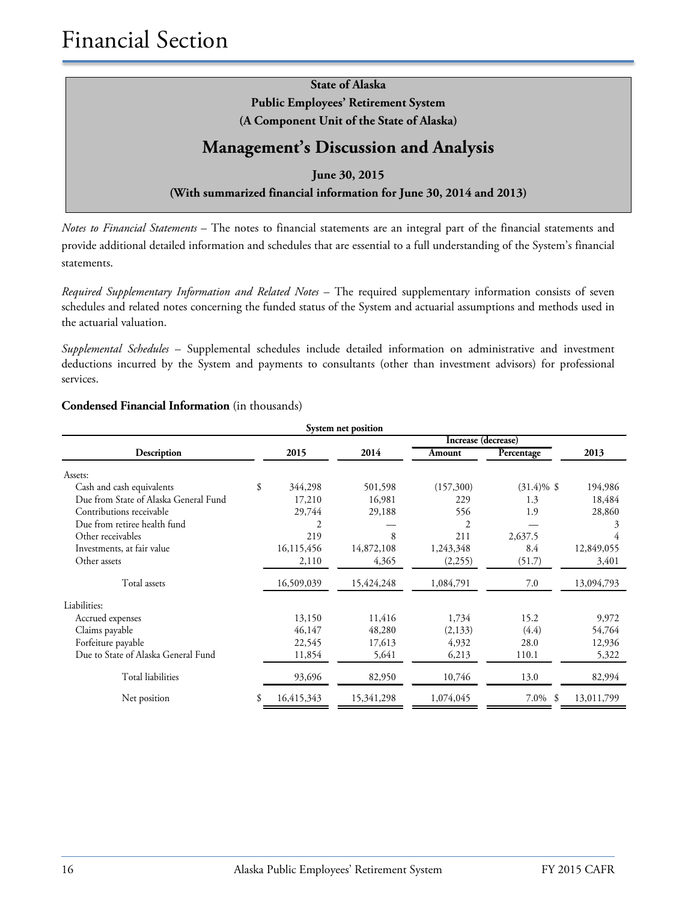**State of Alaska**
**Public Employees' Retirement System**
**(A Component Unit of the State of Alaska)**

## Management's Discussion and Analysis

**June 30, 2015**
**(With summarized financial information for June 30, 2014 and 2013)**

*Notes to Financial Statements* – The notes to financial statements are an integral part of the financial statements and provide additional detailed information and schedules that are essential to a full understanding of the System's financial statements.

*Required Supplementary Information and Related Notes* – The required supplementary information consists of seven schedules and related notes concerning the funded status of the System and actuarial assumptions and methods used in the actuarial valuation.

*Supplemental Schedules* – Supplemental schedules include detailed information on administrative and investment deductions incurred by the System and payments to consultants (other than investment advisors) for professional services.

**Condensed Financial Information** (in thousands)

| System net position | | | | | |
|---|---|---|---|---|---|
| | | | Increase (decrease) | | |
| Description | 2015 | 2014 | Amount | Percentage | 2013 |
| Assets: | | | | | |
| Cash and cash equivalents | $ 344,298 | 501,598 | (157,300) | (31.4)% | $ 194,986 |
| Due from State of Alaska General Fund | 17,210 | 16,981 | 229 | 1.3 | 18,484 |
| Contributions receivable | 29,744 | 29,188 | 556 | 1.9 | 28,860 |
| Due from retiree health fund | 2 | — | 2 | — | 3 |
| Other receivables | 219 | 8 | 211 | 2,637.5 | 4 |
| Investments, at fair value | 16,115,456 | 14,872,108 | 1,243,348 | 8.4 | 12,849,055 |
| Other assets | 2,110 | 4,365 | (2,255) | (51.7) | 3,401 |
| Total assets | 16,509,039 | 15,424,248 | 1,084,791 | 7.0 | 13,094,793 |
| Liabilities: | | | | | |
| Accrued expenses | 13,150 | 11,416 | 1,734 | 15.2 | 9,972 |
| Claims payable | 46,147 | 48,280 | (2,133) | (4.4) | 54,764 |
| Forfeiture payable | 22,545 | 17,613 | 4,932 | 28.0 | 12,936 |
| Due to State of Alaska General Fund | 11,854 | 5,641 | 6,213 | 110.1 | 5,322 |
| Total liabilities | 93,696 | 82,950 | 10,746 | 13.0 | 82,994 |
| Net position | $ 16,415,343 | 15,341,298 | 1,074,045 | 7.0% | $ 13,011,799 |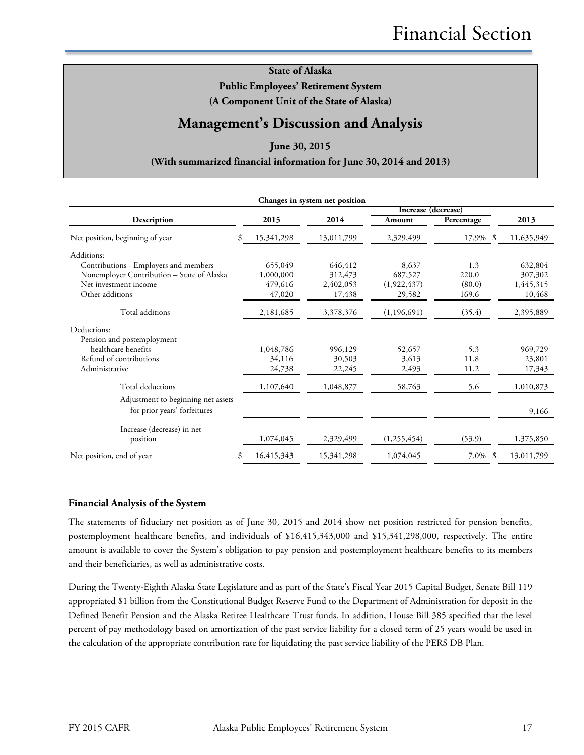# State of Alaska
## Public Employees' Retirement System
### (A Component Unit of the State of Alaska)

# Management's Discussion and Analysis

**June 30, 2015**

**(With summarized financial information for June 30, 2014 and 2013)**

**Changes in system net position**

| Description | 2015 | 2014 | Increase (decrease) Amount | Increase (decrease) Percentage | 2013 |
|---|---|---|---|---|---|
| Net position, beginning of year | $ 15,341,298 | 13,011,799 | 2,329,499 | 17.9% | $ 11,635,949 |
| Additions: | | | | | |
| Contributions - Employers and members | 655,049 | 646,412 | 8,637 | 1.3 | 632,804 |
| Nonemployer Contribution – State of Alaska | 1,000,000 | 312,473 | 687,527 | 220.0 | 307,302 |
| Net investment income | 479,616 | 2,402,053 | (1,922,437) | (80.0) | 1,445,315 |
| Other additions | 47,020 | 17,438 | 29,582 | 169.6 | 10,468 |
| Total additions | 2,181,685 | 3,378,376 | (1,196,691) | (35.4) | 2,395,889 |
| Deductions: | | | | | |
| Pension and postemployment healthcare benefits | 1,048,786 | 996,129 | 52,657 | 5.3 | 969,729 |
| Refund of contributions | 34,116 | 30,503 | 3,613 | 11.8 | 23,801 |
| Administrative | 24,738 | 22,245 | 2,493 | 11.2 | 17,343 |
| Total deductions | 1,107,640 | 1,048,877 | 58,763 | 5.6 | 1,010,873 |
| Adjustment to beginning net assets for prior years' forfeitures | — | — | — | — | 9,166 |
| Increase (decrease) in net position | 1,074,045 | 2,329,499 | (1,255,454) | (53.9) | 1,375,850 |
| Net position, end of year | $ 16,415,343 | 15,341,298 | 1,074,045 | 7.0% | $ 13,011,799 |

## Financial Analysis of the System

The statements of fiduciary net position as of June 30, 2015 and 2014 show net position restricted for pension benefits, postemployment healthcare benefits, and individuals of $16,415,343,000 and $15,341,298,000, respectively. The entire amount is available to cover the System's obligation to pay pension and postemployment healthcare benefits to its members and their beneficiaries, as well as administrative costs.

During the Twenty-Eighth Alaska State Legislature and as part of the State's Fiscal Year 2015 Capital Budget, Senate Bill 119 appropriated $1 billion from the Constitutional Budget Reserve Fund to the Department of Administration for deposit in the Defined Benefit Pension and the Alaska Retiree Healthcare Trust funds. In addition, House Bill 385 specified that the level percent of pay methodology based on amortization of the past service liability for a closed term of 25 years would be used in the calculation of the appropriate contribution rate for liquidating the past service liability of the PERS DB Plan.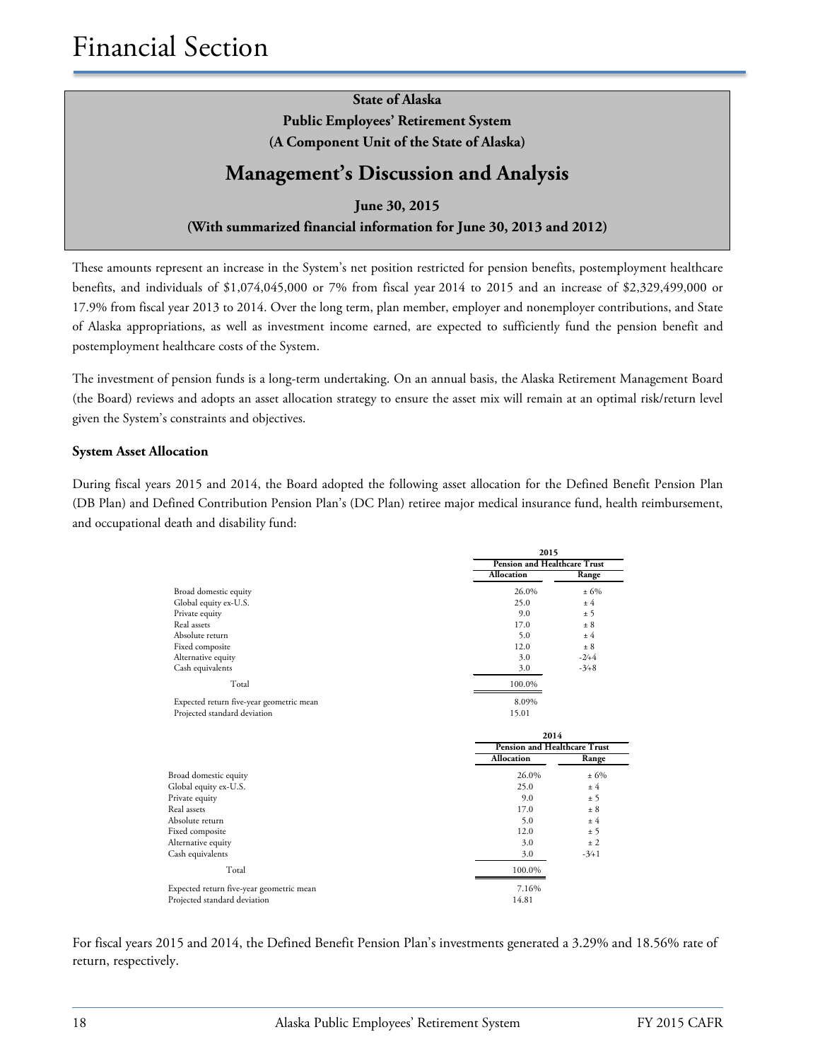# Financial Section

**State of Alaska**
**Public Employees' Retirement System**
**(A Component Unit of the State of Alaska)**

## Management's Discussion and Analysis

**June 30, 2015**
**(With summarized financial information for June 30, 2013 and 2012)**

These amounts represent an increase in the System's net position restricted for pension benefits, postemployment healthcare benefits, and individuals of $1,074,045,000 or 7% from fiscal year 2014 to 2015 and an increase of $2,329,499,000 or 17.9% from fiscal year 2013 to 2014. Over the long term, plan member, employer and nonemployer contributions, and State of Alaska appropriations, as well as investment income earned, are expected to sufficiently fund the pension benefit and postemployment healthcare costs of the System.

The investment of pension funds is a long-term undertaking. On an annual basis, the Alaska Retirement Management Board (the Board) reviews and adopts an asset allocation strategy to ensure the asset mix will remain at an optimal risk/return level given the System's constraints and objectives.

**System Asset Allocation**

During fiscal years 2015 and 2014, the Board adopted the following asset allocation for the Defined Benefit Pension Plan (DB Plan) and Defined Contribution Pension Plan's (DC Plan) retiree major medical insurance fund, health reimbursement, and occupational death and disability fund:

| | 2015 | |
|---|---|---|
| | Pension and Healthcare Trust | |
| | Allocation | Range |
| Broad domestic equity | 26.0% | ± 6% |
| Global equity ex-U.S. | 25.0 | ± 4 |
| Private equity | 9.0 | ± 5 |
| Real assets | 17.0 | ± 8 |
| Absolute return | 5.0 | ± 4 |
| Fixed composite | 12.0 | ± 8 |
| Alternative equity | 3.0 | -2/+4 |
| Cash equivalents | 3.0 | -3/+8 |
| Total | 100.0% | |
| Expected return five-year geometric mean | 8.09% | |
| Projected standard deviation | 15.01 | |

| | 2014 | |
|---|---|---|
| | Pension and Healthcare Trust | |
| | Allocation | Range |
| Broad domestic equity | 26.0% | ± 6% |
| Global equity ex-U.S. | 25.0 | ± 4 |
| Private equity | 9.0 | ± 5 |
| Real assets | 17.0 | ± 8 |
| Absolute return | 5.0 | ± 4 |
| Fixed composite | 12.0 | ± 5 |
| Alternative equity | 3.0 | ± 2 |
| Cash equivalents | 3.0 | -3/+1 |
| Total | 100.0% | |
| Expected return five-year geometric mean | 7.16% | |
| Projected standard deviation | 14.81 | |

For fiscal years 2015 and 2014, the Defined Benefit Pension Plan's investments generated a 3.29% and 18.56% rate of return, respectively.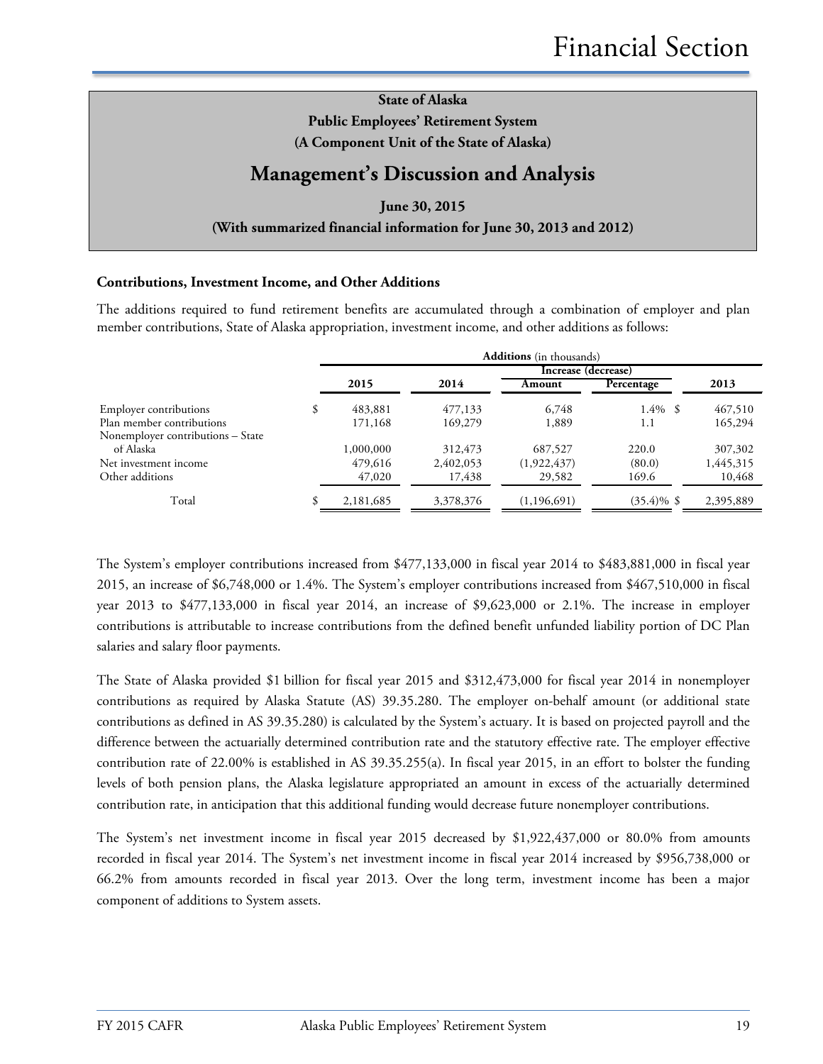State of Alaska

Public Employees' Retirement System

(A Component Unit of the State of Alaska)

# Management's Discussion and Analysis

June 30, 2015

(With summarized financial information for June 30, 2013 and 2012)

### Contributions, Investment Income, and Other Additions

The additions required to fund retirement benefits are accumulated through a combination of employer and plan member contributions, State of Alaska appropriation, investment income, and other additions as follows:

| | **Additions** (in thousands) | | | | |
|---|---|---|---|---|---|
| | | | Increase (decrease) | | |
| | 2015 | 2014 | Amount | Percentage | 2013 |
| Employer contributions | $ 483,881 | 477,133 | 6,748 | 1.4% | $ 467,510 |
| Plan member contributions | 171,168 | 169,279 | 1,889 | 1.1 | 165,294 |
| Nonemployer contributions – State of Alaska | 1,000,000 | 312,473 | 687,527 | 220.0 | 307,302 |
| Net investment income | 479,616 | 2,402,053 | (1,922,437) | (80.0) | 1,445,315 |
| Other additions | 47,020 | 17,438 | 29,582 | 169.6 | 10,468 |
| Total | $ 2,181,685 | 3,378,376 | (1,196,691) | (35.4)% | $ 2,395,889 |

The System's employer contributions increased from $477,133,000 in fiscal year 2014 to $483,881,000 in fiscal year 2015, an increase of $6,748,000 or 1.4%. The System's employer contributions increased from $467,510,000 in fiscal year 2013 to $477,133,000 in fiscal year 2014, an increase of $9,623,000 or 2.1%. The increase in employer contributions is attributable to increase contributions from the defined benefit unfunded liability portion of DC Plan salaries and salary floor payments.

The State of Alaska provided $1 billion for fiscal year 2015 and $312,473,000 for fiscal year 2014 in nonemployer contributions as required by Alaska Statute (AS) 39.35.280. The employer on-behalf amount (or additional state contributions as defined in AS 39.35.280) is calculated by the System's actuary. It is based on projected payroll and the difference between the actuarially determined contribution rate and the statutory effective rate. The employer effective contribution rate of 22.00% is established in AS 39.35.255(a). In fiscal year 2015, in an effort to bolster the funding levels of both pension plans, the Alaska legislature appropriated an amount in excess of the actuarially determined contribution rate, in anticipation that this additional funding would decrease future nonemployer contributions.

The System's net investment income in fiscal year 2015 decreased by $1,922,437,000 or 80.0% from amounts recorded in fiscal year 2014. The System's net investment income in fiscal year 2014 increased by $956,738,000 or 66.2% from amounts recorded in fiscal year 2013. Over the long term, investment income has been a major component of additions to System assets.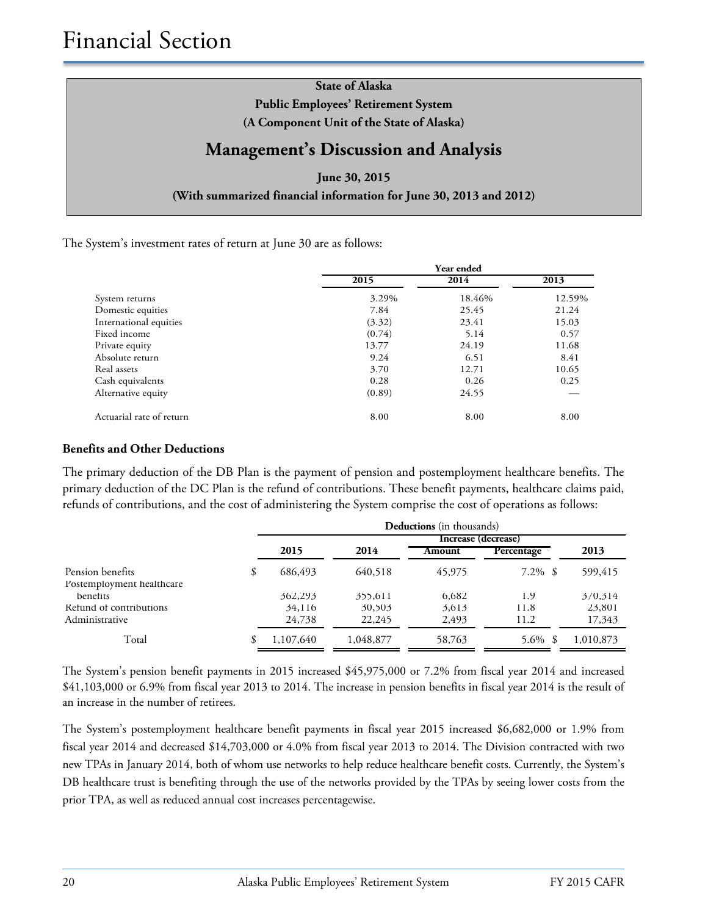State of Alaska
Public Employees' Retirement System
(A Component Unit of the State of Alaska)

## Management's Discussion and Analysis

June 30, 2015
(With summarized financial information for June 30, 2013 and 2012)

The System's investment rates of return at June 30 are as follows:

| | Year ended | | |
|---|---|---|---|
| | 2015 | 2014 | 2013 |
| System returns | 3.29% | 18.46% | 12.59% |
| Domestic equities | 7.84 | 25.45 | 21.24 |
| International equities | (3.32) | 23.41 | 15.03 |
| Fixed income | (0.74) | 5.14 | 0.57 |
| Private equity | 13.77 | 24.19 | 11.68 |
| Absolute return | 9.24 | 6.51 | 8.41 |
| Real assets | 3.70 | 12.71 | 10.65 |
| Cash equivalents | 0.28 | 0.26 | 0.25 |
| Alternative equity | (0.89) | 24.55 | — |
| Actuarial rate of return | 8.00 | 8.00 | 8.00 |

### Benefits and Other Deductions

The primary deduction of the DB Plan is the payment of pension and postemployment healthcare benefits. The primary deduction of the DC Plan is the refund of contributions. These benefit payments, healthcare claims paid, refunds of contributions, and the cost of administering the System comprise the cost of operations as follows:

| | **Deductions** (in thousands) | | | | |
|---|---|---|---|---|---|
| | | | Increase (decrease) | | |
| | 2015 | 2014 | Amount | Percentage | 2013 |
| Pension benefits | $ 686,493 | 640,518 | 45,975 | 7.2% | $ 599,415 |
| Postemployment healthcare benefits | 362,293 | 355,611 | 6,682 | 1.9 | 370,314 |
| Refund of contributions | 34,116 | 30,503 | 3,613 | 11.8 | 23,801 |
| Administrative | 24,738 | 22,245 | 2,493 | 11.2 | 17,343 |
| Total | $ 1,107,640 | 1,048,877 | 58,763 | 5.6% | $ 1,010,873 |

The System's pension benefit payments in 2015 increased $45,975,000 or 7.2% from fiscal year 2014 and increased $41,103,000 or 6.9% from fiscal year 2013 to 2014. The increase in pension benefits in fiscal year 2014 is the result of an increase in the number of retirees.

The System's postemployment healthcare benefit payments in fiscal year 2015 increased $6,682,000 or 1.9% from fiscal year 2014 and decreased $14,703,000 or 4.0% from fiscal year 2013 to 2014. The Division contracted with two new TPAs in January 2014, both of whom use networks to help reduce healthcare benefit costs. Currently, the System's DB healthcare trust is benefiting through the use of the networks provided by the TPAs by seeing lower costs from the prior TPA, as well as reduced annual cost increases percentagewise.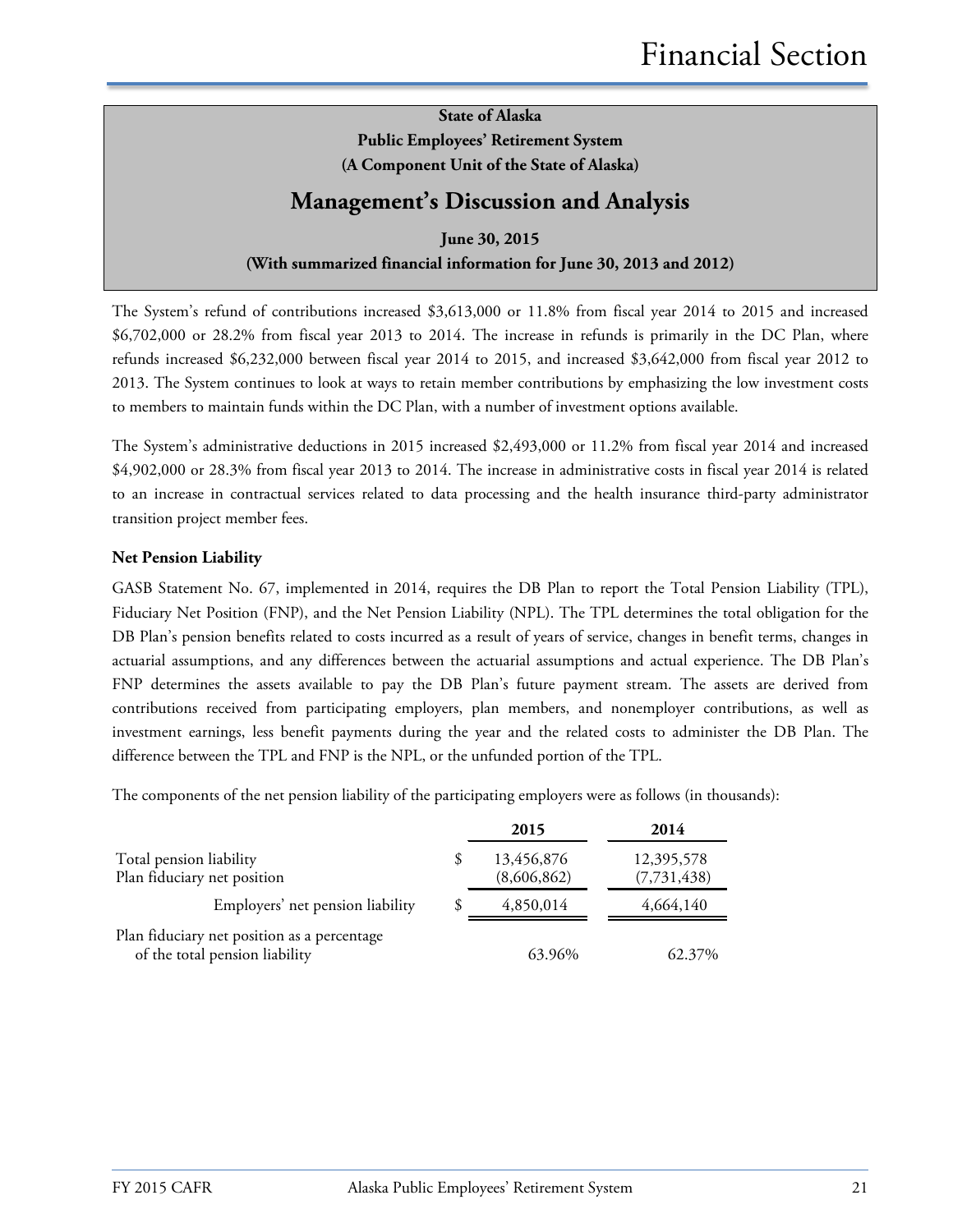State of Alaska
Public Employees' Retirement System
(A Component Unit of the State of Alaska)

## Management's Discussion and Analysis

June 30, 2015
(With summarized financial information for June 30, 2013 and 2012)

The System's refund of contributions increased $3,613,000 or 11.8% from fiscal year 2014 to 2015 and increased $6,702,000 or 28.2% from fiscal year 2013 to 2014. The increase in refunds is primarily in the DC Plan, where refunds increased $6,232,000 between fiscal year 2014 to 2015, and increased $3,642,000 from fiscal year 2012 to 2013. The System continues to look at ways to retain member contributions by emphasizing the low investment costs to members to maintain funds within the DC Plan, with a number of investment options available.

The System's administrative deductions in 2015 increased $2,493,000 or 11.2% from fiscal year 2014 and increased $4,902,000 or 28.3% from fiscal year 2013 to 2014. The increase in administrative costs in fiscal year 2014 is related to an increase in contractual services related to data processing and the health insurance third-party administrator transition project member fees.

### Net Pension Liability

GASB Statement No. 67, implemented in 2014, requires the DB Plan to report the Total Pension Liability (TPL), Fiduciary Net Position (FNP), and the Net Pension Liability (NPL). The TPL determines the total obligation for the DB Plan's pension benefits related to costs incurred as a result of years of service, changes in benefit terms, changes in actuarial assumptions, and any differences between the actuarial assumptions and actual experience. The DB Plan's FNP determines the assets available to pay the DB Plan's future payment stream. The assets are derived from contributions received from participating employers, plan members, and nonemployer contributions, as well as investment earnings, less benefit payments during the year and the related costs to administer the DB Plan. The difference between the TPL and FNP is the NPL, or the unfunded portion of the TPL.

The components of the net pension liability of the participating employers were as follows (in thousands):

| | | 2015 | 2014 |
|---|---|---|---|
| Total pension liability | $ | 13,456,876 | 12,395,578 |
| Plan fiduciary net position | | (8,606,862) | (7,731,438) |
| Employers' net pension liability | $ | 4,850,014 | 4,664,140 |
| Plan fiduciary net position as a percentage of the total pension liability | | 63.96% | 62.37% |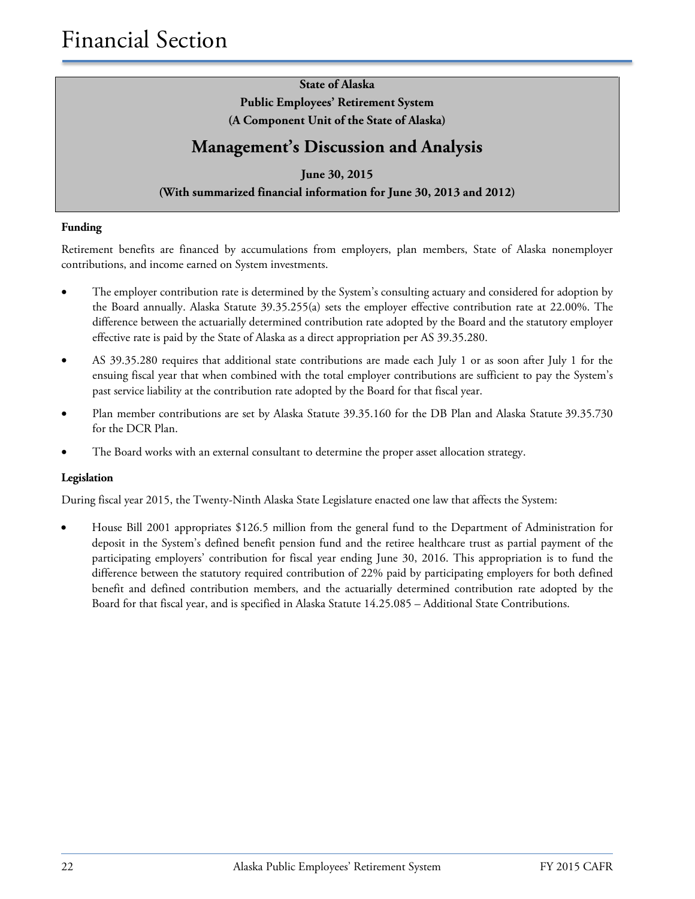State of Alaska

Public Employees' Retirement System

(A Component Unit of the State of Alaska)

## Management's Discussion and Analysis

June 30, 2015

(With summarized financial information for June 30, 2013 and 2012)

### Funding

Retirement benefits are financed by accumulations from employers, plan members, State of Alaska nonemployer contributions, and income earned on System investments.

- The employer contribution rate is determined by the System's consulting actuary and considered for adoption by the Board annually. Alaska Statute 39.35.255(a) sets the employer effective contribution rate at 22.00%. The difference between the actuarially determined contribution rate adopted by the Board and the statutory employer effective rate is paid by the State of Alaska as a direct appropriation per AS 39.35.280.
- AS 39.35.280 requires that additional state contributions are made each July 1 or as soon after July 1 for the ensuing fiscal year that when combined with the total employer contributions are sufficient to pay the System's past service liability at the contribution rate adopted by the Board for that fiscal year.
- Plan member contributions are set by Alaska Statute 39.35.160 for the DB Plan and Alaska Statute 39.35.730 for the DCR Plan.
- The Board works with an external consultant to determine the proper asset allocation strategy.

### Legislation

During fiscal year 2015, the Twenty-Ninth Alaska State Legislature enacted one law that affects the System:

- House Bill 2001 appropriates $126.5 million from the general fund to the Department of Administration for deposit in the System's defined benefit pension fund and the retiree healthcare trust as partial payment of the participating employers' contribution for fiscal year ending June 30, 2016. This appropriation is to fund the difference between the statutory required contribution of 22% paid by participating employers for both defined benefit and defined contribution members, and the actuarially determined contribution rate adopted by the Board for that fiscal year, and is specified in Alaska Statute 14.25.085 – Additional State Contributions.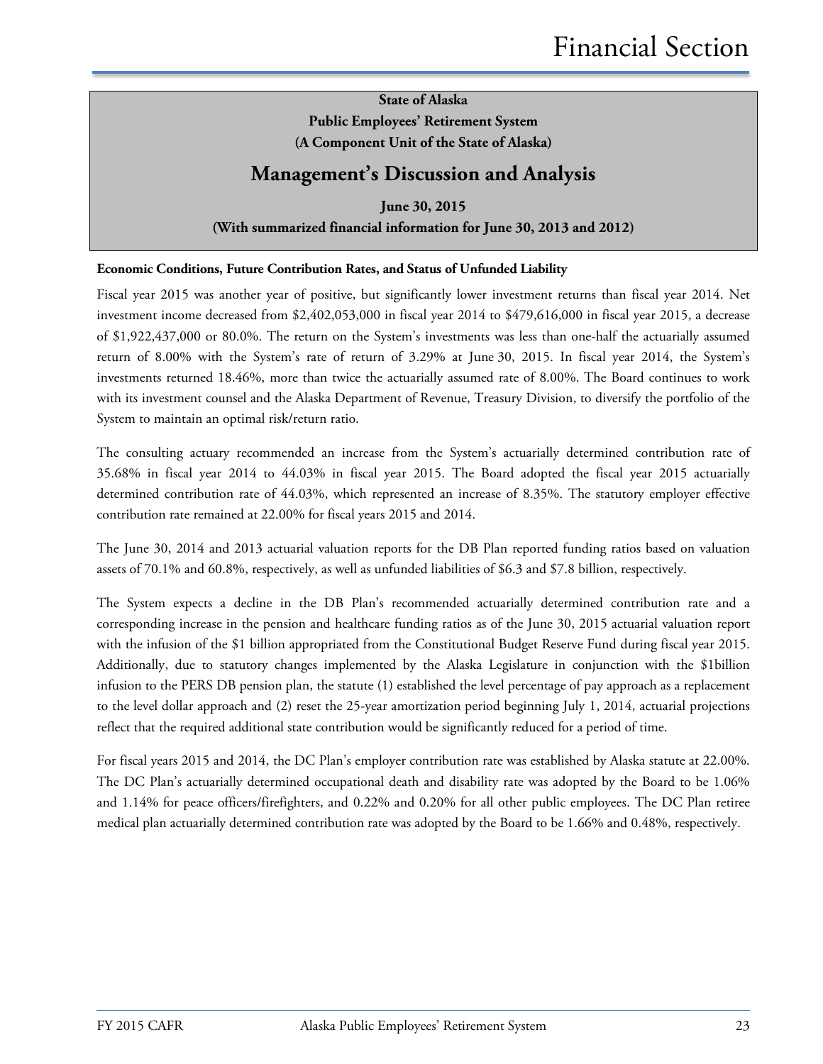**State of Alaska**
**Public Employees' Retirement System**
**(A Component Unit of the State of Alaska)**

## Management's Discussion and Analysis

**June 30, 2015**
**(With summarized financial information for June 30, 2013 and 2012)**

**Economic Conditions, Future Contribution Rates, and Status of Unfunded Liability**

Fiscal year 2015 was another year of positive, but significantly lower investment returns than fiscal year 2014. Net investment income decreased from $2,402,053,000 in fiscal year 2014 to $479,616,000 in fiscal year 2015, a decrease of $1,922,437,000 or 80.0%. The return on the System's investments was less than one-half the actuarially assumed return of 8.00% with the System's rate of return of 3.29% at June 30, 2015. In fiscal year 2014, the System's investments returned 18.46%, more than twice the actuarially assumed rate of 8.00%. The Board continues to work with its investment counsel and the Alaska Department of Revenue, Treasury Division, to diversify the portfolio of the System to maintain an optimal risk/return ratio.

The consulting actuary recommended an increase from the System's actuarially determined contribution rate of 35.68% in fiscal year 2014 to 44.03% in fiscal year 2015. The Board adopted the fiscal year 2015 actuarially determined contribution rate of 44.03%, which represented an increase of 8.35%. The statutory employer effective contribution rate remained at 22.00% for fiscal years 2015 and 2014.

The June 30, 2014 and 2013 actuarial valuation reports for the DB Plan reported funding ratios based on valuation assets of 70.1% and 60.8%, respectively, as well as unfunded liabilities of $6.3 and $7.8 billion, respectively.

The System expects a decline in the DB Plan's recommended actuarially determined contribution rate and a corresponding increase in the pension and healthcare funding ratios as of the June 30, 2015 actuarial valuation report with the infusion of the $1 billion appropriated from the Constitutional Budget Reserve Fund during fiscal year 2015. Additionally, due to statutory changes implemented by the Alaska Legislature in conjunction with the $1billion infusion to the PERS DB pension plan, the statute (1) established the level percentage of pay approach as a replacement to the level dollar approach and (2) reset the 25-year amortization period beginning July 1, 2014, actuarial projections reflect that the required additional state contribution would be significantly reduced for a period of time.

For fiscal years 2015 and 2014, the DC Plan's employer contribution rate was established by Alaska statute at 22.00%. The DC Plan's actuarially determined occupational death and disability rate was adopted by the Board to be 1.06% and 1.14% for peace officers/firefighters, and 0.22% and 0.20% for all other public employees. The DC Plan retiree medical plan actuarially determined contribution rate was adopted by the Board to be 1.66% and 0.48%, respectively.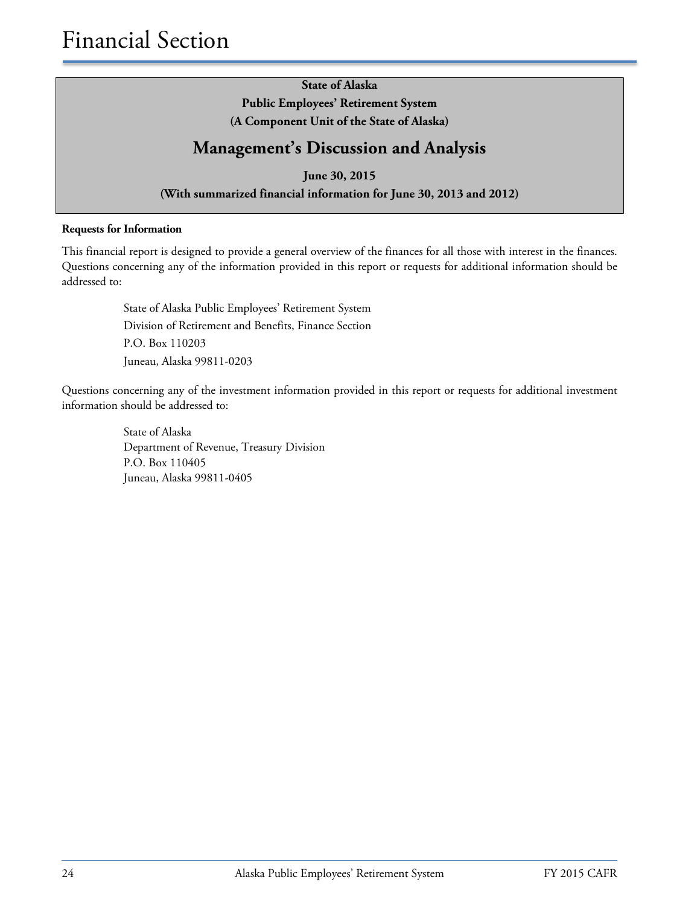**State of Alaska**
**Public Employees' Retirement System**
**(A Component Unit of the State of Alaska)**

## Management's Discussion and Analysis

**June 30, 2015**
**(With summarized financial information for June 30, 2013 and 2012)**

**Requests for Information**

This financial report is designed to provide a general overview of the finances for all those with interest in the finances. Questions concerning any of the information provided in this report or requests for additional information should be addressed to:

State of Alaska Public Employees' Retirement System
Division of Retirement and Benefits, Finance Section
P.O. Box 110203
Juneau, Alaska 99811-0203

Questions concerning any of the investment information provided in this report or requests for additional investment information should be addressed to:

State of Alaska
Department of Revenue, Treasury Division
P.O. Box 110405
Juneau, Alaska 99811-0405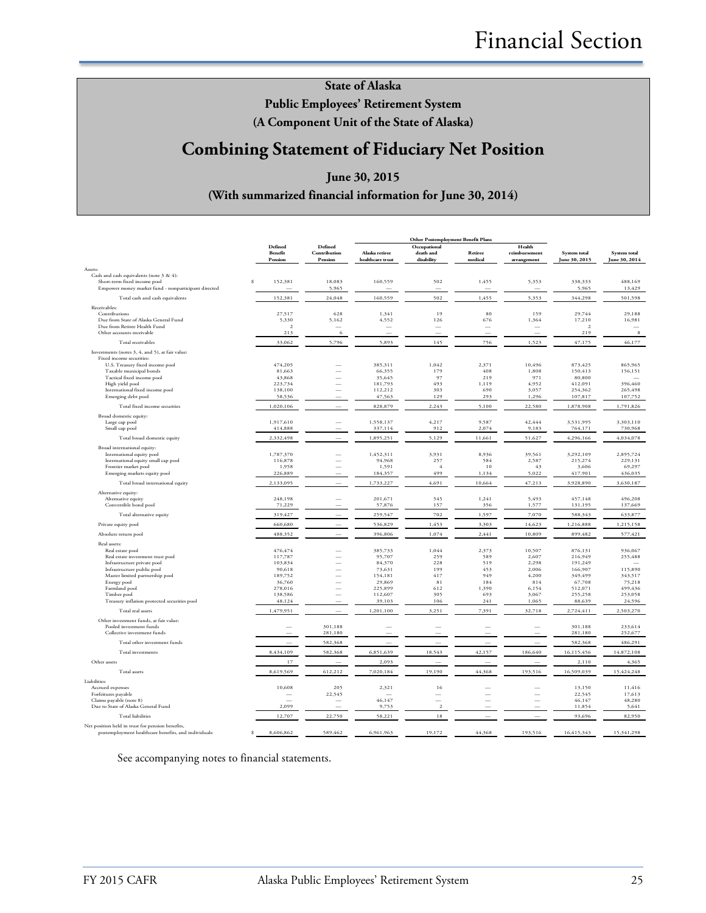# State of Alaska

## Public Employees' Retirement System

### (A Component Unit of the State of Alaska)

# Combining Statement of Fiduciary Net Position

### June 30, 2015

### (With summarized financial information for June 30, 2014)

| | Defined Benefit Pension | Defined Contribution Pension | Other Postemployment Benefit Plans: Alaska retiree healthcare trust | Occupational death and disability | Retiree medical | Health reimbursement arrangement | System total June 30, 2015 | System total June 30, 2014 |
|---|---|---|---|---|---|---|---|---|
| Assets: | | | | | | | | |
| Cash and cash equivalents (note 3 & 4): | | | | | | | | |
| Short-term fixed income pool | $ 152,381 | 18,083 | 160,559 | 502 | 1,455 | 5,353 | 338,333 | 488,169 |
| Empower money market fund - nonparticipant directed | — | 5,965 | — | — | — | — | 5,965 | 13,429 |
| Total cash and cash equivalents | 152,381 | 24,048 | 160,559 | 502 | 1,455 | 5,353 | 344,298 | 501,598 |
| Receivables: | | | | | | | | |
| Contributions | 27,517 | 628 | 1,341 | 19 | 80 | 159 | 29,744 | 29,188 |
| Due from State of Alaska General Fund | 5,330 | 5,162 | 4,552 | 126 | 676 | 1,364 | 17,210 | 16,981 |
| Due from Retiree Health Fund | 2 | — | — | — | — | — | 2 | — |
| Other accounts receivable | 213 | 6 | — | — | — | — | 219 | 8 |
| Total receivables | 33,062 | 5,796 | 5,893 | 145 | 756 | 1,523 | 47,175 | 46,177 |
| Investments (notes 3, 4, and 5), at fair value: | | | | | | | | |
| Fixed income securities: | | | | | | | | |
| U.S. Treasury fixed income pool | 474,205 | — | 385,311 | 1,042 | 2,371 | 10,496 | 873,425 | 865,965 |
| Taxable municipal bonds | 81,663 | — | 66,355 | 179 | 408 | 1,808 | 150,413 | 156,151 |
| Tactical fixed income pool | 43,868 | — | 35,645 | 97 | 219 | 971 | 80,800 | — |
| High yield pool | 223,734 | — | 181,793 | 493 | 1,119 | 4,952 | 412,091 | 396,460 |
| International fixed income pool | 138,100 | — | 112,212 | 303 | 690 | 3,057 | 254,362 | 265,498 |
| Emerging debt pool | 58,536 | — | 47,563 | 129 | 293 | 1,296 | 107,817 | 107,752 |
| Total fixed income securities | 1,020,106 | — | 828,879 | 2,243 | 5,100 | 22,580 | 1,878,908 | 1,791,826 |
| Broad domestic equity: | | | | | | | | |
| Large cap pool | 1,917,610 | — | 1,558,137 | 4,217 | 9,587 | 42,444 | 3,531,995 | 3,303,110 |
| Small cap pool | 414,888 | — | 337,114 | 912 | 2,074 | 9,183 | 764,171 | 730,968 |
| Total broad domestic equity | 2,332,498 | — | 1,895,251 | 5,129 | 11,661 | 51,627 | 4,296,166 | 4,034,078 |
| Broad international equity: | | | | | | | | |
| International equity pool | 1,787,370 | — | 1,452,311 | 3,931 | 8,936 | 39,561 | 3,292,109 | 2,895,724 |
| International equity small cap pool | 116,878 | — | 94,968 | 257 | 584 | 2,587 | 215,274 | 229,131 |
| Frontier market pool | 1,958 | — | 1,591 | 4 | 10 | 43 | 3,606 | 69,297 |
| Emerging markets equity pool | 226,889 | — | 184,357 | 499 | 1,134 | 5,022 | 417,901 | 436,035 |
| Total broad international equity | 2,133,095 | — | 1,733,227 | 4,691 | 10,664 | 47,213 | 3,928,890 | 3,630,187 |
| Alternative equity: | | | | | | | | |
| Alternative equity | 248,198 | — | 201,671 | 545 | 1,241 | 5,493 | 457,148 | 496,208 |
| Convertible bond pool | 71,229 | — | 57,876 | 157 | 356 | 1,577 | 131,195 | 137,669 |
| Total alternative equity | 319,427 | — | 259,547 | 702 | 1,597 | 7,070 | 588,343 | 633,877 |
| Private equity pool | 660,680 | — | 536,829 | 1,453 | 3,303 | 14,623 | 1,216,888 | 1,215,158 |
| Absolute return pool | 488,352 | — | 396,806 | 1,074 | 2,441 | 10,809 | 899,482 | 577,421 |
| Real assets: | | | | | | | | |
| Real estate pool | 476,474 | — | 385,733 | 1,044 | 2,373 | 10,507 | 876,131 | 936,067 |
| Real estate investment trust pool | 117,787 | — | 95,707 | 259 | 589 | 2,607 | 216,949 | 255,488 |
| Infrastructure private pool | 103,834 | — | 84,370 | 228 | 519 | 2,298 | 191,249 | — |
| Infrastructure public pool | 90,618 | — | 73,631 | 199 | 453 | 2,006 | 166,907 | 115,890 |
| Master limited partnership pool | 189,752 | — | 154,181 | 417 | 949 | 4,200 | 349,499 | 343,517 |
| Energy pool | 36,760 | — | 29,869 | 81 | 184 | 814 | 67,708 | 75,218 |
| Farmland pool | 278,016 | — | 225,899 | 612 | 1,390 | 6,154 | 512,071 | 499,436 |
| Timber pool | 138,586 | — | 112,607 | 305 | 693 | 3,067 | 255,258 | 253,058 |
| Treasury inflation protected securities pool | 48,124 | — | 39,103 | 106 | 241 | 1,065 | 88,639 | 24,596 |
| Total real assets | 1,479,951 | — | 1,201,100 | 3,251 | 7,391 | 32,718 | 2,724,411 | 2,503,270 |
| Other investment funds, at fair value: | | | | | | | | |
| Pooled investment funds | — | 301,188 | — | — | — | — | 301,188 | 233,614 |
| Collective investment funds | — | 281,180 | — | — | — | — | 281,180 | 252,677 |
| Total other investment funds | — | 582,368 | — | — | — | — | 582,368 | 486,291 |
| Total investments | 8,434,109 | 582,368 | 6,851,639 | 18,543 | 42,157 | 186,640 | 16,115,456 | 14,872,108 |
| Other assets | 17 | — | 2,093 | — | — | — | 2,110 | 4,365 |
| Total assets | 8,619,569 | 612,212 | 7,020,184 | 19,190 | 44,368 | 193,516 | 16,509,039 | 15,424,248 |
| Liabilities: | | | | | | | | |
| Accrued expenses | 10,608 | 205 | 2,321 | 16 | — | — | 13,150 | 11,416 |
| Forfeitures payable | — | 22,545 | — | — | — | — | 22,545 | 17,613 |
| Claims payable (note 8) | — | — | 46,147 | — | — | — | 46,147 | 48,280 |
| Due to State of Alaska General Fund | 2,099 | — | 9,753 | 2 | — | — | 11,854 | 5,641 |
| Total liabilities | 12,707 | 22,750 | 58,221 | 18 | — | — | 93,696 | 82,950 |
| Net position held in trust for pension benefits, postemployment healthcare benefits, and individuals: | $ 8,606,862 | 589,462 | 6,961,963 | 19,172 | 44,368 | 193,516 | 16,415,343 | 15,341,298 |

See accompanying notes to financial statements.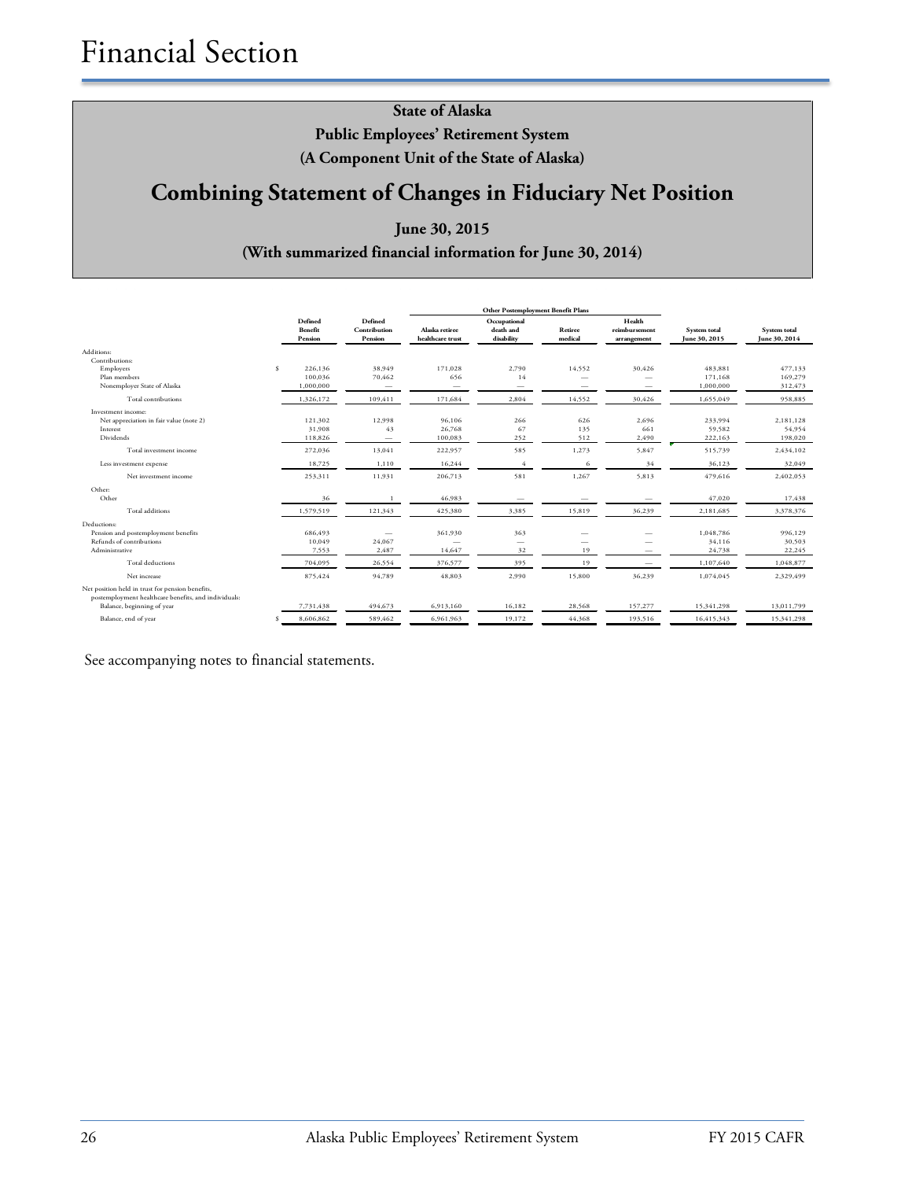# Financial Section

**State of Alaska**

**Public Employees' Retirement System**

**(A Component Unit of the State of Alaska)**

## Combining Statement of Changes in Fiduciary Net Position

**June 30, 2015**

**(With summarized financial information for June 30, 2014)**

| | Defined Benefit Pension | Defined Contribution Pension | Other Postemployment Benefit Plans | | | | System total June 30, 2015 | System total June 30, 2014 |
|---|---|---|---|---|---|---|---|---|
| | | | Alaska retiree healthcare trust | Occupational death and disability | Retiree medical | Health reimbursement arrangement | | |
| Additions: | | | | | | | | |
| Contributions: | | | | | | | | |
| Employers | $ 226,136 | 38,949 | 171,028 | 2,790 | 14,552 | 30,426 | 483,881 | 477,133 |
| Plan members | 100,036 | 70,462 | 656 | 14 | — | — | 171,168 | 169,279 |
| Nonemployer State of Alaska | 1,000,000 | — | — | — | — | — | 1,000,000 | 312,473 |
| Total contributions | 1,326,172 | 109,411 | 171,684 | 2,804 | 14,552 | 30,426 | 1,655,049 | 958,885 |
| Investment income: | | | | | | | | |
| Net appreciation in fair value (note 2) | 121,302 | 12,998 | 96,106 | 266 | 626 | 2,696 | 233,994 | 2,181,128 |
| Interest | 31,908 | 43 | 26,768 | 67 | 135 | 661 | 59,582 | 54,954 |
| Dividends | 118,826 | — | 100,083 | 252 | 512 | 2,490 | 222,163 | 198,020 |
| Total investment income | 272,036 | 13,041 | 222,957 | 585 | 1,273 | 5,847 | 515,739 | 2,434,102 |
| Less investment expense | 18,725 | 1,110 | 16,244 | 4 | 6 | 34 | 36,123 | 32,049 |
| Net investment income | 253,311 | 11,931 | 206,713 | 581 | 1,267 | 5,813 | 479,616 | 2,402,053 |
| Other: | | | | | | | | |
| Other | 36 | 1 | 46,983 | — | — | — | 47,020 | 17,438 |
| Total additions | 1,579,519 | 121,343 | 425,380 | 3,385 | 15,819 | 36,239 | 2,181,685 | 3,378,376 |
| Deductions: | | | | | | | | |
| Pension and postemployment benefits | 686,493 | — | 361,930 | 363 | — | — | 1,048,786 | 996,129 |
| Refunds of contributions | 10,049 | 24,067 | — | — | — | — | 34,116 | 30,503 |
| Administrative | 7,553 | 2,487 | 14,647 | 32 | 19 | — | 24,738 | 22,245 |
| Total deductions | 704,095 | 26,554 | 376,577 | 395 | 19 | — | 1,107,640 | 1,048,877 |
| Net increase | 875,424 | 94,789 | 48,803 | 2,990 | 15,800 | 36,239 | 1,074,045 | 2,329,499 |
| Net position held in trust for pension benefits, postemployment healthcare benefits, and individuals: | | | | | | | | |
| Balance, beginning of year | 7,731,438 | 494,673 | 6,913,160 | 16,182 | 28,568 | 157,277 | 15,341,298 | 13,011,799 |
| Balance, end of year | $ 8,606,862 | 589,462 | 6,961,963 | 19,172 | 44,368 | 193,516 | 16,415,343 | 15,341,298 |

See accompanying notes to financial statements.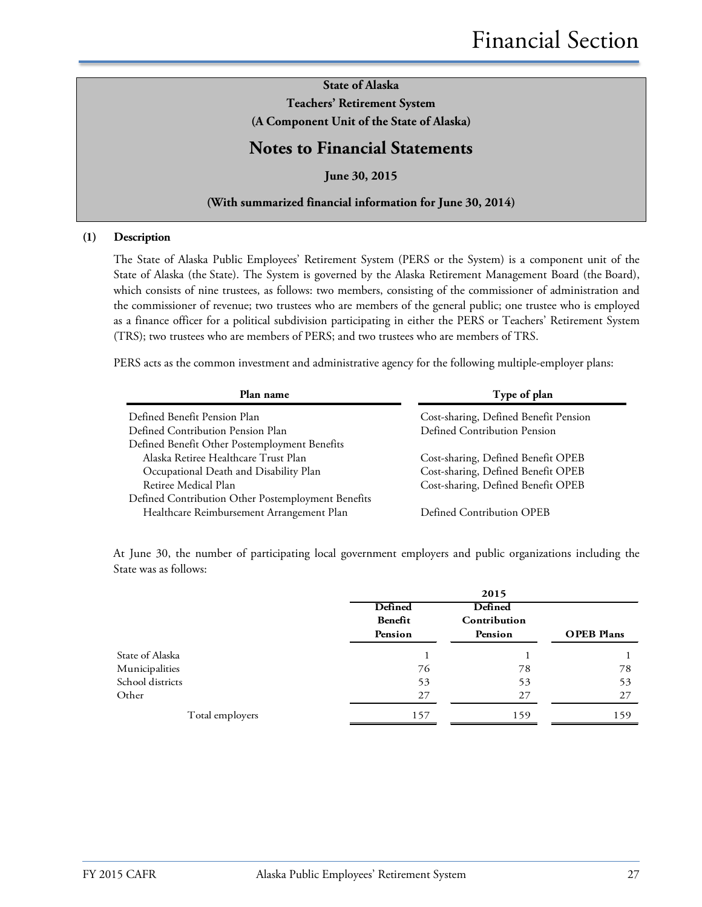**State of Alaska**

**Teachers' Retirement System**

**(A Component Unit of the State of Alaska)**

## Notes to Financial Statements

**June 30, 2015**

**(With summarized financial information for June 30, 2014)**

### (1) Description

The State of Alaska Public Employees' Retirement System (PERS or the System) is a component unit of the State of Alaska (the State). The System is governed by the Alaska Retirement Management Board (the Board), which consists of nine trustees, as follows: two members, consisting of the commissioner of administration and the commissioner of revenue; two trustees who are members of the general public; one trustee who is employed as a finance officer for a political subdivision participating in either the PERS or Teachers' Retirement System (TRS); two trustees who are members of PERS; and two trustees who are members of TRS.

PERS acts as the common investment and administrative agency for the following multiple-employer plans:

| Plan name | Type of plan |
|---|---|
| Defined Benefit Pension Plan | Cost-sharing, Defined Benefit Pension |
| Defined Contribution Pension Plan | Defined Contribution Pension |
| Defined Benefit Other Postemployment Benefits | |
| Alaska Retiree Healthcare Trust Plan | Cost-sharing, Defined Benefit OPEB |
| Occupational Death and Disability Plan | Cost-sharing, Defined Benefit OPEB |
| Retiree Medical Plan | Cost-sharing, Defined Benefit OPEB |
| Defined Contribution Other Postemployment Benefits | |
| Healthcare Reimbursement Arrangement Plan | Defined Contribution OPEB |

At June 30, the number of participating local government employers and public organizations including the State was as follows:

| | 2015 | | |
|---|---|---|---|
| | Defined Benefit Pension | Defined Contribution Pension | OPEB Plans |
| State of Alaska | 1 | 1 | 1 |
| Municipalities | 76 | 78 | 78 |
| School districts | 53 | 53 | 53 |
| Other | 27 | 27 | 27 |
| Total employers | 157 | 159 | 159 |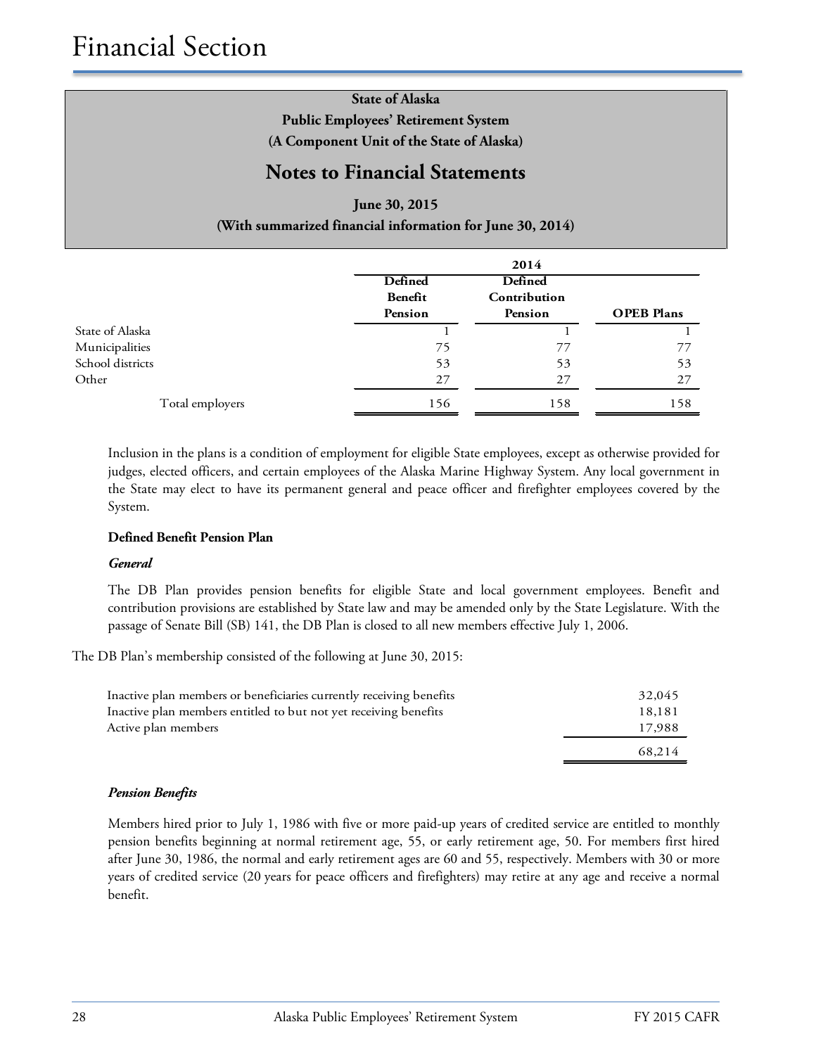State of Alaska
Public Employees' Retirement System
(A Component Unit of the State of Alaska)

## Notes to Financial Statements

June 30, 2015
(With summarized financial information for June 30, 2014)

| | 2014 | | |
|---|---|---|---|
| | Defined Benefit Pension | Defined Contribution Pension | OPEB Plans |
| State of Alaska | 1 | 1 | 1 |
| Municipalities | 75 | 77 | 77 |
| School districts | 53 | 53 | 53 |
| Other | 27 | 27 | 27 |
| Total employers | 156 | 158 | 158 |

Inclusion in the plans is a condition of employment for eligible State employees, except as otherwise provided for judges, elected officers, and certain employees of the Alaska Marine Highway System. Any local government in the State may elect to have its permanent general and peace officer and firefighter employees covered by the System.

**Defined Benefit Pension Plan**

***General***

The DB Plan provides pension benefits for eligible State and local government employees. Benefit and contribution provisions are established by State law and may be amended only by the State Legislature. With the passage of Senate Bill (SB) 141, the DB Plan is closed to all new members effective July 1, 2006.

The DB Plan's membership consisted of the following at June 30, 2015:

| | |
|---|---|
| Inactive plan members or beneficiaries currently receiving benefits | 32,045 |
| Inactive plan members entitled to but not yet receiving benefits | 18,181 |
| Active plan members | 17,988 |
| | 68,214 |

***Pension Benefits***

Members hired prior to July 1, 1986 with five or more paid-up years of credited service are entitled to monthly pension benefits beginning at normal retirement age, 55, or early retirement age, 50. For members first hired after June 30, 1986, the normal and early retirement ages are 60 and 55, respectively. Members with 30 or more years of credited service (20 years for peace officers and firefighters) may retire at any age and receive a normal benefit.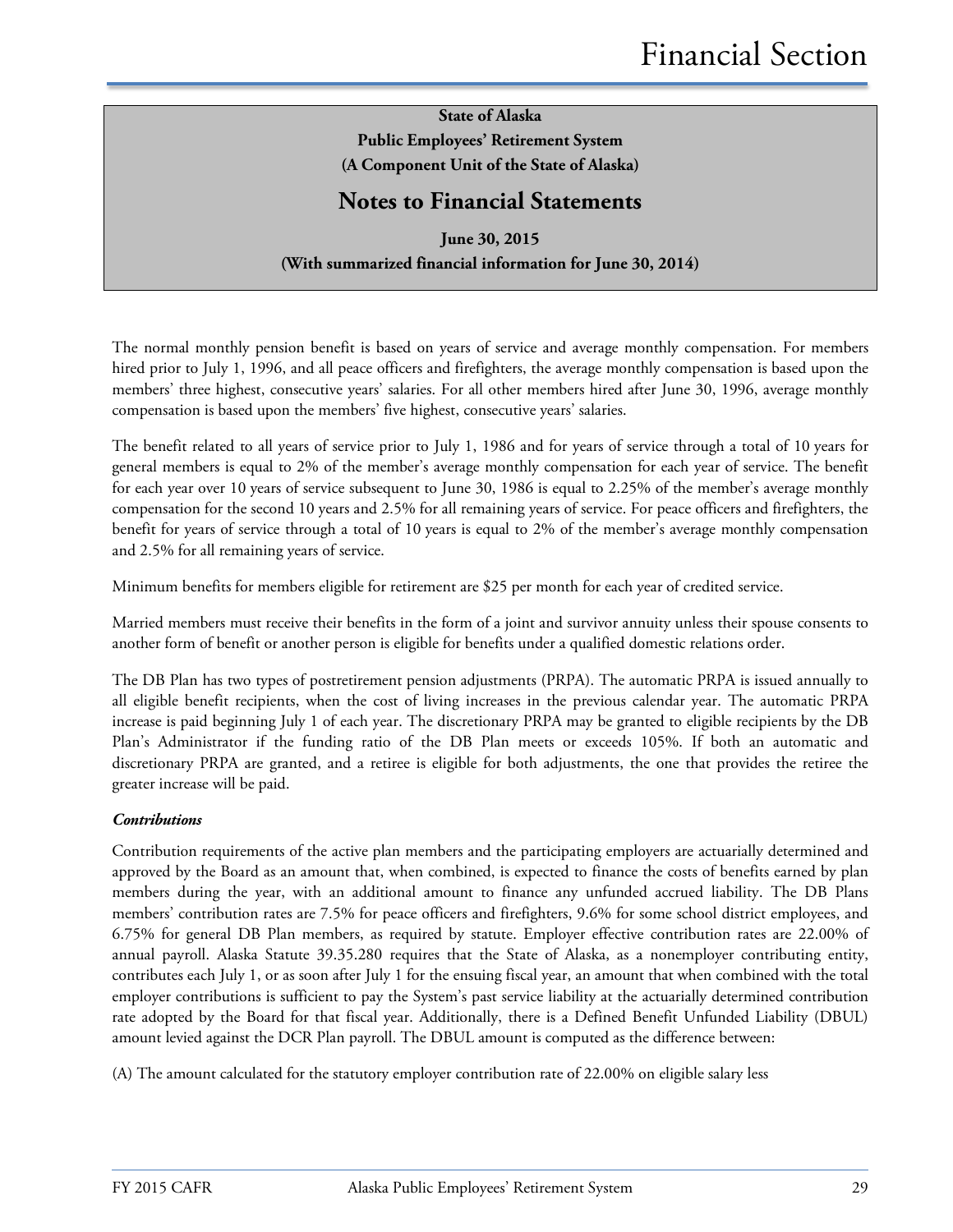The normal monthly pension benefit is based on years of service and average monthly compensation. For members hired prior to July 1, 1996, and all peace officers and firefighters, the average monthly compensation is based upon the members' three highest, consecutive years' salaries. For all other members hired after June 30, 1996, average monthly compensation is based upon the members' five highest, consecutive years' salaries.

The benefit related to all years of service prior to July 1, 1986 and for years of service through a total of 10 years for general members is equal to 2% of the member's average monthly compensation for each year of service. The benefit for each year over 10 years of service subsequent to June 30, 1986 is equal to 2.25% of the member's average monthly compensation for the second 10 years and 2.5% for all remaining years of service. For peace officers and firefighters, the benefit for years of service through a total of 10 years is equal to 2% of the member's average monthly compensation and 2.5% for all remaining years of service.

Minimum benefits for members eligible for retirement are $25 per month for each year of credited service.

Married members must receive their benefits in the form of a joint and survivor annuity unless their spouse consents to another form of benefit or another person is eligible for benefits under a qualified domestic relations order.

The DB Plan has two types of postretirement pension adjustments (PRPA). The automatic PRPA is issued annually to all eligible benefit recipients, when the cost of living increases in the previous calendar year. The automatic PRPA increase is paid beginning July 1 of each year. The discretionary PRPA may be granted to eligible recipients by the DB Plan's Administrator if the funding ratio of the DB Plan meets or exceeds 105%. If both an automatic and discretionary PRPA are granted, and a retiree is eligible for both adjustments, the one that provides the retiree the greater increase will be paid.

***Contributions***

Contribution requirements of the active plan members and the participating employers are actuarially determined and approved by the Board as an amount that, when combined, is expected to finance the costs of benefits earned by plan members during the year, with an additional amount to finance any unfunded accrued liability. The DB Plans members' contribution rates are 7.5% for peace officers and firefighters, 9.6% for some school district employees, and 6.75% for general DB Plan members, as required by statute. Employer effective contribution rates are 22.00% of annual payroll. Alaska Statute 39.35.280 requires that the State of Alaska, as a nonemployer contributing entity, contributes each July 1, or as soon after July 1 for the ensuing fiscal year, an amount that when combined with the total employer contributions is sufficient to pay the System's past service liability at the actuarially determined contribution rate adopted by the Board for that fiscal year. Additionally, there is a Defined Benefit Unfunded Liability (DBUL) amount levied against the DCR Plan payroll. The DBUL amount is computed as the difference between:

(A) The amount calculated for the statutory employer contribution rate of 22.00% on eligible salary less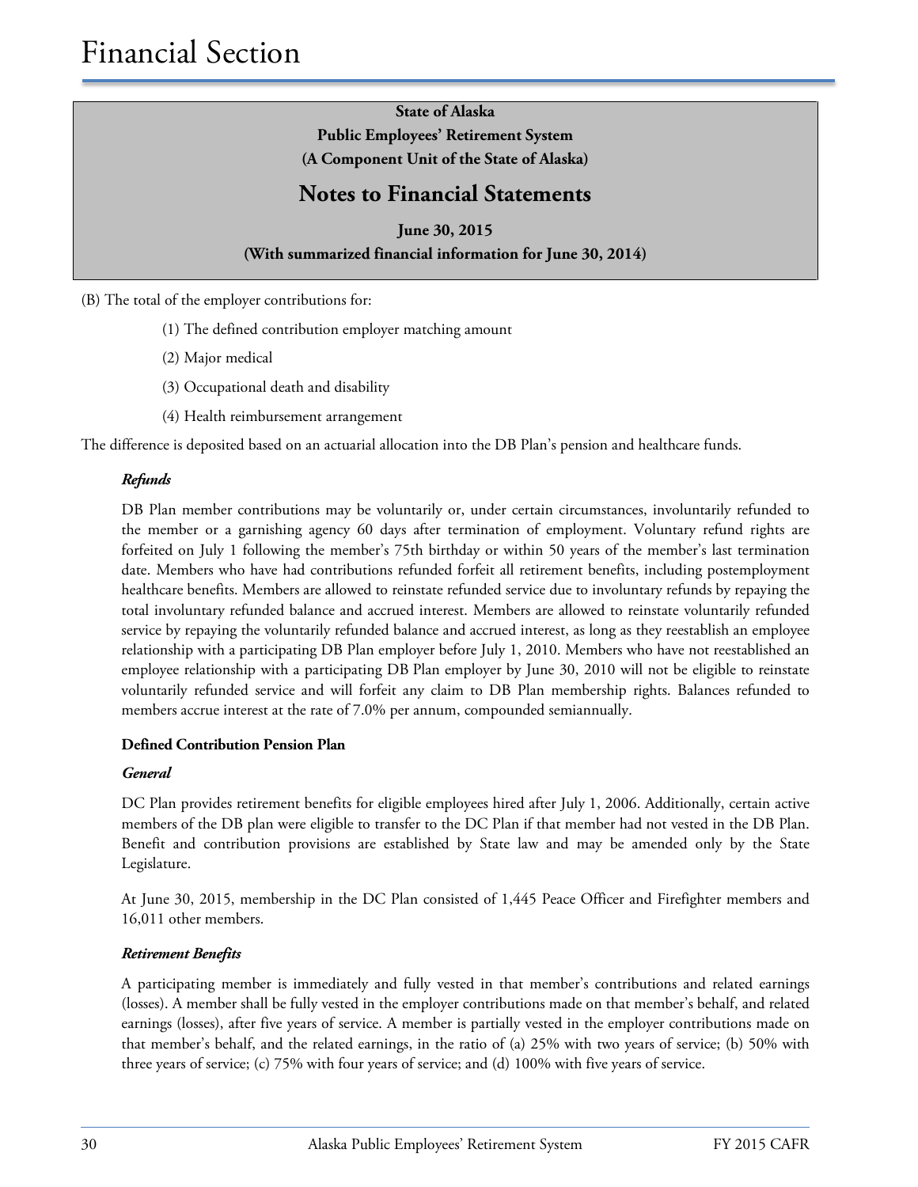# State of Alaska
## Public Employees' Retirement System
### (A Component Unit of the State of Alaska)

## Notes to Financial Statements

**June 30, 2015**
**(With summarized financial information for June 30, 2014)**

(B) The total of the employer contributions for:

(1) The defined contribution employer matching amount

(2) Major medical

(3) Occupational death and disability

(4) Health reimbursement arrangement

The difference is deposited based on an actuarial allocation into the DB Plan's pension and healthcare funds.

***Refunds***

DB Plan member contributions may be voluntarily or, under certain circumstances, involuntarily refunded to the member or a garnishing agency 60 days after termination of employment. Voluntary refund rights are forfeited on July 1 following the member's 75th birthday or within 50 years of the member's last termination date. Members who have had contributions refunded forfeit all retirement benefits, including postemployment healthcare benefits. Members are allowed to reinstate refunded service due to involuntary refunds by repaying the total involuntary refunded balance and accrued interest. Members are allowed to reinstate voluntarily refunded service by repaying the voluntarily refunded balance and accrued interest, as long as they reestablish an employee relationship with a participating DB Plan employer before July 1, 2010. Members who have not reestablished an employee relationship with a participating DB Plan employer by June 30, 2010 will not be eligible to reinstate voluntarily refunded service and will forfeit any claim to DB Plan membership rights. Balances refunded to members accrue interest at the rate of 7.0% per annum, compounded semiannually.

**Defined Contribution Pension Plan**

***General***

DC Plan provides retirement benefits for eligible employees hired after July 1, 2006. Additionally, certain active members of the DB plan were eligible to transfer to the DC Plan if that member had not vested in the DB Plan. Benefit and contribution provisions are established by State law and may be amended only by the State Legislature.

At June 30, 2015, membership in the DC Plan consisted of 1,445 Peace Officer and Firefighter members and 16,011 other members.

***Retirement Benefits***

A participating member is immediately and fully vested in that member's contributions and related earnings (losses). A member shall be fully vested in the employer contributions made on that member's behalf, and related earnings (losses), after five years of service. A member is partially vested in the employer contributions made on that member's behalf, and the related earnings, in the ratio of (a) 25% with two years of service; (b) 50% with three years of service; (c) 75% with four years of service; and (d) 100% with five years of service.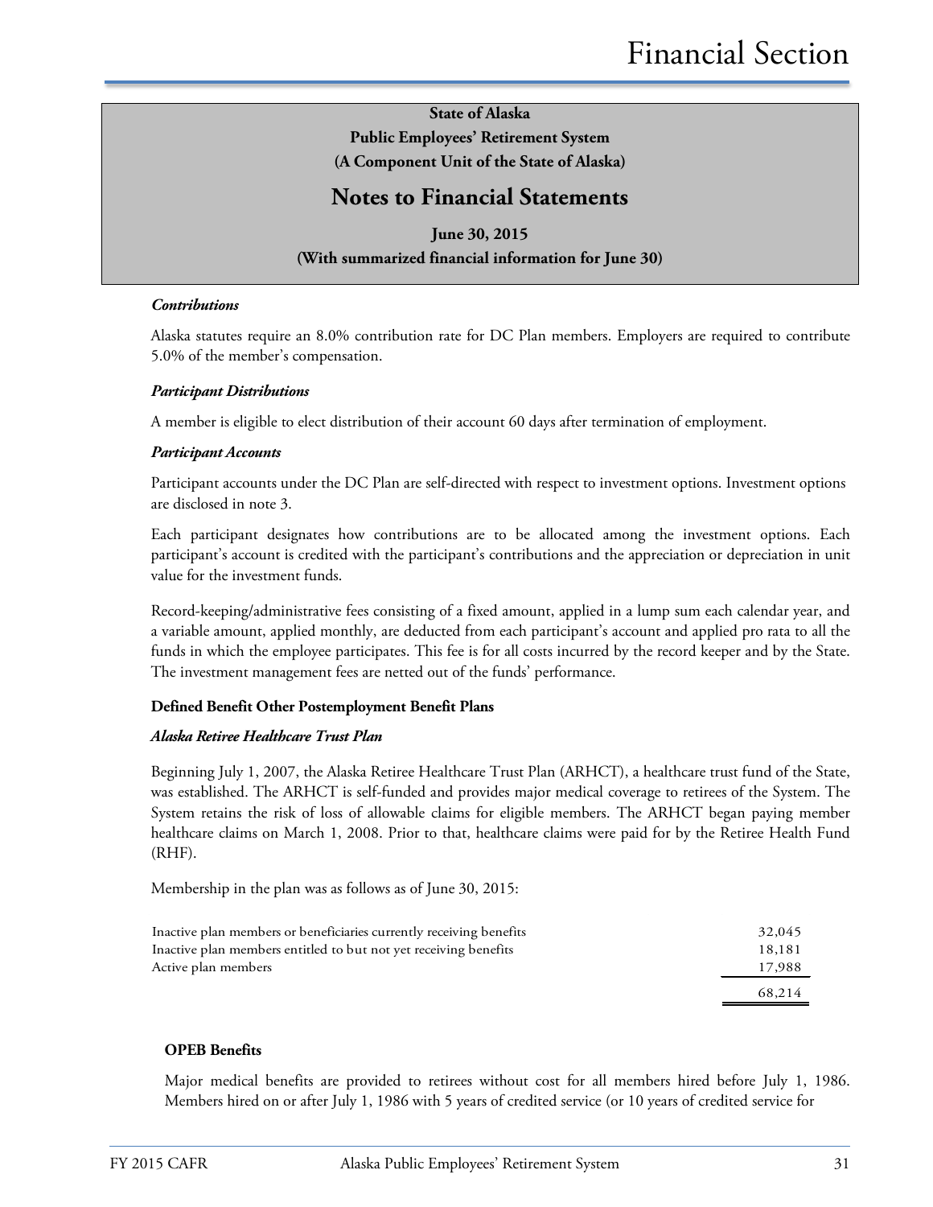**State of Alaska**

**Public Employees' Retirement System**

**(A Component Unit of the State of Alaska)**

## Notes to Financial Statements

**June 30, 2015**

**(With summarized financial information for June 30)**

***Contributions***

Alaska statutes require an 8.0% contribution rate for DC Plan members. Employers are required to contribute 5.0% of the member's compensation.

***Participant Distributions***

A member is eligible to elect distribution of their account 60 days after termination of employment.

***Participant Accounts***

Participant accounts under the DC Plan are self-directed with respect to investment options. Investment options are disclosed in note 3.

Each participant designates how contributions are to be allocated among the investment options. Each participant's account is credited with the participant's contributions and the appreciation or depreciation in unit value for the investment funds.

Record-keeping/administrative fees consisting of a fixed amount, applied in a lump sum each calendar year, and a variable amount, applied monthly, are deducted from each participant's account and applied pro rata to all the funds in which the employee participates. This fee is for all costs incurred by the record keeper and by the State. The investment management fees are netted out of the funds' performance.

**Defined Benefit Other Postemployment Benefit Plans**

***Alaska Retiree Healthcare Trust Plan***

Beginning July 1, 2007, the Alaska Retiree Healthcare Trust Plan (ARHCT), a healthcare trust fund of the State, was established. The ARHCT is self-funded and provides major medical coverage to retirees of the System. The System retains the risk of loss of allowable claims for eligible members. The ARHCT began paying member healthcare claims on March 1, 2008. Prior to that, healthcare claims were paid for by the Retiree Health Fund (RHF).

Membership in the plan was as follows as of June 30, 2015:

| | |
|---|---|
| Inactive plan members or beneficiaries currently receiving benefits | 32,045 |
| Inactive plan members entitled to but not yet receiving benefits | 18,181 |
| Active plan members | 17,988 |
| | 68,214 |

**OPEB Benefits**

Major medical benefits are provided to retirees without cost for all members hired before July 1, 1986. Members hired on or after July 1, 1986 with 5 years of credited service (or 10 years of credited service for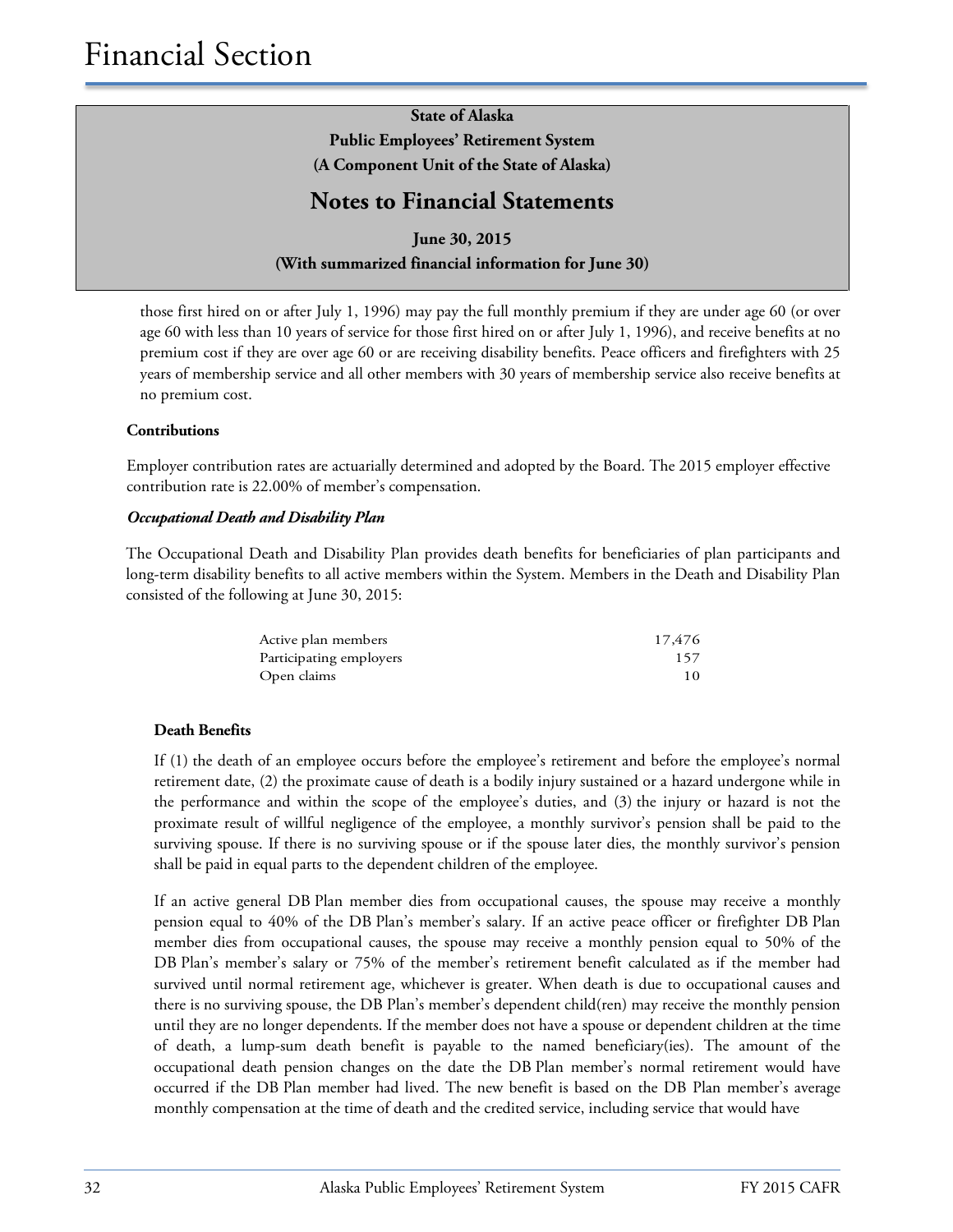those first hired on or after July 1, 1996) may pay the full monthly premium if they are under age 60 (or over age 60 with less than 10 years of service for those first hired on or after July 1, 1996), and receive benefits at no premium cost if they are over age 60 or are receiving disability benefits. Peace officers and firefighters with 25 years of membership service and all other members with 30 years of membership service also receive benefits at no premium cost.

**Contributions**

Employer contribution rates are actuarially determined and adopted by the Board. The 2015 employer effective contribution rate is 22.00% of member's compensation.

***Occupational Death and Disability Plan***

The Occupational Death and Disability Plan provides death benefits for beneficiaries of plan participants and long-term disability benefits to all active members within the System. Members in the Death and Disability Plan consisted of the following at June 30, 2015:

| | |
|---|---|
| Active plan members | 17,476 |
| Participating employers | 157 |
| Open claims | 10 |

**Death Benefits**

If (1) the death of an employee occurs before the employee's retirement and before the employee's normal retirement date, (2) the proximate cause of death is a bodily injury sustained or a hazard undergone while in the performance and within the scope of the employee's duties, and (3) the injury or hazard is not the proximate result of willful negligence of the employee, a monthly survivor's pension shall be paid to the surviving spouse. If there is no surviving spouse or if the spouse later dies, the monthly survivor's pension shall be paid in equal parts to the dependent children of the employee.

If an active general DB Plan member dies from occupational causes, the spouse may receive a monthly pension equal to 40% of the DB Plan's member's salary. If an active peace officer or firefighter DB Plan member dies from occupational causes, the spouse may receive a monthly pension equal to 50% of the DB Plan's member's salary or 75% of the member's retirement benefit calculated as if the member had survived until normal retirement age, whichever is greater. When death is due to occupational causes and there is no surviving spouse, the DB Plan's member's dependent child(ren) may receive the monthly pension until they are no longer dependents. If the member does not have a spouse or dependent children at the time of death, a lump-sum death benefit is payable to the named beneficiary(ies). The amount of the occupational death pension changes on the date the DB Plan member's normal retirement would have occurred if the DB Plan member had lived. The new benefit is based on the DB Plan member's average monthly compensation at the time of death and the credited service, including service that would have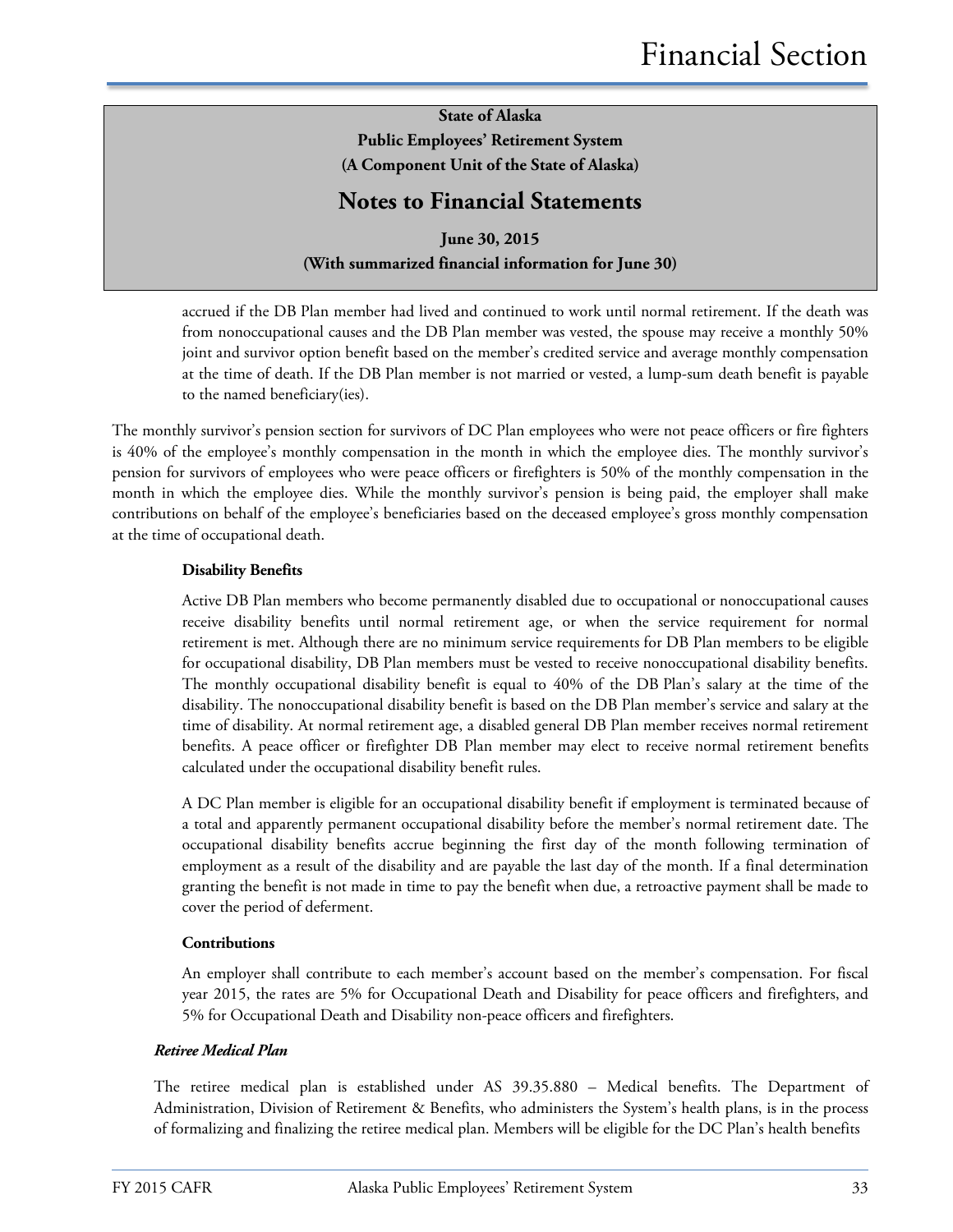accrued if the DB Plan member had lived and continued to work until normal retirement. If the death was from nonoccupational causes and the DB Plan member was vested, the spouse may receive a monthly 50% joint and survivor option benefit based on the member's credited service and average monthly compensation at the time of death. If the DB Plan member is not married or vested, a lump-sum death benefit is payable to the named beneficiary(ies).

The monthly survivor's pension section for survivors of DC Plan employees who were not peace officers or fire fighters is 40% of the employee's monthly compensation in the month in which the employee dies. The monthly survivor's pension for survivors of employees who were peace officers or firefighters is 50% of the monthly compensation in the month in which the employee dies. While the monthly survivor's pension is being paid, the employer shall make contributions on behalf of the employee's beneficiaries based on the deceased employee's gross monthly compensation at the time of occupational death.

**Disability Benefits**

Active DB Plan members who become permanently disabled due to occupational or nonoccupational causes receive disability benefits until normal retirement age, or when the service requirement for normal retirement is met. Although there are no minimum service requirements for DB Plan members to be eligible for occupational disability, DB Plan members must be vested to receive nonoccupational disability benefits. The monthly occupational disability benefit is equal to 40% of the DB Plan's salary at the time of the disability. The nonoccupational disability benefit is based on the DB Plan member's service and salary at the time of disability. At normal retirement age, a disabled general DB Plan member receives normal retirement benefits. A peace officer or firefighter DB Plan member may elect to receive normal retirement benefits calculated under the occupational disability benefit rules.

A DC Plan member is eligible for an occupational disability benefit if employment is terminated because of a total and apparently permanent occupational disability before the member's normal retirement date. The occupational disability benefits accrue beginning the first day of the month following termination of employment as a result of the disability and are payable the last day of the month. If a final determination granting the benefit is not made in time to pay the benefit when due, a retroactive payment shall be made to cover the period of deferment.

**Contributions**

An employer shall contribute to each member's account based on the member's compensation. For fiscal year 2015, the rates are 5% for Occupational Death and Disability for peace officers and firefighters, and 5% for Occupational Death and Disability non-peace officers and firefighters.

***Retiree Medical Plan***

The retiree medical plan is established under AS 39.35.880 – Medical benefits. The Department of Administration, Division of Retirement & Benefits, who administers the System's health plans, is in the process of formalizing and finalizing the retiree medical plan. Members will be eligible for the DC Plan's health benefits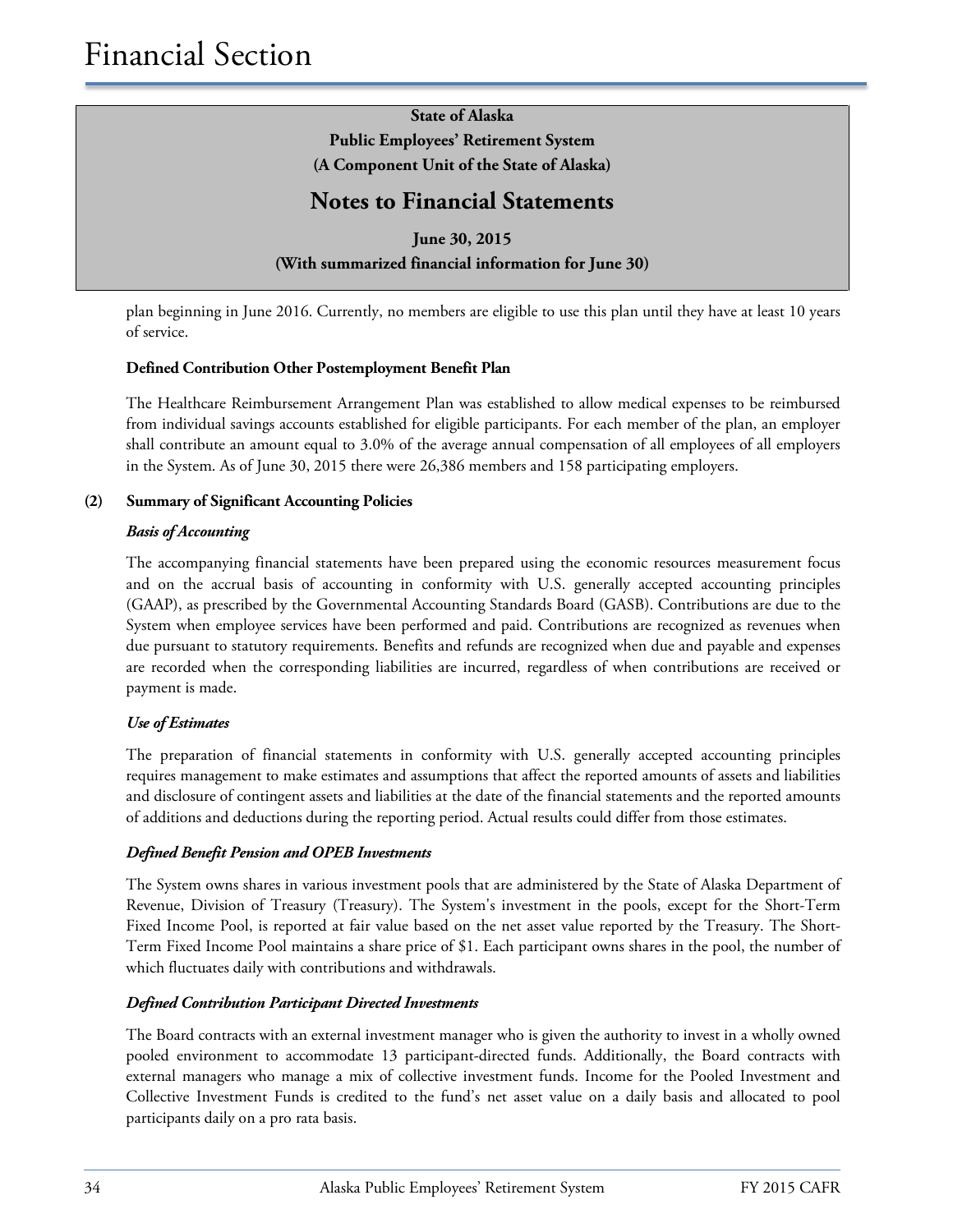plan beginning in June 2016. Currently, no members are eligible to use this plan until they have at least 10 years of service.

**Defined Contribution Other Postemployment Benefit Plan**

The Healthcare Reimbursement Arrangement Plan was established to allow medical expenses to be reimbursed from individual savings accounts established for eligible participants. For each member of the plan, an employer shall contribute an amount equal to 3.0% of the average annual compensation of all employees of all employers in the System. As of June 30, 2015 there were 26,386 members and 158 participating employers.

**(2) Summary of Significant Accounting Policies**

***Basis of Accounting***

The accompanying financial statements have been prepared using the economic resources measurement focus and on the accrual basis of accounting in conformity with U.S. generally accepted accounting principles (GAAP), as prescribed by the Governmental Accounting Standards Board (GASB). Contributions are due to the System when employee services have been performed and paid. Contributions are recognized as revenues when due pursuant to statutory requirements. Benefits and refunds are recognized when due and payable and expenses are recorded when the corresponding liabilities are incurred, regardless of when contributions are received or payment is made.

***Use of Estimates***

The preparation of financial statements in conformity with U.S. generally accepted accounting principles requires management to make estimates and assumptions that affect the reported amounts of assets and liabilities and disclosure of contingent assets and liabilities at the date of the financial statements and the reported amounts of additions and deductions during the reporting period. Actual results could differ from those estimates.

***Defined Benefit Pension and OPEB Investments***

The System owns shares in various investment pools that are administered by the State of Alaska Department of Revenue, Division of Treasury (Treasury). The System's investment in the pools, except for the Short-Term Fixed Income Pool, is reported at fair value based on the net asset value reported by the Treasury. The Short-Term Fixed Income Pool maintains a share price of $1. Each participant owns shares in the pool, the number of which fluctuates daily with contributions and withdrawals.

***Defined Contribution Participant Directed Investments***

The Board contracts with an external investment manager who is given the authority to invest in a wholly owned pooled environment to accommodate 13 participant-directed funds. Additionally, the Board contracts with external managers who manage a mix of collective investment funds. Income for the Pooled Investment and Collective Investment Funds is credited to the fund's net asset value on a daily basis and allocated to pool participants daily on a pro rata basis.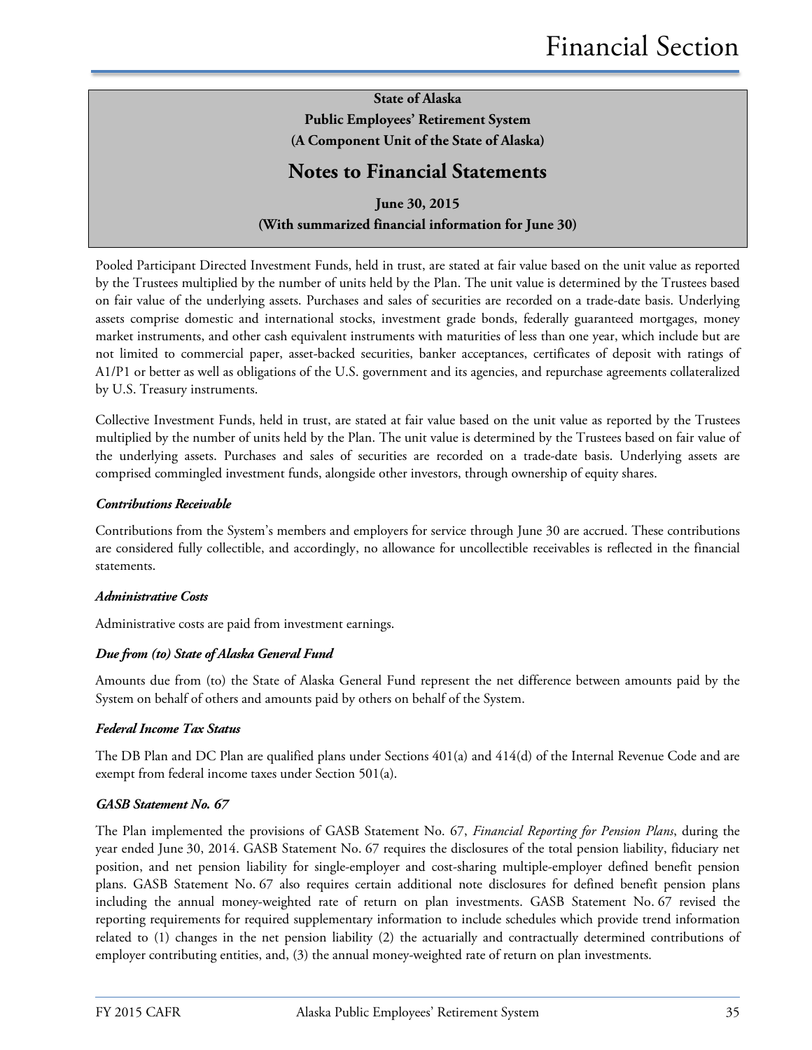**State of Alaska**
**Public Employees' Retirement System**
**(A Component Unit of the State of Alaska)**

# Notes to Financial Statements

**June 30, 2015**
**(With summarized financial information for June 30)**

Pooled Participant Directed Investment Funds, held in trust, are stated at fair value based on the unit value as reported by the Trustees multiplied by the number of units held by the Plan. The unit value is determined by the Trustees based on fair value of the underlying assets. Purchases and sales of securities are recorded on a trade-date basis. Underlying assets comprise domestic and international stocks, investment grade bonds, federally guaranteed mortgages, money market instruments, and other cash equivalent instruments with maturities of less than one year, which include but are not limited to commercial paper, asset-backed securities, banker acceptances, certificates of deposit with ratings of A1/P1 or better as well as obligations of the U.S. government and its agencies, and repurchase agreements collateralized by U.S. Treasury instruments.

Collective Investment Funds, held in trust, are stated at fair value based on the unit value as reported by the Trustees multiplied by the number of units held by the Plan. The unit value is determined by the Trustees based on fair value of the underlying assets. Purchases and sales of securities are recorded on a trade-date basis. Underlying assets are comprised commingled investment funds, alongside other investors, through ownership of equity shares.

***Contributions Receivable***

Contributions from the System's members and employers for service through June 30 are accrued. These contributions are considered fully collectible, and accordingly, no allowance for uncollectible receivables is reflected in the financial statements.

***Administrative Costs***

Administrative costs are paid from investment earnings.

***Due from (to) State of Alaska General Fund***

Amounts due from (to) the State of Alaska General Fund represent the net difference between amounts paid by the System on behalf of others and amounts paid by others on behalf of the System.

***Federal Income Tax Status***

The DB Plan and DC Plan are qualified plans under Sections 401(a) and 414(d) of the Internal Revenue Code and are exempt from federal income taxes under Section 501(a).

***GASB Statement No. 67***

The Plan implemented the provisions of GASB Statement No. 67, *Financial Reporting for Pension Plans*, during the year ended June 30, 2014. GASB Statement No. 67 requires the disclosures of the total pension liability, fiduciary net position, and net pension liability for single-employer and cost-sharing multiple-employer defined benefit pension plans. GASB Statement No. 67 also requires certain additional note disclosures for defined benefit pension plans including the annual money-weighted rate of return on plan investments. GASB Statement No. 67 revised the reporting requirements for required supplementary information to include schedules which provide trend information related to (1) changes in the net pension liability (2) the actuarially and contractually determined contributions of employer contributing entities, and, (3) the annual money-weighted rate of return on plan investments.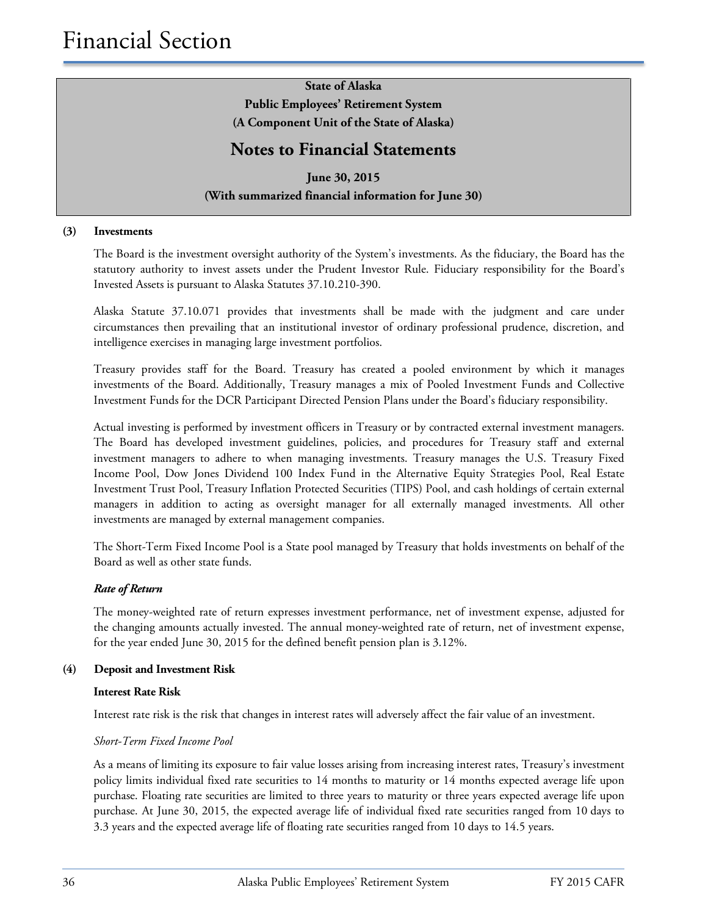# Notes to Financial Statements

**State of Alaska**
**Public Employees' Retirement System**
**(A Component Unit of the State of Alaska)**

**June 30, 2015**
**(With summarized financial information for June 30)**

## (3) Investments

The Board is the investment oversight authority of the System's investments. As the fiduciary, the Board has the statutory authority to invest assets under the Prudent Investor Rule. Fiduciary responsibility for the Board's Invested Assets is pursuant to Alaska Statutes 37.10.210-390.

Alaska Statute 37.10.071 provides that investments shall be made with the judgment and care under circumstances then prevailing that an institutional investor of ordinary professional prudence, discretion, and intelligence exercises in managing large investment portfolios.

Treasury provides staff for the Board. Treasury has created a pooled environment by which it manages investments of the Board. Additionally, Treasury manages a mix of Pooled Investment Funds and Collective Investment Funds for the DCR Participant Directed Pension Plans under the Board's fiduciary responsibility.

Actual investing is performed by investment officers in Treasury or by contracted external investment managers. The Board has developed investment guidelines, policies, and procedures for Treasury staff and external investment managers to adhere to when managing investments. Treasury manages the U.S. Treasury Fixed Income Pool, Dow Jones Dividend 100 Index Fund in the Alternative Equity Strategies Pool, Real Estate Investment Trust Pool, Treasury Inflation Protected Securities (TIPS) Pool, and cash holdings of certain external managers in addition to acting as oversight manager for all externally managed investments. All other investments are managed by external management companies.

The Short-Term Fixed Income Pool is a State pool managed by Treasury that holds investments on behalf of the Board as well as other state funds.

### *Rate of Return*

The money-weighted rate of return expresses investment performance, net of investment expense, adjusted for the changing amounts actually invested. The annual money-weighted rate of return, net of investment expense, for the year ended June 30, 2015 for the defined benefit pension plan is 3.12%.

## (4) Deposit and Investment Risk

### Interest Rate Risk

Interest rate risk is the risk that changes in interest rates will adversely affect the fair value of an investment.

*Short-Term Fixed Income Pool*

As a means of limiting its exposure to fair value losses arising from increasing interest rates, Treasury's investment policy limits individual fixed rate securities to 14 months to maturity or 14 months expected average life upon purchase. Floating rate securities are limited to three years to maturity or three years expected average life upon purchase. At June 30, 2015, the expected average life of individual fixed rate securities ranged from 10 days to 3.3 years and the expected average life of floating rate securities ranged from 10 days to 14.5 years.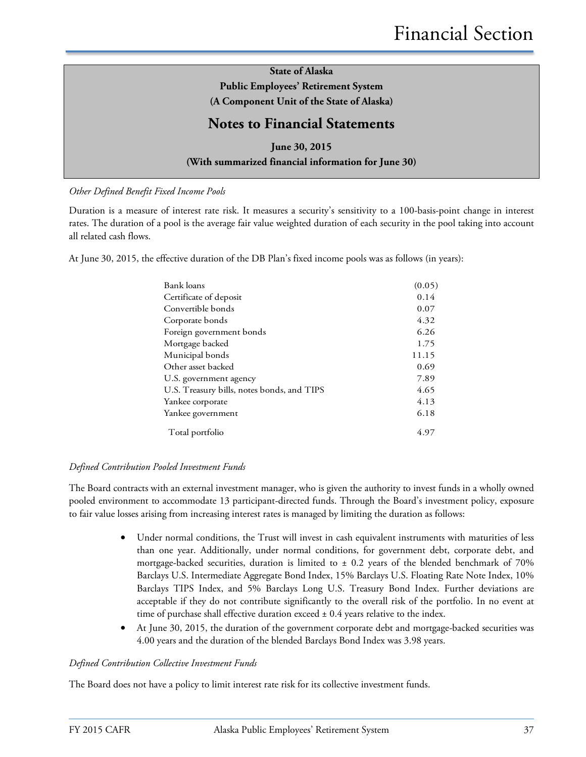State of Alaska
Public Employees' Retirement System
(A Component Unit of the State of Alaska)

## Notes to Financial Statements

June 30, 2015
(With summarized financial information for June 30)

*Other Defined Benefit Fixed Income Pools*

Duration is a measure of interest rate risk. It measures a security's sensitivity to a 100-basis-point change in interest rates. The duration of a pool is the average fair value weighted duration of each security in the pool taking into account all related cash flows.

At June 30, 2015, the effective duration of the DB Plan's fixed income pools was as follows (in years):

| | |
|---|---|
| Bank loans | (0.05) |
| Certificate of deposit | 0.14 |
| Convertible bonds | 0.07 |
| Corporate bonds | 4.32 |
| Foreign government bonds | 6.26 |
| Mortgage backed | 1.75 |
| Municipal bonds | 11.15 |
| Other asset backed | 0.69 |
| U.S. government agency | 7.89 |
| U.S. Treasury bills, notes bonds, and TIPS | 4.65 |
| Yankee corporate | 4.13 |
| Yankee government | 6.18 |
| Total portfolio | 4.97 |

*Defined Contribution Pooled Investment Funds*

The Board contracts with an external investment manager, who is given the authority to invest funds in a wholly owned pooled environment to accommodate 13 participant-directed funds. Through the Board's investment policy, exposure to fair value losses arising from increasing interest rates is managed by limiting the duration as follows:

- Under normal conditions, the Trust will invest in cash equivalent instruments with maturities of less than one year. Additionally, under normal conditions, for government debt, corporate debt, and mortgage-backed securities, duration is limited to ± 0.2 years of the blended benchmark of 70% Barclays U.S. Intermediate Aggregate Bond Index, 15% Barclays U.S. Floating Rate Note Index, 10% Barclays TIPS Index, and 5% Barclays Long U.S. Treasury Bond Index. Further deviations are acceptable if they do not contribute significantly to the overall risk of the portfolio. In no event at time of purchase shall effective duration exceed ± 0.4 years relative to the index.
- At June 30, 2015, the duration of the government corporate debt and mortgage-backed securities was 4.00 years and the duration of the blended Barclays Bond Index was 3.98 years.

*Defined Contribution Collective Investment Funds*

The Board does not have a policy to limit interest rate risk for its collective investment funds.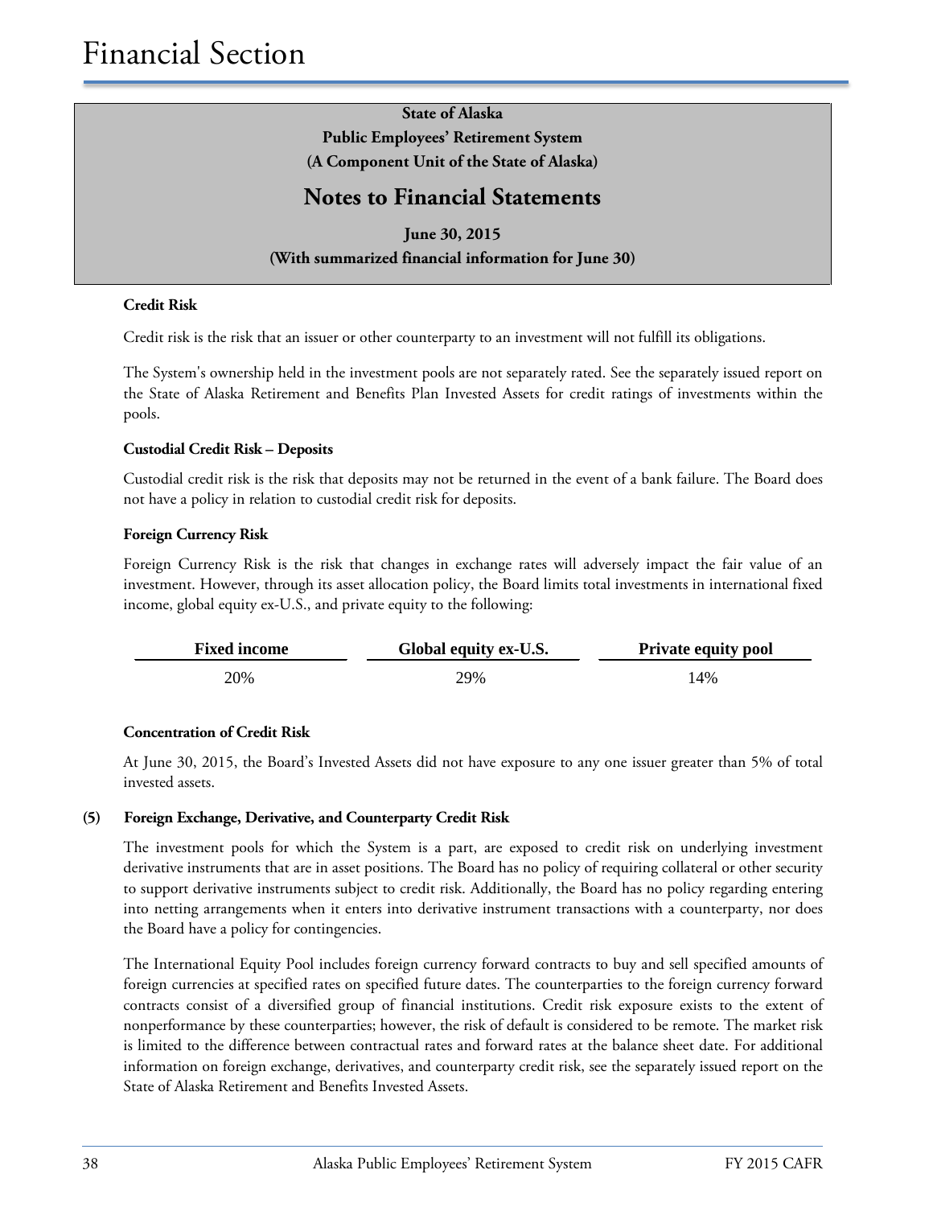# Financial Section

**State of Alaska**
**Public Employees' Retirement System**
**(A Component Unit of the State of Alaska)**

## Notes to Financial Statements

**June 30, 2015**
**(With summarized financial information for June 30)**

**Credit Risk**

Credit risk is the risk that an issuer or other counterparty to an investment will not fulfill its obligations.

The System's ownership held in the investment pools are not separately rated. See the separately issued report on the State of Alaska Retirement and Benefits Plan Invested Assets for credit ratings of investments within the pools.

**Custodial Credit Risk – Deposits**

Custodial credit risk is the risk that deposits may not be returned in the event of a bank failure. The Board does not have a policy in relation to custodial credit risk for deposits.

**Foreign Currency Risk**

Foreign Currency Risk is the risk that changes in exchange rates will adversely impact the fair value of an investment. However, through its asset allocation policy, the Board limits total investments in international fixed income, global equity ex-U.S., and private equity to the following:

| Fixed income | Global equity ex-U.S. | Private equity pool |
|---|---|---|
| 20% | 29% | 14% |

**Concentration of Credit Risk**

At June 30, 2015, the Board's Invested Assets did not have exposure to any one issuer greater than 5% of total invested assets.

**(5) Foreign Exchange, Derivative, and Counterparty Credit Risk**

The investment pools for which the System is a part, are exposed to credit risk on underlying investment derivative instruments that are in asset positions. The Board has no policy of requiring collateral or other security to support derivative instruments subject to credit risk. Additionally, the Board has no policy regarding entering into netting arrangements when it enters into derivative instrument transactions with a counterparty, nor does the Board have a policy for contingencies.

The International Equity Pool includes foreign currency forward contracts to buy and sell specified amounts of foreign currencies at specified rates on specified future dates. The counterparties to the foreign currency forward contracts consist of a diversified group of financial institutions. Credit risk exposure exists to the extent of nonperformance by these counterparties; however, the risk of default is considered to be remote. The market risk is limited to the difference between contractual rates and forward rates at the balance sheet date. For additional information on foreign exchange, derivatives, and counterparty credit risk, see the separately issued report on the State of Alaska Retirement and Benefits Invested Assets.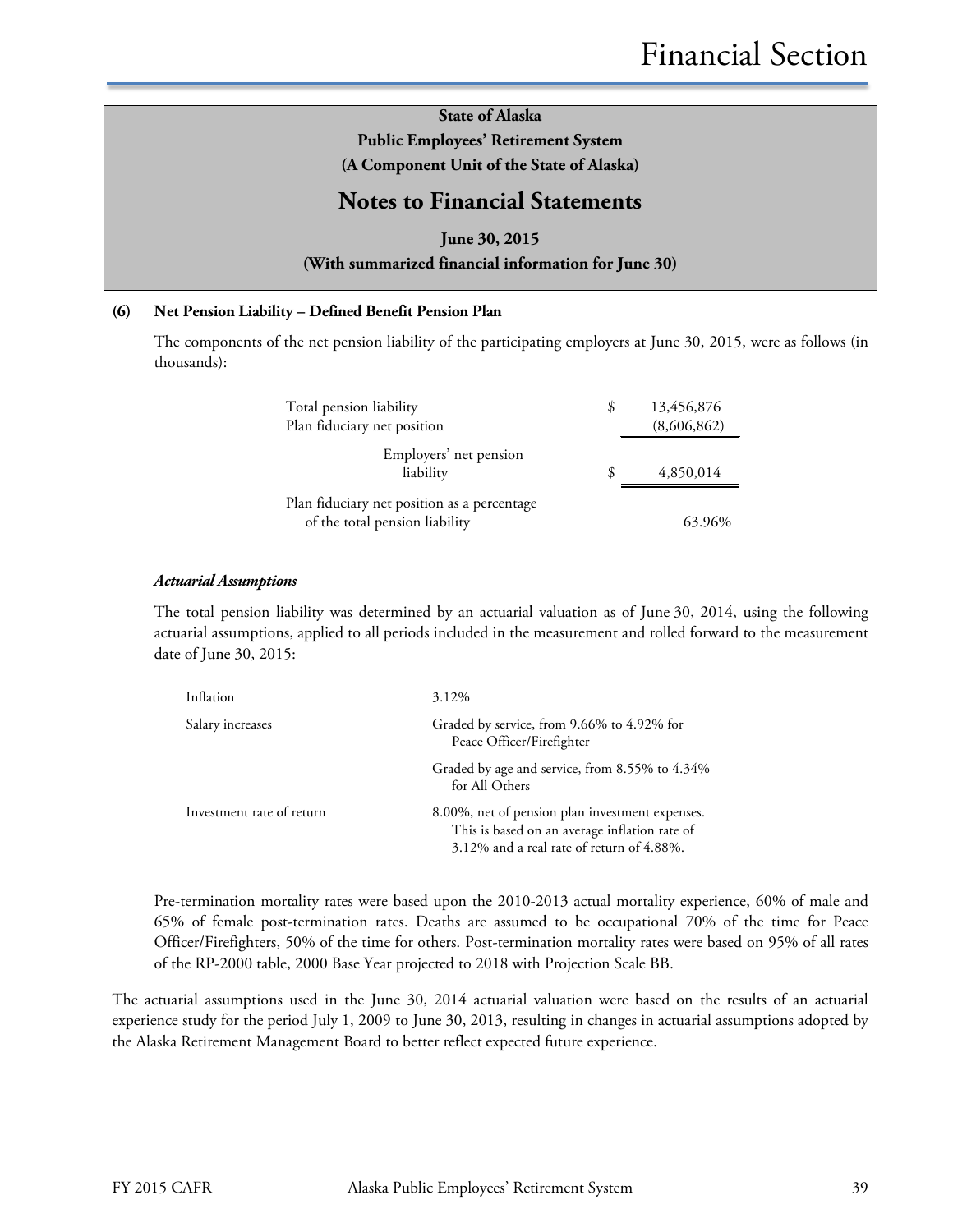**State of Alaska**

**Public Employees' Retirement System**

**(A Component Unit of the State of Alaska)**

## Notes to Financial Statements

**June 30, 2015**

**(With summarized financial information for June 30)**

### (6) Net Pension Liability – Defined Benefit Pension Plan

The components of the net pension liability of the participating employers at June 30, 2015, were as follows (in thousands):

| | | |
|---|---|---|
| Total pension liability | $ | 13,456,876 |
| Plan fiduciary net position | | (8,606,862) |
| Employers' net pension liability | $ | 4,850,014 |
| Plan fiduciary net position as a percentage of the total pension liability | | 63.96% |

***Actuarial Assumptions***

The total pension liability was determined by an actuarial valuation as of June 30, 2014, using the following actuarial assumptions, applied to all periods included in the measurement and rolled forward to the measurement date of June 30, 2015:

| | |
|---|---|
| Inflation | 3.12% |
| Salary increases | Graded by service, from 9.66% to 4.92% for Peace Officer/Firefighter |
| | Graded by age and service, from 8.55% to 4.34% for All Others |
| Investment rate of return | 8.00%, net of pension plan investment expenses. This is based on an average inflation rate of 3.12% and a real rate of return of 4.88%. |

Pre-termination mortality rates were based upon the 2010-2013 actual mortality experience, 60% of male and 65% of female post-termination rates. Deaths are assumed to be occupational 70% of the time for Peace Officer/Firefighters, 50% of the time for others. Post-termination mortality rates were based on 95% of all rates of the RP-2000 table, 2000 Base Year projected to 2018 with Projection Scale BB.

The actuarial assumptions used in the June 30, 2014 actuarial valuation were based on the results of an actuarial experience study for the period July 1, 2009 to June 30, 2013, resulting in changes in actuarial assumptions adopted by the Alaska Retirement Management Board to better reflect expected future experience.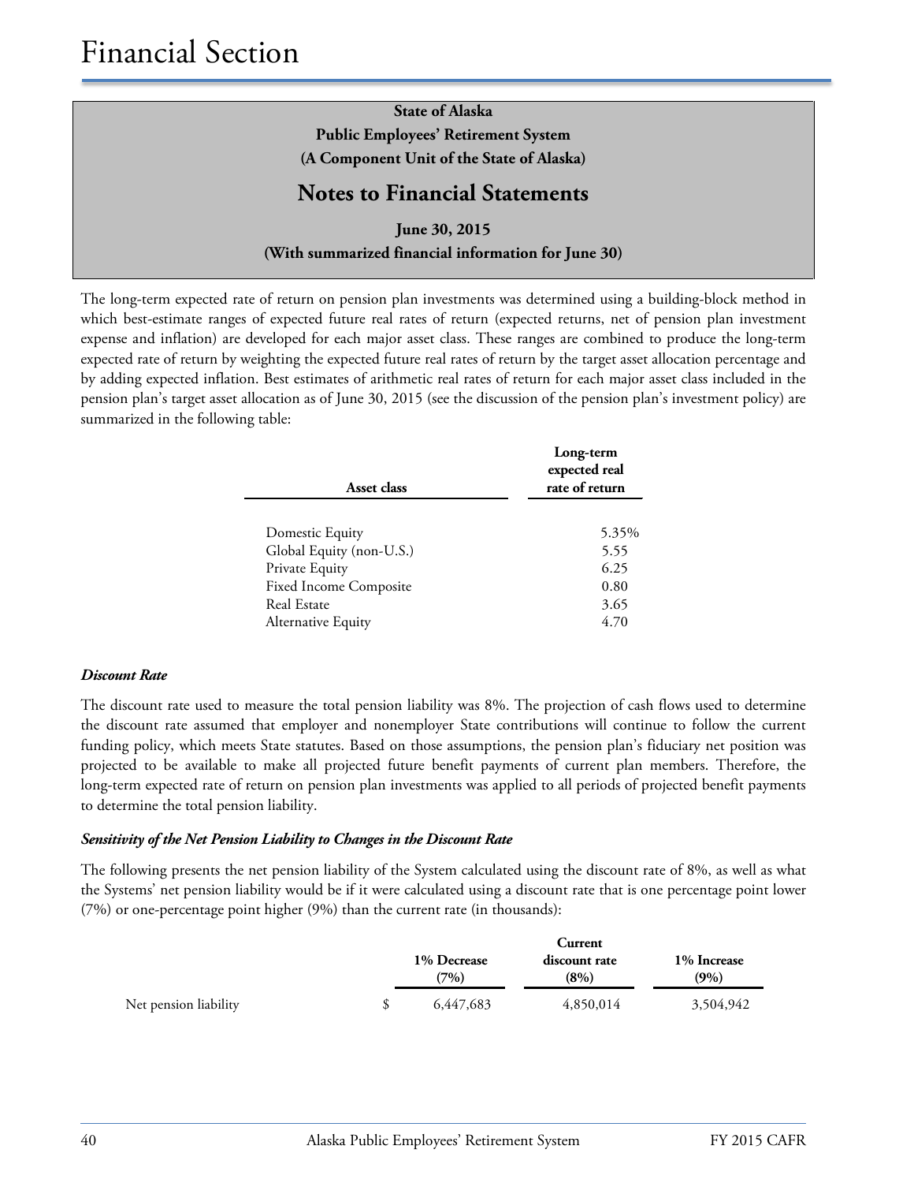# Financial Section

**State of Alaska**
**Public Employees' Retirement System**
**(A Component Unit of the State of Alaska)**

## Notes to Financial Statements

**June 30, 2015**
**(With summarized financial information for June 30)**

The long-term expected rate of return on pension plan investments was determined using a building-block method in which best-estimate ranges of expected future real rates of return (expected returns, net of pension plan investment expense and inflation) are developed for each major asset class. These ranges are combined to produce the long-term expected rate of return by weighting the expected future real rates of return by the target asset allocation percentage and by adding expected inflation. Best estimates of arithmetic real rates of return for each major asset class included in the pension plan's target asset allocation as of June 30, 2015 (see the discussion of the pension plan's investment policy) are summarized in the following table:

| Asset class | Long-term expected real rate of return |
|---|---|
| Domestic Equity | 5.35% |
| Global Equity (non-U.S.) | 5.55 |
| Private Equity | 6.25 |
| Fixed Income Composite | 0.80 |
| Real Estate | 3.65 |
| Alternative Equity | 4.70 |

***Discount Rate***

The discount rate used to measure the total pension liability was 8%. The projection of cash flows used to determine the discount rate assumed that employer and nonemployer State contributions will continue to follow the current funding policy, which meets State statutes. Based on those assumptions, the pension plan's fiduciary net position was projected to be available to make all projected future benefit payments of current plan members. Therefore, the long-term expected rate of return on pension plan investments was applied to all periods of projected benefit payments to determine the total pension liability.

***Sensitivity of the Net Pension Liability to Changes in the Discount Rate***

The following presents the net pension liability of the System calculated using the discount rate of 8%, as well as what the Systems' net pension liability would be if it were calculated using a discount rate that is one percentage point lower (7%) or one-percentage point higher (9%) than the current rate (in thousands):

| | 1% Decrease (7%) | Current discount rate (8%) | 1% Increase (9%) |
|---|---|---|---|
| Net pension liability | $ 6,447,683 | 4,850,014 | 3,504,942 |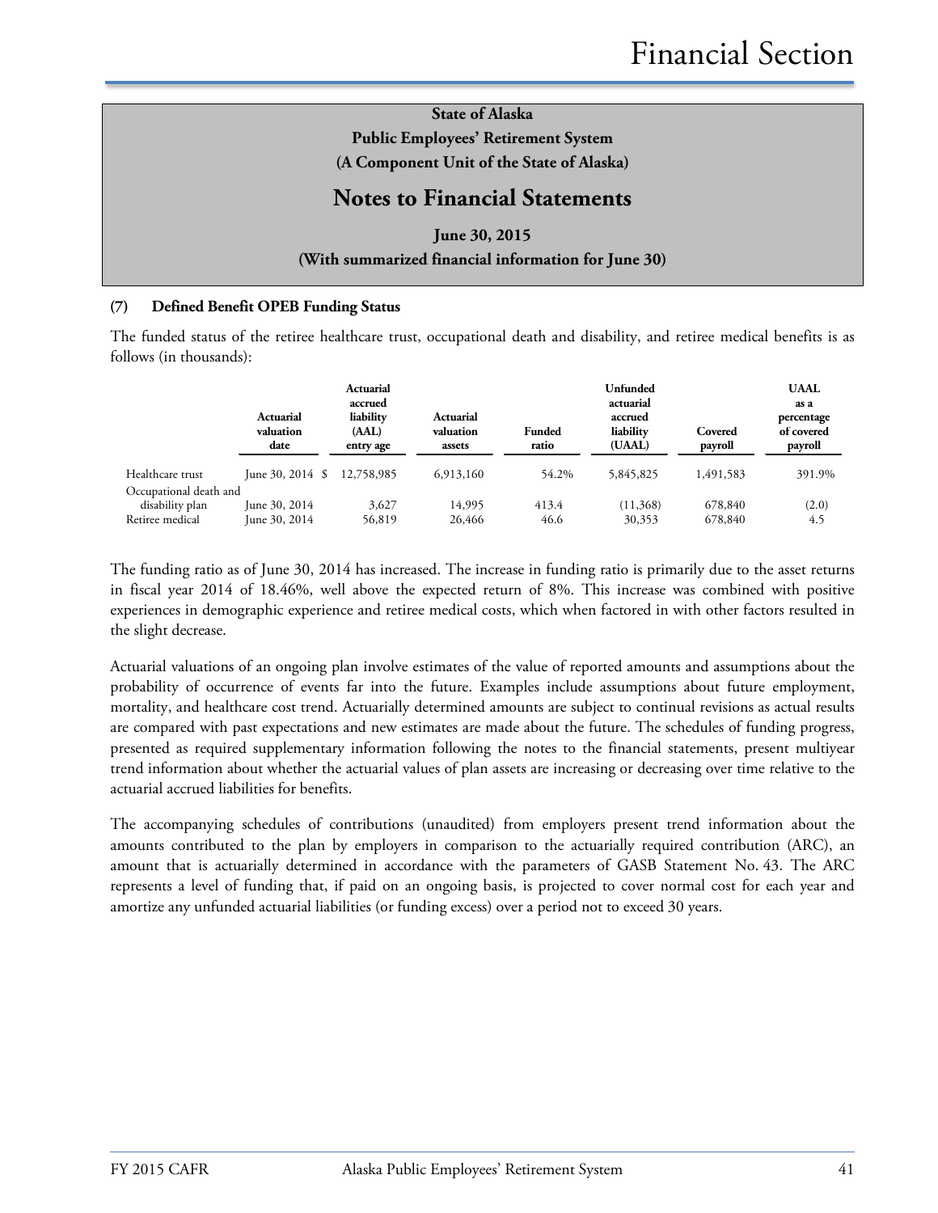# State of Alaska
## Public Employees' Retirement System
### (A Component Unit of the State of Alaska)

## Notes to Financial Statements

**June 30, 2015**

**(With summarized financial information for June 30)**

### (7) Defined Benefit OPEB Funding Status

The funded status of the retiree healthcare trust, occupational death and disability, and retiree medical benefits is as follows (in thousands):

| | Actuarial valuation date | Actuarial accrued liability (AAL) entry age | Actuarial valuation assets | Funded ratio | Unfunded actuarial accrued liability (UAAL) | Covered payroll | UAAL as a percentage of covered payroll |
|---|---|---|---|---|---|---|---|
| Healthcare trust | June 30, 2014 | $ 12,758,985 | 6,913,160 | 54.2% | 5,845,825 | 1,491,583 | 391.9% |
| Occupational death and disability plan | June 30, 2014 | 3,627 | 14,995 | 413.4 | (11,368) | 678,840 | (2.0) |
| Retiree medical | June 30, 2014 | 56,819 | 26,466 | 46.6 | 30,353 | 678,840 | 4.5 |

The funding ratio as of June 30, 2014 has increased. The increase in funding ratio is primarily due to the asset returns in fiscal year 2014 of 18.46%, well above the expected return of 8%. This increase was combined with positive experiences in demographic experience and retiree medical costs, which when factored in with other factors resulted in the slight decrease.

Actuarial valuations of an ongoing plan involve estimates of the value of reported amounts and assumptions about the probability of occurrence of events far into the future. Examples include assumptions about future employment, mortality, and healthcare cost trend. Actuarially determined amounts are subject to continual revisions as actual results are compared with past expectations and new estimates are made about the future. The schedules of funding progress, presented as required supplementary information following the notes to the financial statements, present multiyear trend information about whether the actuarial values of plan assets are increasing or decreasing over time relative to the actuarial accrued liabilities for benefits.

The accompanying schedules of contributions (unaudited) from employers present trend information about the amounts contributed to the plan by employers in comparison to the actuarially required contribution (ARC), an amount that is actuarially determined in accordance with the parameters of GASB Statement No. 43. The ARC represents a level of funding that, if paid on an ongoing basis, is projected to cover normal cost for each year and amortize any unfunded actuarial liabilities (or funding excess) over a period not to exceed 30 years.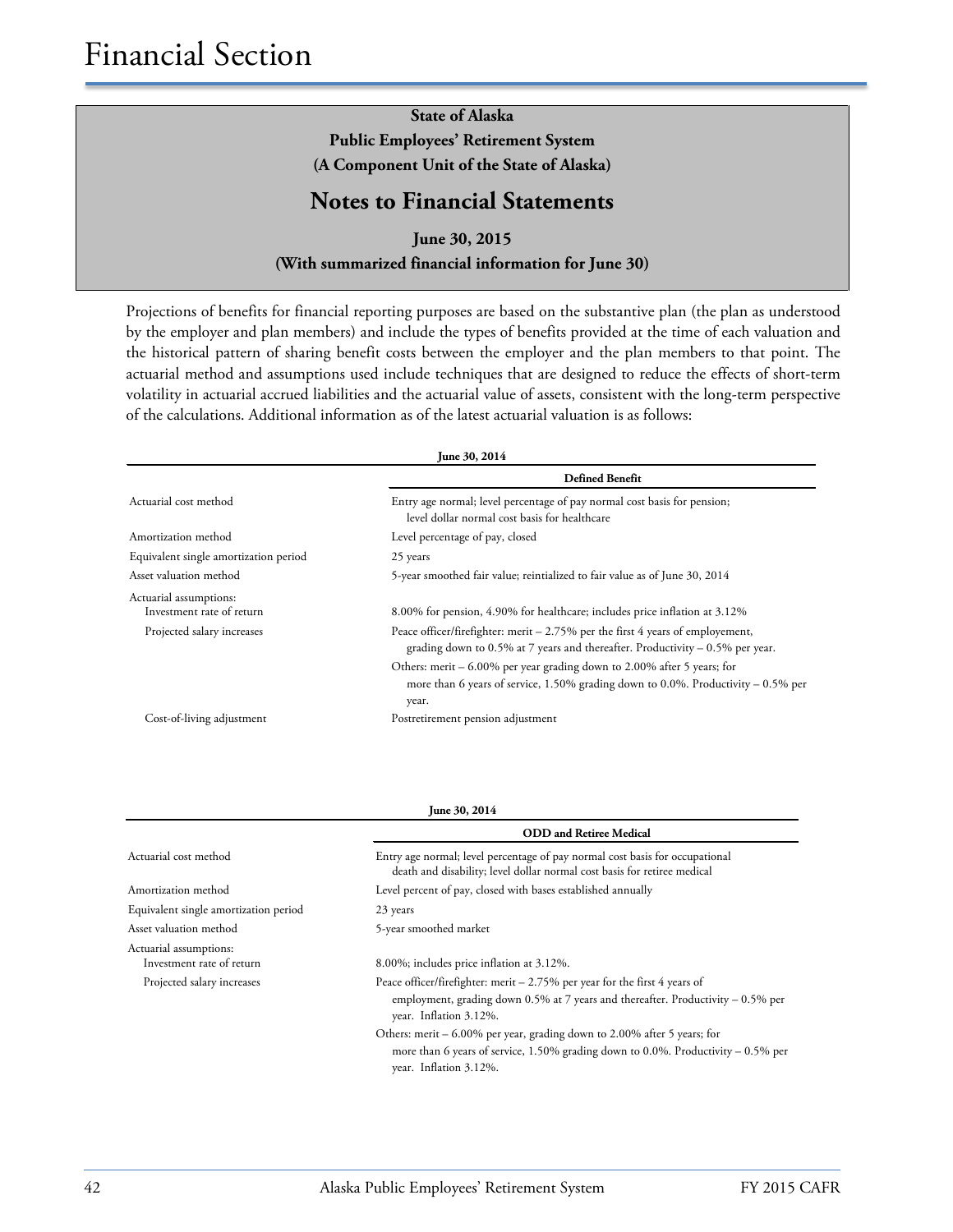State of Alaska
Public Employees' Retirement System
(A Component Unit of the State of Alaska)

## Notes to Financial Statements

June 30, 2015
(With summarized financial information for June 30)

Projections of benefits for financial reporting purposes are based on the substantive plan (the plan as understood by the employer and plan members) and include the types of benefits provided at the time of each valuation and the historical pattern of sharing benefit costs between the employer and the plan members to that point. The actuarial method and assumptions used include techniques that are designed to reduce the effects of short-term volatility in actuarial accrued liabilities and the actuarial value of assets, consistent with the long-term perspective of the calculations. Additional information as of the latest actuarial valuation is as follows:

| June 30, 2014 | |
|---|---|
| | **Defined Benefit** |
| Actuarial cost method | Entry age normal; level percentage of pay normal cost basis for pension; level dollar normal cost basis for healthcare |
| Amortization method | Level percentage of pay, closed |
| Equivalent single amortization period | 25 years |
| Asset valuation method | 5-year smoothed fair value; reintialized to fair value as of June 30, 2014 |
| Actuarial assumptions: | |
| Investment rate of return | 8.00% for pension, 4.90% for healthcare; includes price inflation at 3.12% |
| Projected salary increases | Peace officer/firefighter: merit – 2.75% per the first 4 years of employement, grading down to 0.5% at 7 years and thereafter. Productivity – 0.5% per year.<br>Others: merit – 6.00% per year grading down to 2.00% after 5 years; for more than 6 years of service, 1.50% grading down to 0.0%. Productivity – 0.5% per year. |
| Cost-of-living adjustment | Postretirement pension adjustment |

| June 30, 2014 | |
|---|---|
| | **ODD and Retiree Medical** |
| Actuarial cost method | Entry age normal; level percentage of pay normal cost basis for occupational death and disability; level dollar normal cost basis for retiree medical |
| Amortization method | Level percent of pay, closed with bases established annually |
| Equivalent single amortization period | 23 years |
| Asset valuation method | 5-year smoothed market |
| Actuarial assumptions: | |
| Investment rate of return | 8.00%; includes price inflation at 3.12%. |
| Projected salary increases | Peace officer/firefighter: merit – 2.75% per year for the first 4 years of employment, grading down 0.5% at 7 years and thereafter. Productivity – 0.5% per year. Inflation 3.12%.<br>Others: merit – 6.00% per year, grading down to 2.00% after 5 years; for more than 6 years of service, 1.50% grading down to 0.0%. Productivity – 0.5% per year. Inflation 3.12%. |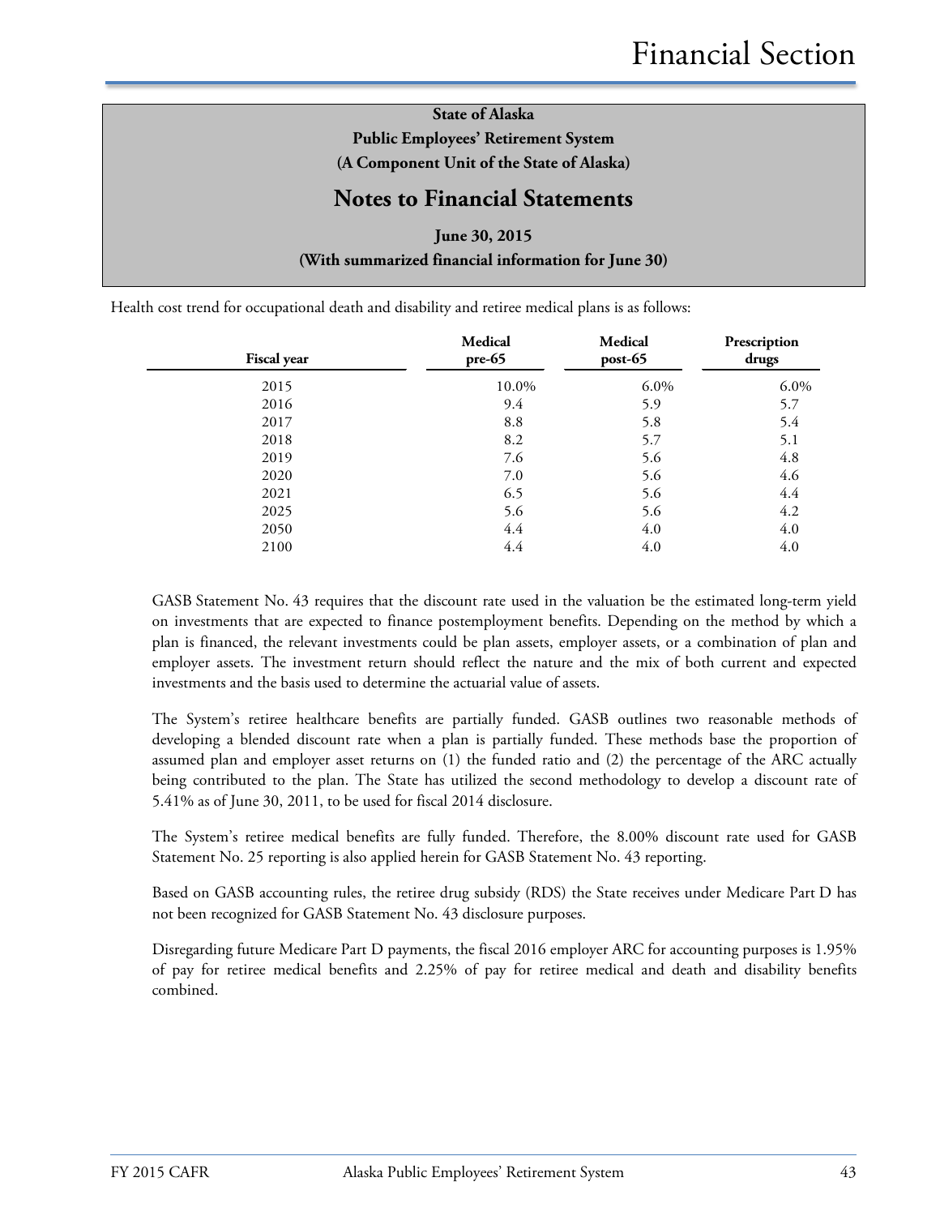**State of Alaska**

**Public Employees' Retirement System**

**(A Component Unit of the State of Alaska)**

## Notes to Financial Statements

**June 30, 2015**

**(With summarized financial information for June 30)**

Health cost trend for occupational death and disability and retiree medical plans is as follows:

| Fiscal year | Medical pre-65 | Medical post-65 | Prescription drugs |
|---|---|---|---|
| 2015 | 10.0% | 6.0% | 6.0% |
| 2016 | 9.4 | 5.9 | 5.7 |
| 2017 | 8.8 | 5.8 | 5.4 |
| 2018 | 8.2 | 5.7 | 5.1 |
| 2019 | 7.6 | 5.6 | 4.8 |
| 2020 | 7.0 | 5.6 | 4.6 |
| 2021 | 6.5 | 5.6 | 4.4 |
| 2025 | 5.6 | 5.6 | 4.2 |
| 2050 | 4.4 | 4.0 | 4.0 |
| 2100 | 4.4 | 4.0 | 4.0 |

GASB Statement No. 43 requires that the discount rate used in the valuation be the estimated long-term yield on investments that are expected to finance postemployment benefits. Depending on the method by which a plan is financed, the relevant investments could be plan assets, employer assets, or a combination of plan and employer assets. The investment return should reflect the nature and the mix of both current and expected investments and the basis used to determine the actuarial value of assets.

The System's retiree healthcare benefits are partially funded. GASB outlines two reasonable methods of developing a blended discount rate when a plan is partially funded. These methods base the proportion of assumed plan and employer asset returns on (1) the funded ratio and (2) the percentage of the ARC actually being contributed to the plan. The State has utilized the second methodology to develop a discount rate of 5.41% as of June 30, 2011, to be used for fiscal 2014 disclosure.

The System's retiree medical benefits are fully funded. Therefore, the 8.00% discount rate used for GASB Statement No. 25 reporting is also applied herein for GASB Statement No. 43 reporting.

Based on GASB accounting rules, the retiree drug subsidy (RDS) the State receives under Medicare Part D has not been recognized for GASB Statement No. 43 disclosure purposes.

Disregarding future Medicare Part D payments, the fiscal 2016 employer ARC for accounting purposes is 1.95% of pay for retiree medical benefits and 2.25% of pay for retiree medical and death and disability benefits combined.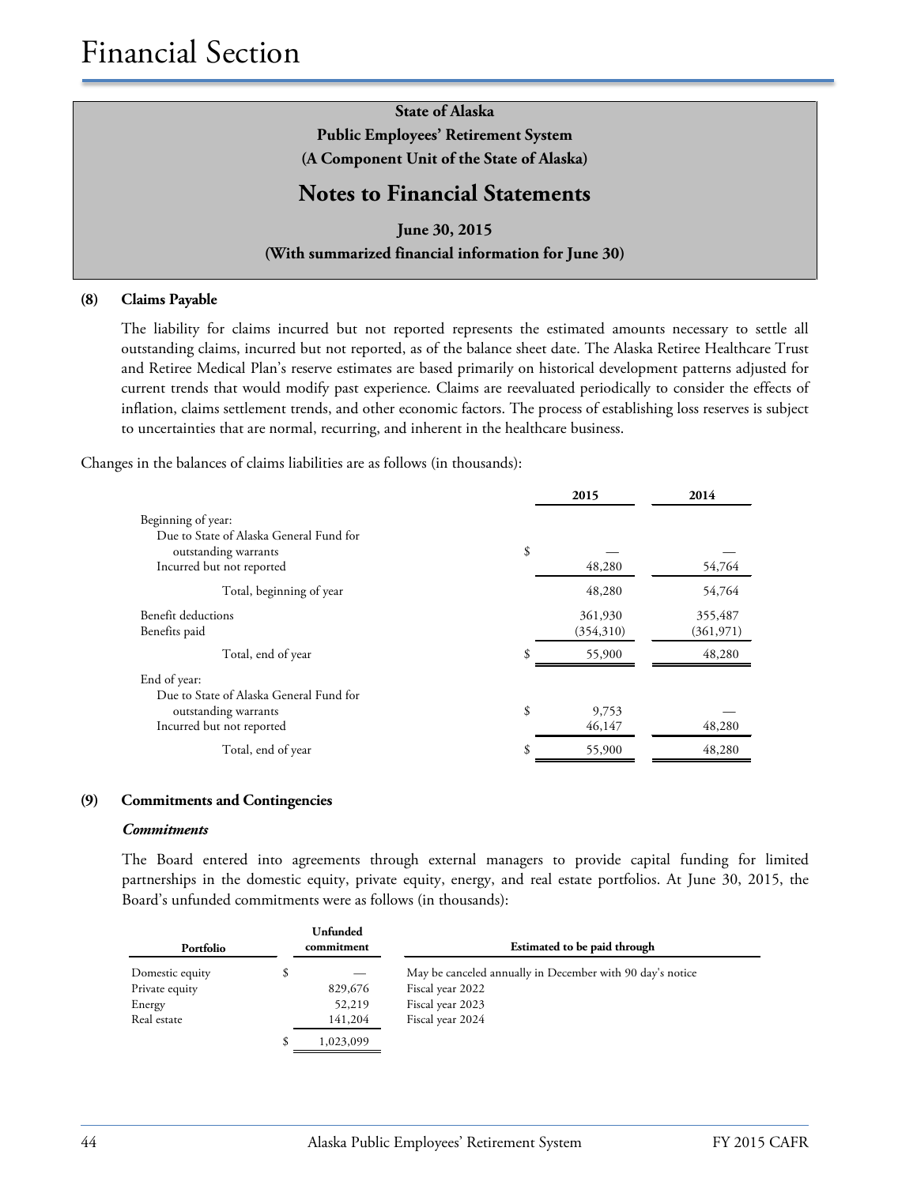State of Alaska
Public Employees' Retirement System
(A Component Unit of the State of Alaska)

## Notes to Financial Statements

June 30, 2015
(With summarized financial information for June 30)

### (8) Claims Payable

The liability for claims incurred but not reported represents the estimated amounts necessary to settle all outstanding claims, incurred but not reported, as of the balance sheet date. The Alaska Retiree Healthcare Trust and Retiree Medical Plan's reserve estimates are based primarily on historical development patterns adjusted for current trends that would modify past experience. Claims are reevaluated periodically to consider the effects of inflation, claims settlement trends, and other economic factors. The process of establishing loss reserves is subject to uncertainties that are normal, recurring, and inherent in the healthcare business.

Changes in the balances of claims liabilities are as follows (in thousands):

| | 2015 | 2014 |
|---|---|---|
| Beginning of year: | | |
| Due to State of Alaska General Fund for outstanding warrants | $ — | — |
| Incurred but not reported | 48,280 | 54,764 |
| Total, beginning of year | 48,280 | 54,764 |
| Benefit deductions | 361,930 | 355,487 |
| Benefits paid | (354,310) | (361,971) |
| Total, end of year | $ 55,900 | 48,280 |
| End of year: | | |
| Due to State of Alaska General Fund for outstanding warrants | $ 9,753 | — |
| Incurred but not reported | 46,147 | 48,280 |
| Total, end of year | $ 55,900 | 48,280 |

### (9) Commitments and Contingencies

***Commitments***

The Board entered into agreements through external managers to provide capital funding for limited partnerships in the domestic equity, private equity, energy, and real estate portfolios. At June 30, 2015, the Board's unfunded commitments were as follows (in thousands):

| Portfolio | Unfunded commitment | Estimated to be paid through |
|---|---|---|
| Domestic equity | $ — | May be canceled annually in December with 90 day's notice |
| Private equity | 829,676 | Fiscal year 2022 |
| Energy | 52,219 | Fiscal year 2023 |
| Real estate | 141,204 | Fiscal year 2024 |
| | $ 1,023,099 | |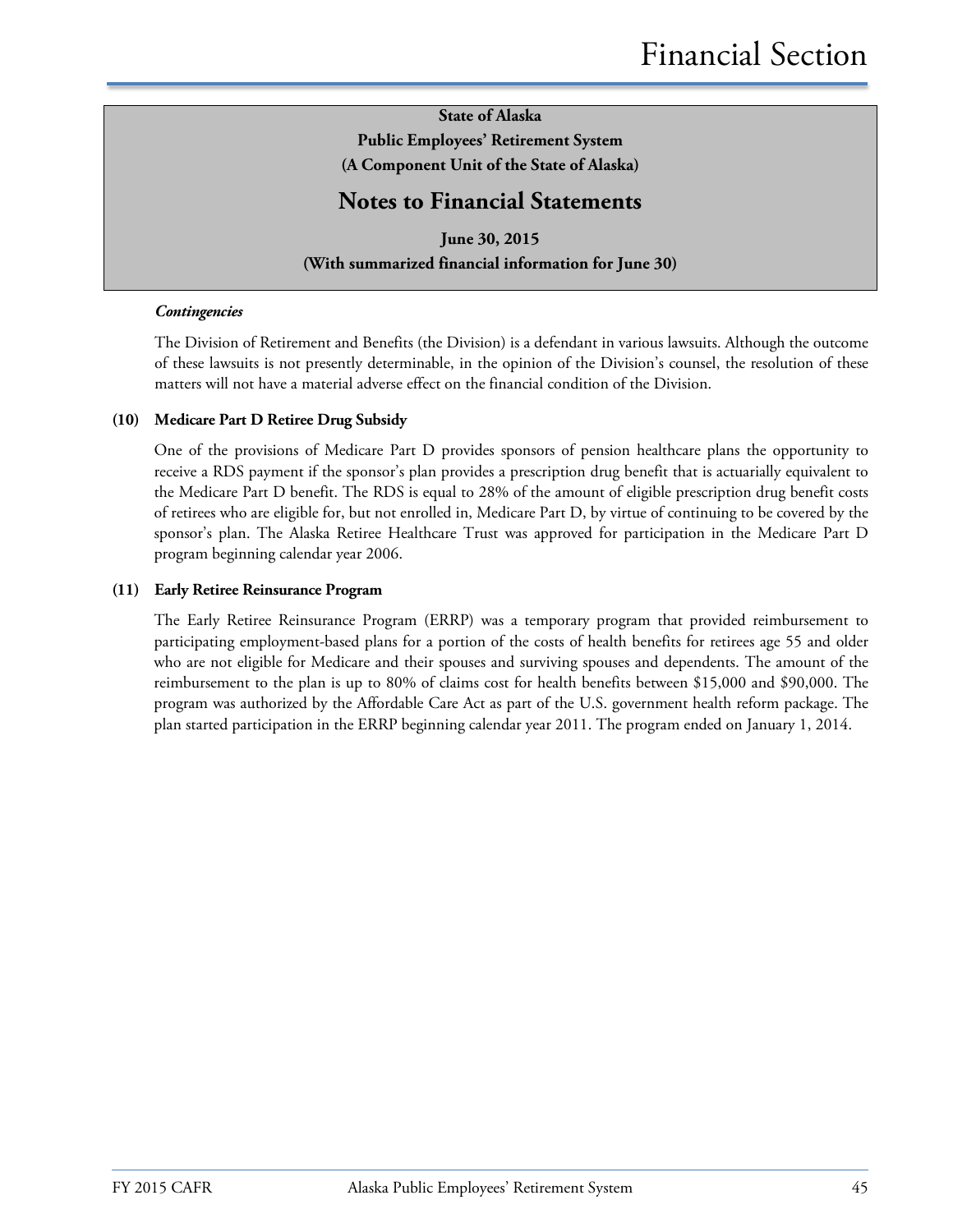State of Alaska
Public Employees' Retirement System
(A Component Unit of the State of Alaska)

# Notes to Financial Statements

June 30, 2015
(With summarized financial information for June 30)

***Contingencies***

The Division of Retirement and Benefits (the Division) is a defendant in various lawsuits. Although the outcome of these lawsuits is not presently determinable, in the opinion of the Division's counsel, the resolution of these matters will not have a material adverse effect on the financial condition of the Division.

**(10) Medicare Part D Retiree Drug Subsidy**

One of the provisions of Medicare Part D provides sponsors of pension healthcare plans the opportunity to receive a RDS payment if the sponsor's plan provides a prescription drug benefit that is actuarially equivalent to the Medicare Part D benefit. The RDS is equal to 28% of the amount of eligible prescription drug benefit costs of retirees who are eligible for, but not enrolled in, Medicare Part D, by virtue of continuing to be covered by the sponsor's plan. The Alaska Retiree Healthcare Trust was approved for participation in the Medicare Part D program beginning calendar year 2006.

**(11) Early Retiree Reinsurance Program**

The Early Retiree Reinsurance Program (ERRP) was a temporary program that provided reimbursement to participating employment-based plans for a portion of the costs of health benefits for retirees age 55 and older who are not eligible for Medicare and their spouses and surviving spouses and dependents. The amount of the reimbursement to the plan is up to 80% of claims cost for health benefits between $15,000 and $90,000. The program was authorized by the Affordable Care Act as part of the U.S. government health reform package. The plan started participation in the ERRP beginning calendar year 2011. The program ended on January 1, 2014.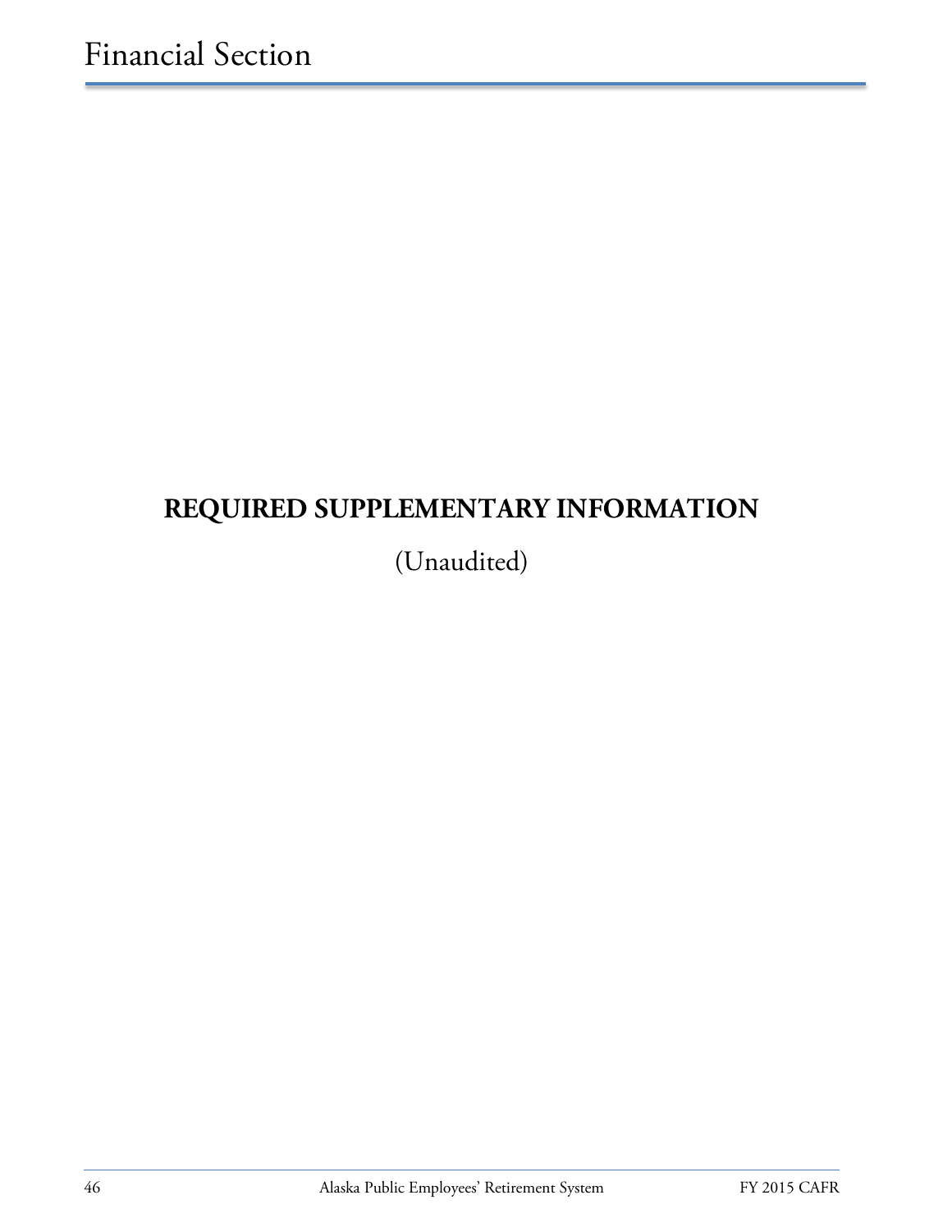# REQUIRED SUPPLEMENTARY INFORMATION

(Unaudited)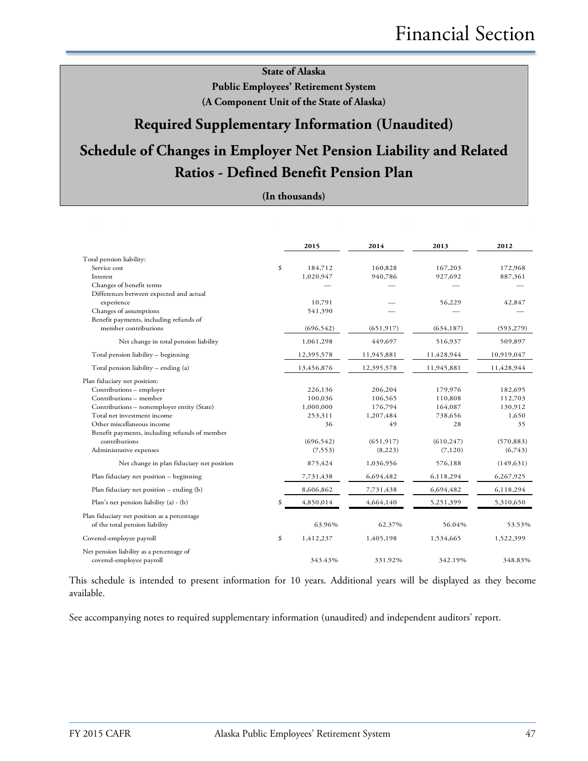**State of Alaska**

**Public Employees' Retirement System**

**(A Component Unit of the State of Alaska)**

## Required Supplementary Information (Unaudited)

## Schedule of Changes in Employer Net Pension Liability and Related Ratios - Defined Benefit Pension Plan

**(In thousands)**

| | | 2015 | 2014 | 2013 | 2012 |
|---|---|---|---|---|---|
| Total pension liability: | | | | | |
| Service cost | $ | 184,712 | 160,828 | 167,203 | 172,968 |
| Interest | | 1,020,947 | 940,786 | 927,692 | 887,361 |
| Changes of benefit terms | | — | — | — | — |
| Differences between expected and actual experience | | 10,791 | — | 56,229 | 42,847 |
| Changes of assumptions | | 541,390 | — | — | — |
| Benefit payments, including refunds of member contributions | | (696,542) | (651,917) | (634,187) | (593,279) |
| Net change in total pension liability | | 1,061,298 | 449,697 | 516,937 | 509,897 |
| Total pension liability – beginning | | 12,395,578 | 11,945,881 | 11,428,944 | 10,919,047 |
| Total pension liability – ending (a) | | 13,456,876 | 12,395,578 | 11,945,881 | 11,428,944 |
| Plan fiduciary net position: | | | | | |
| Contributions – employer | | 226,136 | 206,204 | 179,976 | 182,695 |
| Contributions – member | | 100,036 | 106,565 | 110,808 | 112,703 |
| Contributions – nonemployer entity (State) | | 1,000,000 | 176,794 | 164,087 | 130,912 |
| Total net investment income | | 253,311 | 1,207,484 | 738,656 | 1,650 |
| Other miscellaneous income | | 36 | 49 | 28 | 35 |
| Benefit payments, including refunds of member contributions | | (696,542) | (651,917) | (610,247) | (570,883) |
| Administrative expenses | | (7,553) | (8,223) | (7,120) | (6,743) |
| Net change in plan fiduciary net position | | 875,424 | 1,036,956 | 576,188 | (149,631) |
| Plan fiduciary net position – beginning | | 7,731,438 | 6,694,482 | 6,118,294 | 6,267,925 |
| Plan fiduciary net position – ending (b) | | 8,606,862 | 7,731,438 | 6,694,482 | 6,118,294 |
| Plan's net pension liability (a) - (b) | $ | 4,850,014 | 4,664,140 | 5,251,399 | 5,310,650 |
| Plan fiduciary net position as a percentage of the total pension liability | | 63.96% | 62.37% | 56.04% | 53.53% |
| Covered-employee payroll | $ | 1,412,237 | 1,405,198 | 1,534,665 | 1,522,399 |
| Net pension liability as a percentage of covered-employee payroll | | 343.43% | 331.92% | 342.19% | 348.83% |

This schedule is intended to present information for 10 years. Additional years will be displayed as they become available.

See accompanying notes to required supplementary information (unaudited) and independent auditors' report.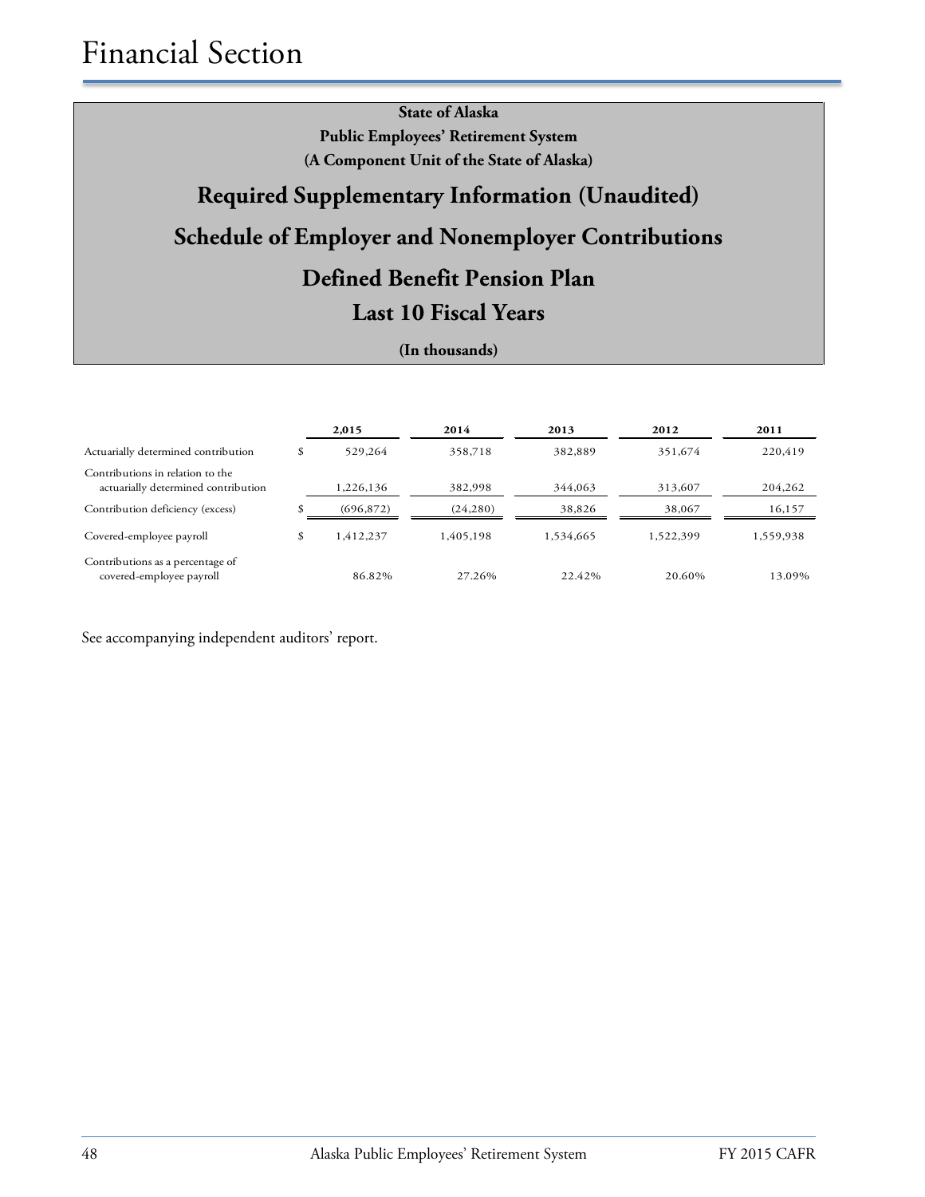# Financial Section

**State of Alaska**
**Public Employees' Retirement System**
**(A Component Unit of the State of Alaska)**

## Required Supplementary Information (Unaudited)

## Schedule of Employer and Nonemployer Contributions

## Defined Benefit Pension Plan

## Last 10 Fiscal Years

**(In thousands)**

| | | 2,015 | 2014 | 2013 | 2012 | 2011 |
|---|---|---|---|---|---|---|
| Actuarially determined contribution | $ | 529,264 | 358,718 | 382,889 | 351,674 | 220,419 |
| Contributions in relation to the actuarially determined contribution | | 1,226,136 | 382,998 | 344,063 | 313,607 | 204,262 |
| Contribution deficiency (excess) | $ | (696,872) | (24,280) | 38,826 | 38,067 | 16,157 |
| Covered-employee payroll | $ | 1,412,237 | 1,405,198 | 1,534,665 | 1,522,399 | 1,559,938 |
| Contributions as a percentage of covered-employee payroll | | 86.82% | 27.26% | 22.42% | 20.60% | 13.09% |

See accompanying independent auditors' report.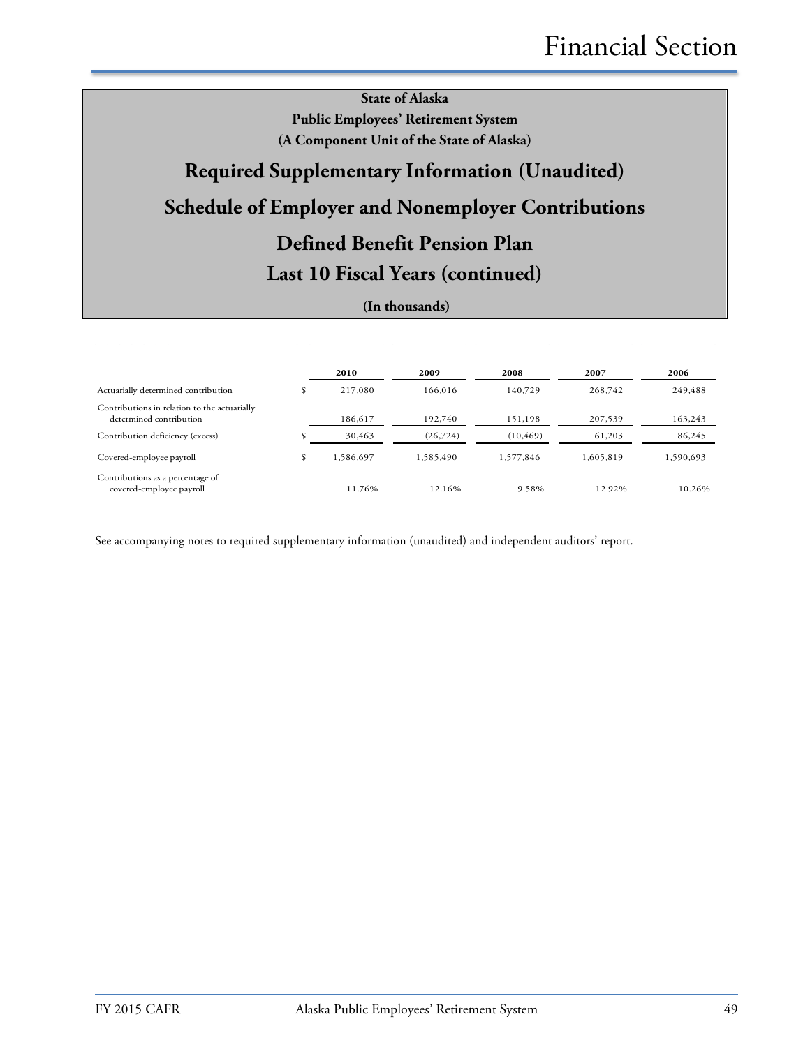**State of Alaska**
**Public Employees' Retirement System**
**(A Component Unit of the State of Alaska)**

# Required Supplementary Information (Unaudited)

## Schedule of Employer and Nonemployer Contributions

## Defined Benefit Pension Plan

## Last 10 Fiscal Years (continued)

**(In thousands)**

| | | 2010 | 2009 | 2008 | 2007 | 2006 |
|---|---|---|---|---|---|---|
| Actuarially determined contribution | $ | 217,080 | 166,016 | 140,729 | 268,742 | 249,488 |
| Contributions in relation to the actuarially determined contribution | | 186,617 | 192,740 | 151,198 | 207,539 | 163,243 |
| Contribution deficiency (excess) | $ | 30,463 | (26,724) | (10,469) | 61,203 | 86,245 |
| Covered-employee payroll | $ | 1,586,697 | 1,585,490 | 1,577,846 | 1,605,819 | 1,590,693 |
| Contributions as a percentage of covered-employee payroll | | 11.76% | 12.16% | 9.58% | 12.92% | 10.26% |

See accompanying notes to required supplementary information (unaudited) and independent auditors' report.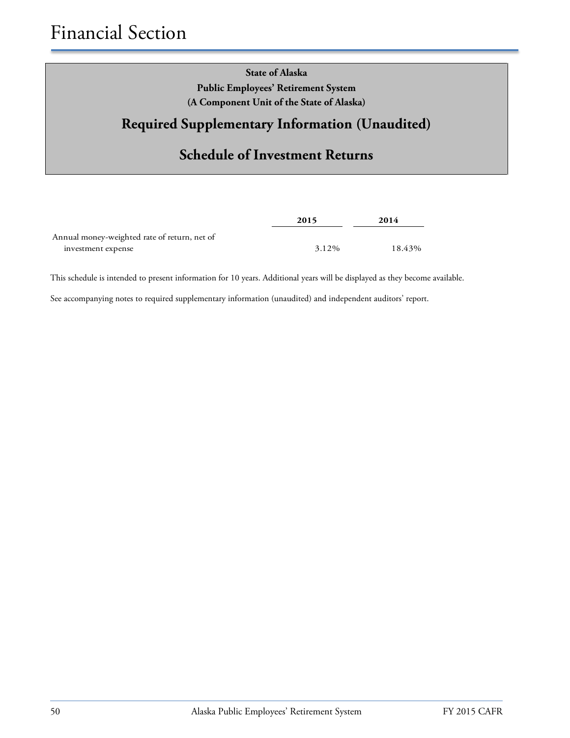# Financial Section

**State of Alaska**
**Public Employees' Retirement System**
**(A Component Unit of the State of Alaska)**

## Required Supplementary Information (Unaudited)

## Schedule of Investment Returns

| | 2015 | 2014 |
|---|---|---|
| Annual money-weighted rate of return, net of investment expense | 3.12% | 18.43% |

This schedule is intended to present information for 10 years. Additional years will be displayed as they become available.

See accompanying notes to required supplementary information (unaudited) and independent auditors' report.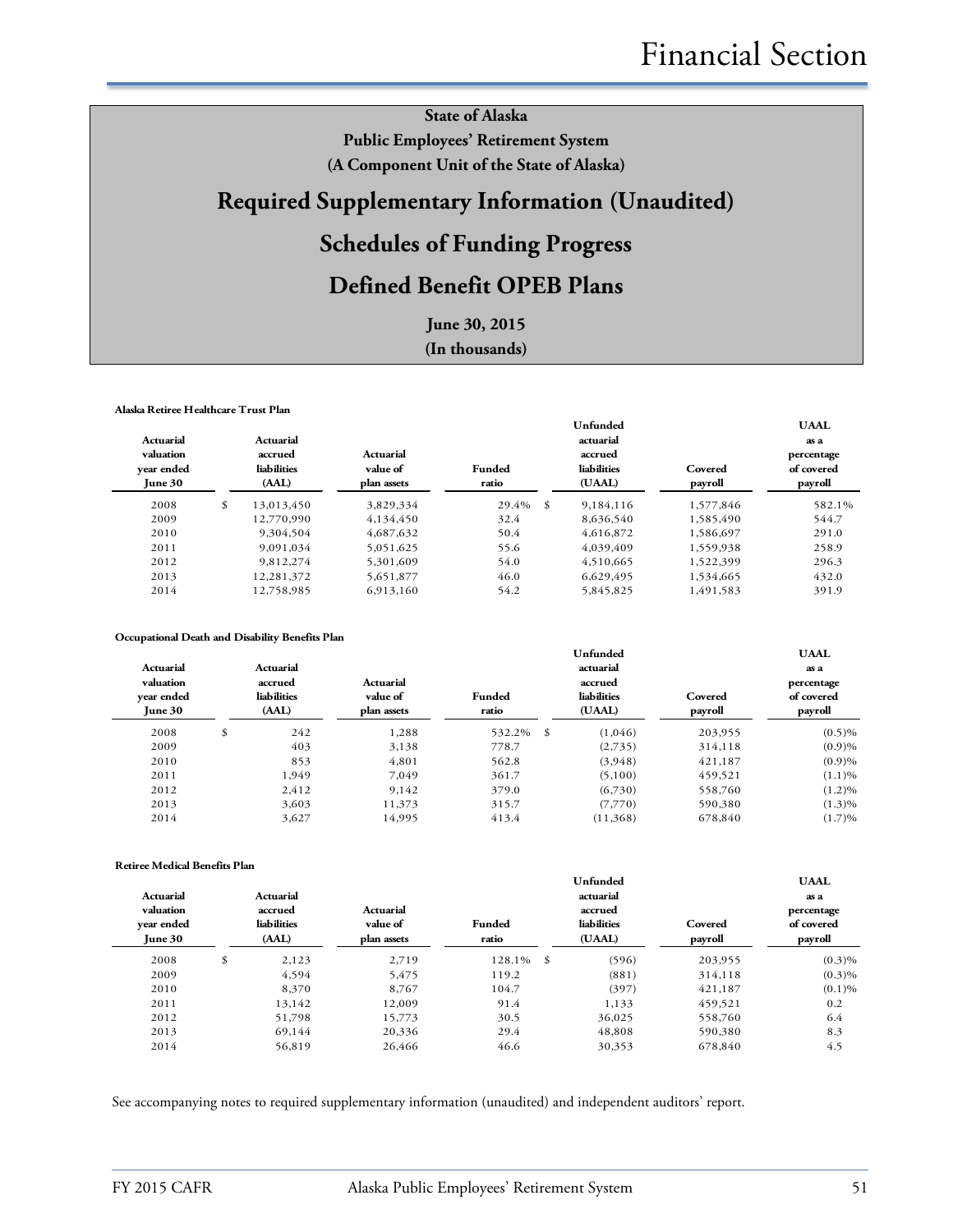# State of Alaska
## Public Employees' Retirement System
### (A Component Unit of the State of Alaska)

# Required Supplementary Information (Unaudited)

# Schedules of Funding Progress

# Defined Benefit OPEB Plans

**June 30, 2015**

**(In thousands)**

**Alaska Retiree Healthcare Trust Plan**

| Actuarial valuation year ended June 30 | Actuarial accrued liabilities (AAL) | Actuarial value of plan assets | Funded ratio | Unfunded actuarial accrued liabilities (UAAL) | Covered payroll | UAAL as a percentage of covered payroll |
|---|---|---|---|---|---|---|
| 2008 | $ 13,013,450 | 3,829,334 | 29.4% | $ 9,184,116 | 1,577,846 | 582.1% |
| 2009 | 12,770,990 | 4,134,450 | 32.4 | 8,636,540 | 1,585,490 | 544.7 |
| 2010 | 9,304,504 | 4,687,632 | 50.4 | 4,616,872 | 1,586,697 | 291.0 |
| 2011 | 9,091,034 | 5,051,625 | 55.6 | 4,039,409 | 1,559,938 | 258.9 |
| 2012 | 9,812,274 | 5,301,609 | 54.0 | 4,510,665 | 1,522,399 | 296.3 |
| 2013 | 12,281,372 | 5,651,877 | 46.0 | 6,629,495 | 1,534,665 | 432.0 |
| 2014 | 12,758,985 | 6,913,160 | 54.2 | 5,845,825 | 1,491,583 | 391.9 |

**Occupational Death and Disability Benefits Plan**

| Actuarial valuation year ended June 30 | Actuarial accrued liabilities (AAL) | Actuarial value of plan assets | Funded ratio | Unfunded actuarial accrued liabilities (UAAL) | Covered payroll | UAAL as a percentage of covered payroll |
|---|---|---|---|---|---|---|
| 2008 | $ 242 | 1,288 | 532.2% | $ (1,046) | 203,955 | (0.5)% |
| 2009 | 403 | 3,138 | 778.7 | (2,735) | 314,118 | (0.9)% |
| 2010 | 853 | 4,801 | 562.8 | (3,948) | 421,187 | (0.9)% |
| 2011 | 1,949 | 7,049 | 361.7 | (5,100) | 459,521 | (1.1)% |
| 2012 | 2,412 | 9,142 | 379.0 | (6,730) | 558,760 | (1.2)% |
| 2013 | 3,603 | 11,373 | 315.7 | (7,770) | 590,380 | (1.3)% |
| 2014 | 3,627 | 14,995 | 413.4 | (11,368) | 678,840 | (1.7)% |

**Retiree Medical Benefits Plan**

| Actuarial valuation year ended June 30 | Actuarial accrued liabilities (AAL) | Actuarial value of plan assets | Funded ratio | Unfunded actuarial accrued liabilities (UAAL) | Covered payroll | UAAL as a percentage of covered payroll |
|---|---|---|---|---|---|---|
| 2008 | $ 2,123 | 2,719 | 128.1% | $ (596) | 203,955 | (0.3)% |
| 2009 | 4,594 | 5,475 | 119.2 | (881) | 314,118 | (0.3)% |
| 2010 | 8,370 | 8,767 | 104.7 | (397) | 421,187 | (0.1)% |
| 2011 | 13,142 | 12,009 | 91.4 | 1,133 | 459,521 | 0.2 |
| 2012 | 51,798 | 15,773 | 30.5 | 36,025 | 558,760 | 6.4 |
| 2013 | 69,144 | 20,336 | 29.4 | 48,808 | 590,380 | 8.3 |
| 2014 | 56,819 | 26,466 | 46.6 | 30,353 | 678,840 | 4.5 |

See accompanying notes to required supplementary information (unaudited) and independent auditors' report.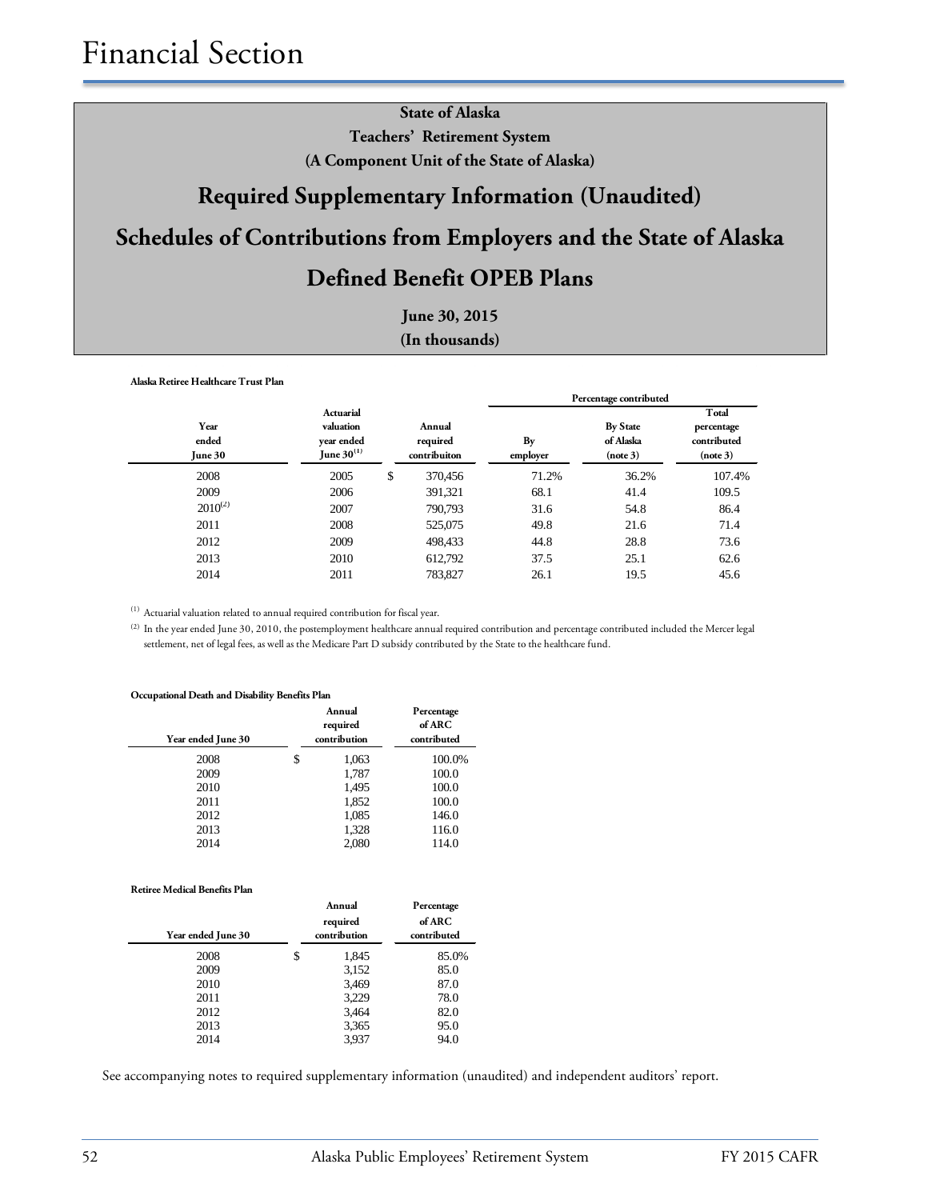# Financial Section

**State of Alaska**
**Teachers' Retirement System**
**(A Component Unit of the State of Alaska)**

## Required Supplementary Information (Unaudited)

## Schedules of Contributions from Employers and the State of Alaska

## Defined Benefit OPEB Plans

**June 30, 2015**
**(In thousands)**

**Alaska Retiree Healthcare Trust Plan**

| | | | Percentage contributed | | |
|---|---|---|---|---|---|
| Year ended June 30 | Actuarial valuation year ended June 30[1] | Annual required contribuiton | By employer | By State of Alaska (note 3) | Total percentage contributed (note 3) |
| 2008 | 2005 | $ 370,456 | 71.2% | 36.2% | 107.4% |
| 2009 | 2006 | 391,321 | 68.1 | 41.4 | 109.5 |
| 2010[2] | 2007 | 790,793 | 31.6 | 54.8 | 86.4 |
| 2011 | 2008 | 525,075 | 49.8 | 21.6 | 71.4 |
| 2012 | 2009 | 498,433 | 44.8 | 28.8 | 73.6 |
| 2013 | 2010 | 612,792 | 37.5 | 25.1 | 62.6 |
| 2014 | 2011 | 783,827 | 26.1 | 19.5 | 45.6 |

[1] Actuarial valuation related to annual required contribution for fiscal year.

[2] In the year ended June 30, 2010, the postemployment healthcare annual required contribution and percentage contributed included the Mercer legal settlement, net of legal fees, as well as the Medicare Part D subsidy contributed by the State to the healthcare fund.

**Occupational Death and Disability Benefits Plan**

| Year ended June 30 | Annual required contribution | Percentage of ARC contributed |
|---|---|---|
| 2008 | $ 1,063 | 100.0% |
| 2009 | 1,787 | 100.0 |
| 2010 | 1,495 | 100.0 |
| 2011 | 1,852 | 100.0 |
| 2012 | 1,085 | 146.0 |
| 2013 | 1,328 | 116.0 |
| 2014 | 2,080 | 114.0 |

**Retiree Medical Benefits Plan**

| Year ended June 30 | Annual required contribution | Percentage of ARC contributed |
|---|---|---|
| 2008 | $ 1,845 | 85.0% |
| 2009 | 3,152 | 85.0 |
| 2010 | 3,469 | 87.0 |
| 2011 | 3,229 | 78.0 |
| 2012 | 3,464 | 82.0 |
| 2013 | 3,365 | 95.0 |
| 2014 | 3,937 | 94.0 |

See accompanying notes to required supplementary information (unaudited) and independent auditors' report.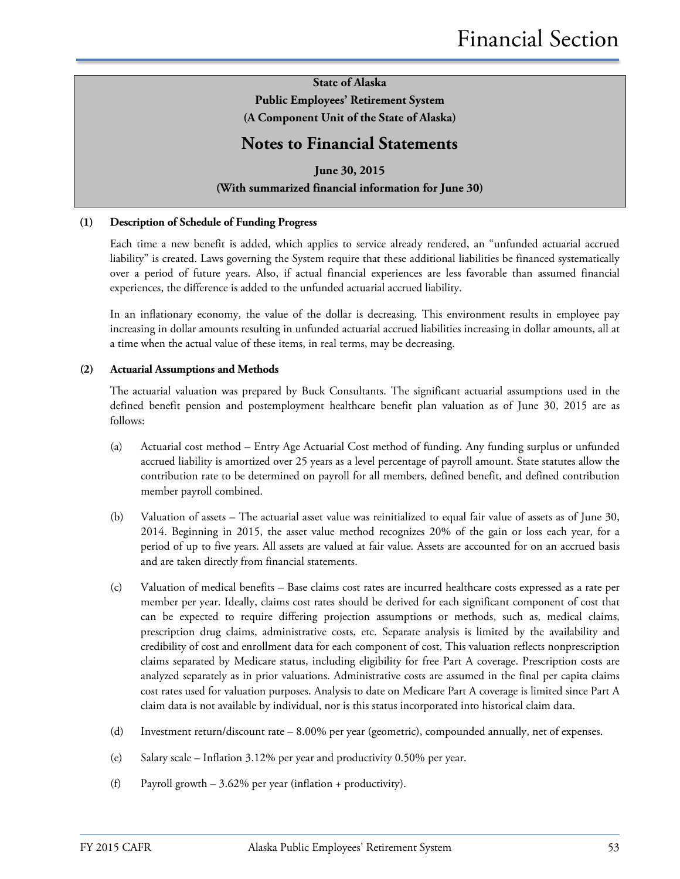**State of Alaska**

**Public Employees' Retirement System**

**(A Component Unit of the State of Alaska)**

## Notes to Financial Statements

**June 30, 2015**

**(With summarized financial information for June 30)**

**(1) Description of Schedule of Funding Progress**

Each time a new benefit is added, which applies to service already rendered, an "unfunded actuarial accrued liability" is created. Laws governing the System require that these additional liabilities be financed systematically over a period of future years. Also, if actual financial experiences are less favorable than assumed financial experiences, the difference is added to the unfunded actuarial accrued liability.

In an inflationary economy, the value of the dollar is decreasing. This environment results in employee pay increasing in dollar amounts resulting in unfunded actuarial accrued liabilities increasing in dollar amounts, all at a time when the actual value of these items, in real terms, may be decreasing.

**(2) Actuarial Assumptions and Methods**

The actuarial valuation was prepared by Buck Consultants. The significant actuarial assumptions used in the defined benefit pension and postemployment healthcare benefit plan valuation as of June 30, 2015 are as follows:

(a) Actuarial cost method – Entry Age Actuarial Cost method of funding. Any funding surplus or unfunded accrued liability is amortized over 25 years as a level percentage of payroll amount. State statutes allow the contribution rate to be determined on payroll for all members, defined benefit, and defined contribution member payroll combined.

(b) Valuation of assets – The actuarial asset value was reinitialized to equal fair value of assets as of June 30, 2014. Beginning in 2015, the asset value method recognizes 20% of the gain or loss each year, for a period of up to five years. All assets are valued at fair value. Assets are accounted for on an accrued basis and are taken directly from financial statements.

(c) Valuation of medical benefits – Base claims cost rates are incurred healthcare costs expressed as a rate per member per year. Ideally, claims cost rates should be derived for each significant component of cost that can be expected to require differing projection assumptions or methods, such as, medical claims, prescription drug claims, administrative costs, etc. Separate analysis is limited by the availability and credibility of cost and enrollment data for each component of cost. This valuation reflects nonprescription claims separated by Medicare status, including eligibility for free Part A coverage. Prescription costs are analyzed separately as in prior valuations. Administrative costs are assumed in the final per capita claims cost rates used for valuation purposes. Analysis to date on Medicare Part A coverage is limited since Part A claim data is not available by individual, nor is this status incorporated into historical claim data.

(d) Investment return/discount rate – 8.00% per year (geometric), compounded annually, net of expenses.

(e) Salary scale – Inflation 3.12% per year and productivity 0.50% per year.

(f) Payroll growth – 3.62% per year (inflation + productivity).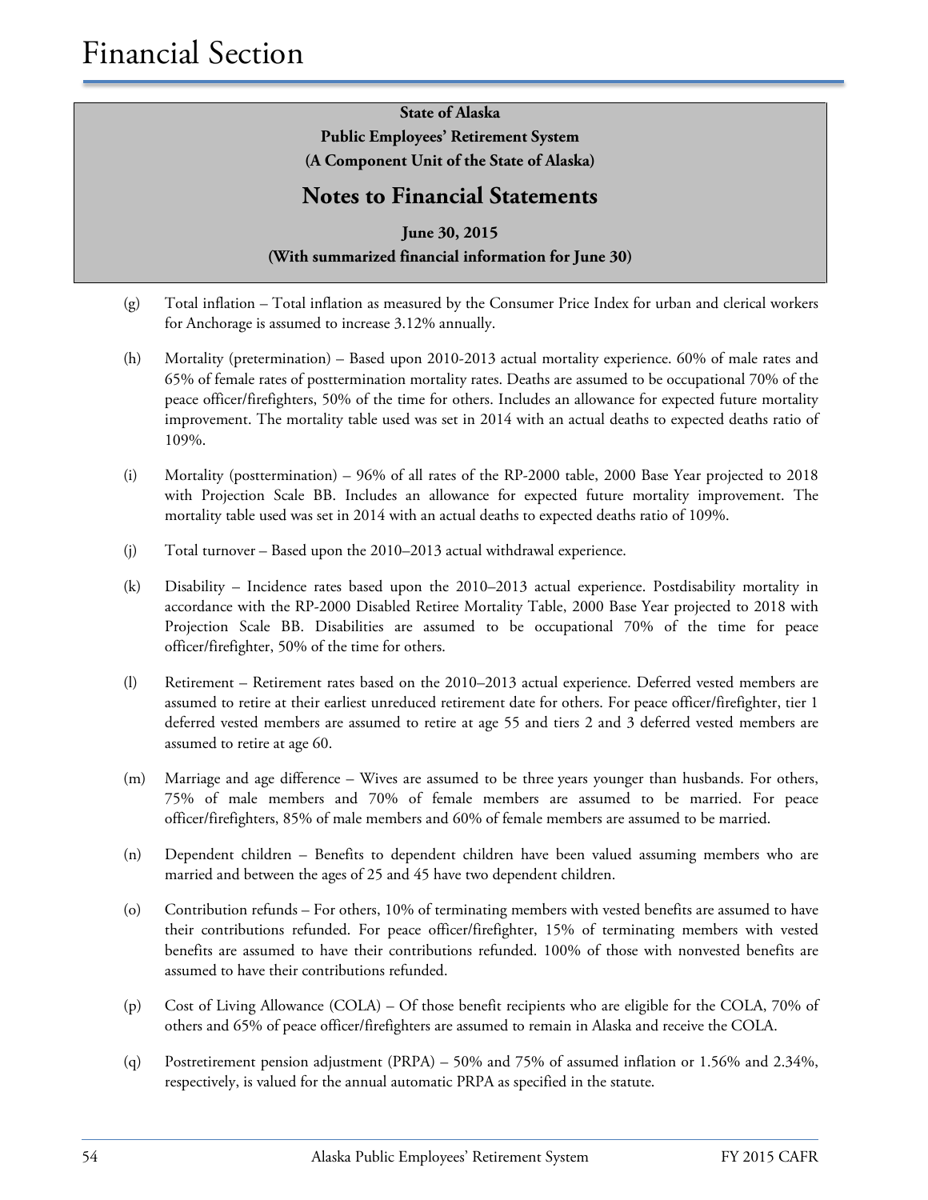State of Alaska
Public Employees' Retirement System
(A Component Unit of the State of Alaska)

## Notes to Financial Statements

June 30, 2015
(With summarized financial information for June 30)

(g) Total inflation – Total inflation as measured by the Consumer Price Index for urban and clerical workers for Anchorage is assumed to increase 3.12% annually.

(h) Mortality (pretermination) – Based upon 2010-2013 actual mortality experience. 60% of male rates and 65% of female rates of posttermination mortality rates. Deaths are assumed to be occupational 70% of the peace officer/firefighters, 50% of the time for others. Includes an allowance for expected future mortality improvement. The mortality table used was set in 2014 with an actual deaths to expected deaths ratio of 109%.

(i) Mortality (posttermination) – 96% of all rates of the RP-2000 table, 2000 Base Year projected to 2018 with Projection Scale BB. Includes an allowance for expected future mortality improvement. The mortality table used was set in 2014 with an actual deaths to expected deaths ratio of 109%.

(j) Total turnover – Based upon the 2010–2013 actual withdrawal experience.

(k) Disability – Incidence rates based upon the 2010–2013 actual experience. Postdisability mortality in accordance with the RP-2000 Disabled Retiree Mortality Table, 2000 Base Year projected to 2018 with Projection Scale BB. Disabilities are assumed to be occupational 70% of the time for peace officer/firefighter, 50% of the time for others.

(l) Retirement – Retirement rates based on the 2010–2013 actual experience. Deferred vested members are assumed to retire at their earliest unreduced retirement date for others. For peace officer/firefighter, tier 1 deferred vested members are assumed to retire at age 55 and tiers 2 and 3 deferred vested members are assumed to retire at age 60.

(m) Marriage and age difference – Wives are assumed to be three years younger than husbands. For others, 75% of male members and 70% of female members are assumed to be married. For peace officer/firefighters, 85% of male members and 60% of female members are assumed to be married.

(n) Dependent children – Benefits to dependent children have been valued assuming members who are married and between the ages of 25 and 45 have two dependent children.

(o) Contribution refunds – For others, 10% of terminating members with vested benefits are assumed to have their contributions refunded. For peace officer/firefighter, 15% of terminating members with vested benefits are assumed to have their contributions refunded. 100% of those with nonvested benefits are assumed to have their contributions refunded.

(p) Cost of Living Allowance (COLA) – Of those benefit recipients who are eligible for the COLA, 70% of others and 65% of peace officer/firefighters are assumed to remain in Alaska and receive the COLA.

(q) Postretirement pension adjustment (PRPA) – 50% and 75% of assumed inflation or 1.56% and 2.34%, respectively, is valued for the annual automatic PRPA as specified in the statute.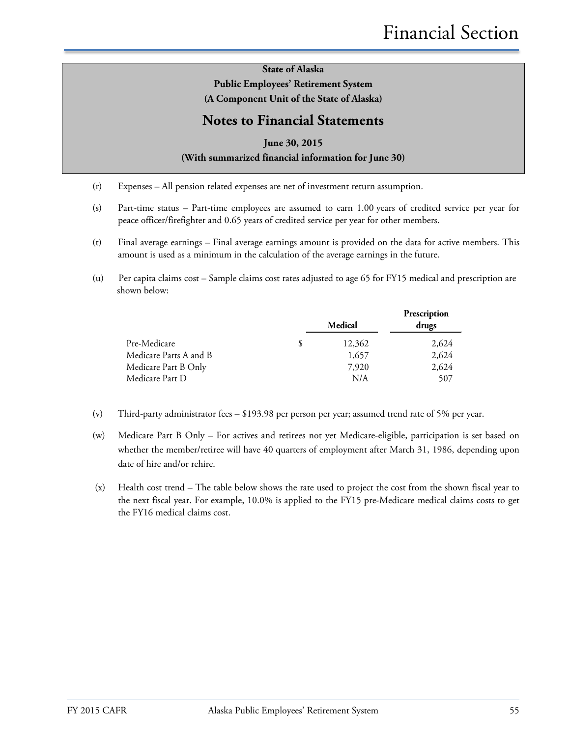**State of Alaska**
**Public Employees' Retirement System**
**(A Component Unit of the State of Alaska)**

## Notes to Financial Statements

**June 30, 2015**
**(With summarized financial information for June 30)**

(r) Expenses – All pension related expenses are net of investment return assumption.

(s) Part-time status – Part-time employees are assumed to earn 1.00 years of credited service per year for peace officer/firefighter and 0.65 years of credited service per year for other members.

(t) Final average earnings – Final average earnings amount is provided on the data for active members. This amount is used as a minimum in the calculation of the average earnings in the future.

(u) Per capita claims cost – Sample claims cost rates adjusted to age 65 for FY15 medical and prescription are shown below:

| | Medical | Prescription drugs |
|---|---|---|
| Pre-Medicare | $ 12,362 | 2,624 |
| Medicare Parts A and B | 1,657 | 2,624 |
| Medicare Part B Only | 7,920 | 2,624 |
| Medicare Part D | N/A | 507 |

(v) Third-party administrator fees – $193.98 per person per year; assumed trend rate of 5% per year.

(w) Medicare Part B Only – For actives and retirees not yet Medicare-eligible, participation is set based on whether the member/retiree will have 40 quarters of employment after March 31, 1986, depending upon date of hire and/or rehire.

(x) Health cost trend – The table below shows the rate used to project the cost from the shown fiscal year to the next fiscal year. For example, 10.0% is applied to the FY15 pre-Medicare medical claims costs to get the FY16 medical claims cost.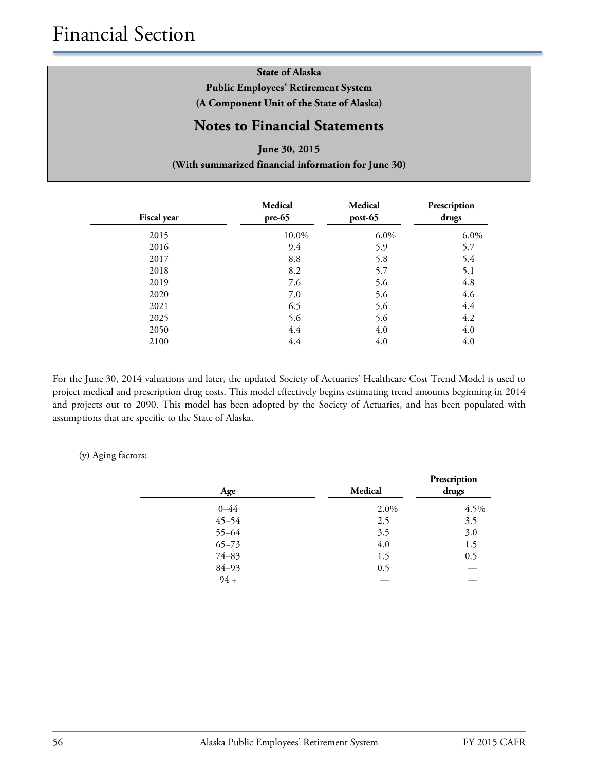**State of Alaska**
**Public Employees' Retirement System**
**(A Component Unit of the State of Alaska)**

## Notes to Financial Statements

**June 30, 2015**
**(With summarized financial information for June 30)**

| Fiscal year | Medical pre-65 | Medical post-65 | Prescription drugs |
|---|---|---|---|
| 2015 | 10.0% | 6.0% | 6.0% |
| 2016 | 9.4 | 5.9 | 5.7 |
| 2017 | 8.8 | 5.8 | 5.4 |
| 2018 | 8.2 | 5.7 | 5.1 |
| 2019 | 7.6 | 5.6 | 4.8 |
| 2020 | 7.0 | 5.6 | 4.6 |
| 2021 | 6.5 | 5.6 | 4.4 |
| 2025 | 5.6 | 5.6 | 4.2 |
| 2050 | 4.4 | 4.0 | 4.0 |
| 2100 | 4.4 | 4.0 | 4.0 |

For the June 30, 2014 valuations and later, the updated Society of Actuaries' Healthcare Cost Trend Model is used to project medical and prescription drug costs. This model effectively begins estimating trend amounts beginning in 2014 and projects out to 2090. This model has been adopted by the Society of Actuaries, and has been populated with assumptions that are specific to the State of Alaska.

(y) Aging factors:

| Age | Medical | Prescription drugs |
|---|---|---|
| 0–44 | 2.0% | 4.5% |
| 45–54 | 2.5 | 3.5 |
| 55–64 | 3.5 | 3.0 |
| 65–73 | 4.0 | 1.5 |
| 74–83 | 1.5 | 0.5 |
| 84–93 | 0.5 | — |
| 94 + | — | — |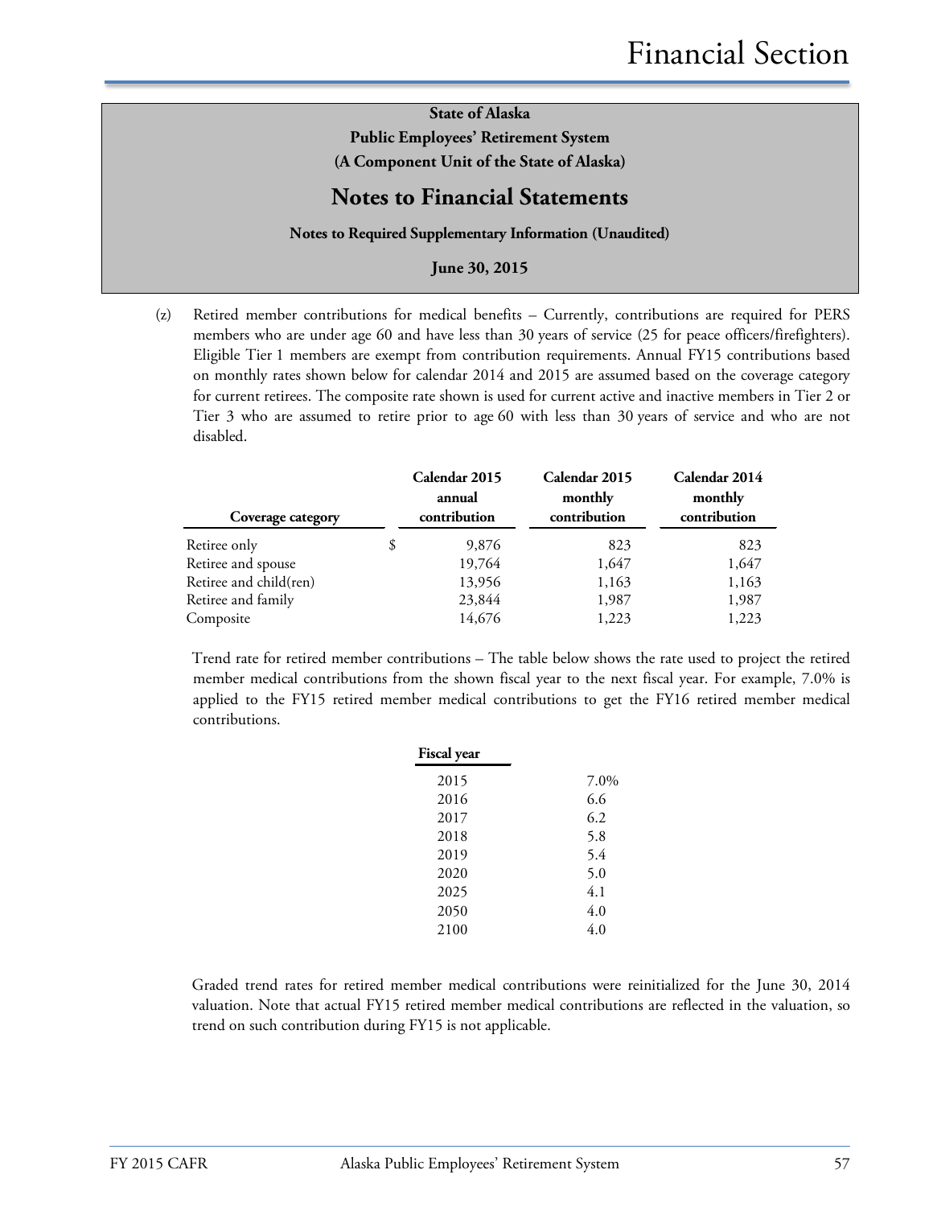**State of Alaska**

**Public Employees' Retirement System**

**(A Component Unit of the State of Alaska)**

## Notes to Financial Statements

**Notes to Required Supplementary Information (Unaudited)**

**June 30, 2015**

(z) Retired member contributions for medical benefits – Currently, contributions are required for PERS members who are under age 60 and have less than 30 years of service (25 for peace officers/firefighters). Eligible Tier 1 members are exempt from contribution requirements. Annual FY15 contributions based on monthly rates shown below for calendar 2014 and 2015 are assumed based on the coverage category for current retirees. The composite rate shown is used for current active and inactive members in Tier 2 or Tier 3 who are assumed to retire prior to age 60 with less than 30 years of service and who are not disabled.

| Coverage category | Calendar 2015 annual contribution | Calendar 2015 monthly contribution | Calendar 2014 monthly contribution |
|---|---|---|---|
| Retiree only | $ 9,876 | 823 | 823 |
| Retiree and spouse | 19,764 | 1,647 | 1,647 |
| Retiree and child(ren) | 13,956 | 1,163 | 1,163 |
| Retiree and family | 23,844 | 1,987 | 1,987 |
| Composite | 14,676 | 1,223 | 1,223 |

Trend rate for retired member contributions – The table below shows the rate used to project the retired member medical contributions from the shown fiscal year to the next fiscal year. For example, 7.0% is applied to the FY15 retired member medical contributions to get the FY16 retired member medical contributions.

| Fiscal year | |
|---|---|
| 2015 | 7.0% |
| 2016 | 6.6 |
| 2017 | 6.2 |
| 2018 | 5.8 |
| 2019 | 5.4 |
| 2020 | 5.0 |
| 2025 | 4.1 |
| 2050 | 4.0 |
| 2100 | 4.0 |

Graded trend rates for retired member medical contributions were reinitialized for the June 30, 2014 valuation. Note that actual FY15 retired member medical contributions are reflected in the valuation, so trend on such contribution during FY15 is not applicable.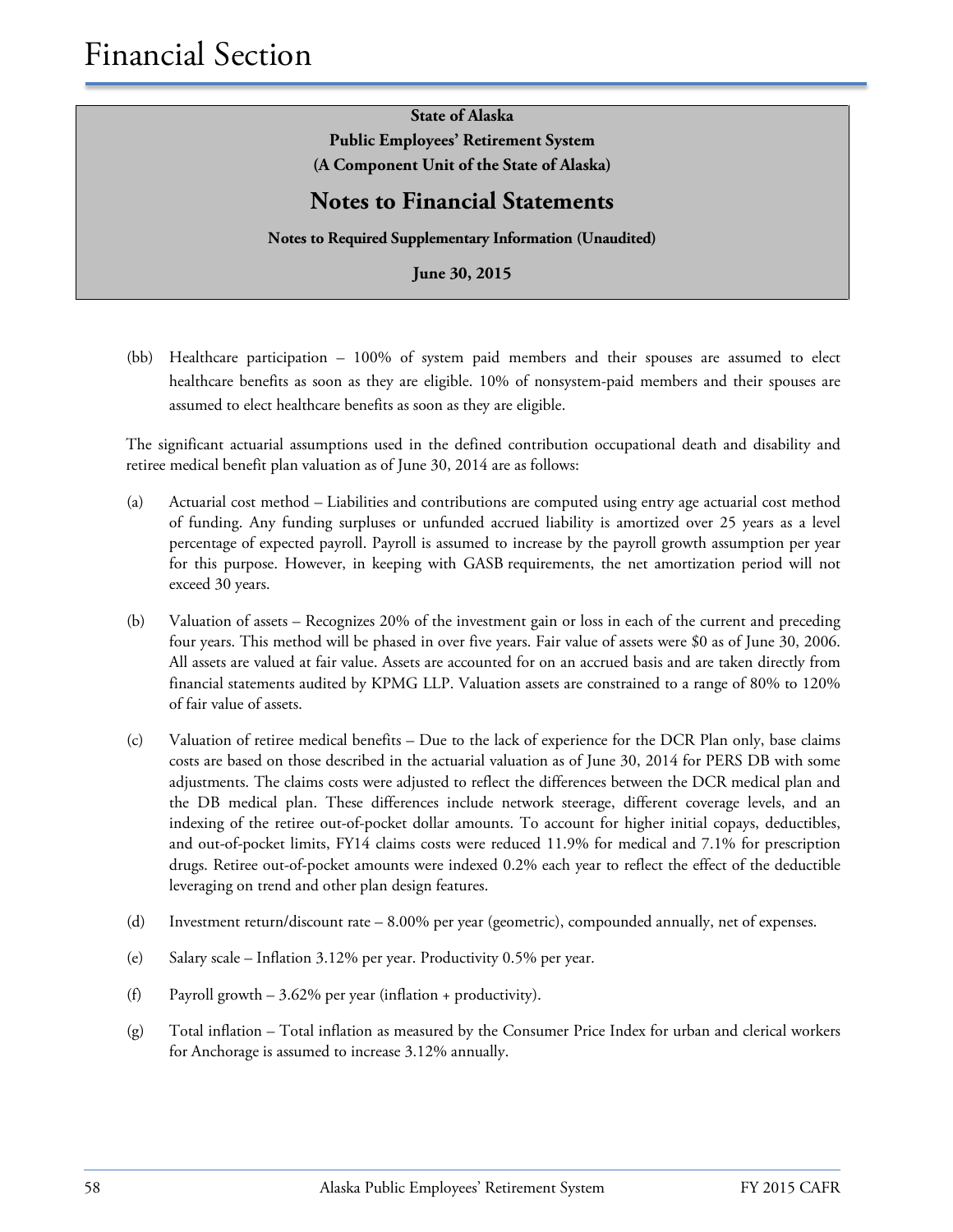# Financial Section

**State of Alaska**
**Public Employees' Retirement System**
**(A Component Unit of the State of Alaska)**

## Notes to Financial Statements

**Notes to Required Supplementary Information (Unaudited)**

**June 30, 2015**

(bb) Healthcare participation – 100% of system paid members and their spouses are assumed to elect healthcare benefits as soon as they are eligible. 10% of nonsystem-paid members and their spouses are assumed to elect healthcare benefits as soon as they are eligible.

The significant actuarial assumptions used in the defined contribution occupational death and disability and retiree medical benefit plan valuation as of June 30, 2014 are as follows:

(a) Actuarial cost method – Liabilities and contributions are computed using entry age actuarial cost method of funding. Any funding surpluses or unfunded accrued liability is amortized over 25 years as a level percentage of expected payroll. Payroll is assumed to increase by the payroll growth assumption per year for this purpose. However, in keeping with GASB requirements, the net amortization period will not exceed 30 years.

(b) Valuation of assets – Recognizes 20% of the investment gain or loss in each of the current and preceding four years. This method will be phased in over five years. Fair value of assets were $0 as of June 30, 2006. All assets are valued at fair value. Assets are accounted for on an accrued basis and are taken directly from financial statements audited by KPMG LLP. Valuation assets are constrained to a range of 80% to 120% of fair value of assets.

(c) Valuation of retiree medical benefits – Due to the lack of experience for the DCR Plan only, base claims costs are based on those described in the actuarial valuation as of June 30, 2014 for PERS DB with some adjustments. The claims costs were adjusted to reflect the differences between the DCR medical plan and the DB medical plan. These differences include network steerage, different coverage levels, and an indexing of the retiree out-of-pocket dollar amounts. To account for higher initial copays, deductibles, and out-of-pocket limits, FY14 claims costs were reduced 11.9% for medical and 7.1% for prescription drugs. Retiree out-of-pocket amounts were indexed 0.2% each year to reflect the effect of the deductible leveraging on trend and other plan design features.

(d) Investment return/discount rate – 8.00% per year (geometric), compounded annually, net of expenses.

(e) Salary scale – Inflation 3.12% per year. Productivity 0.5% per year.

(f) Payroll growth – 3.62% per year (inflation + productivity).

(g) Total inflation – Total inflation as measured by the Consumer Price Index for urban and clerical workers for Anchorage is assumed to increase 3.12% annually.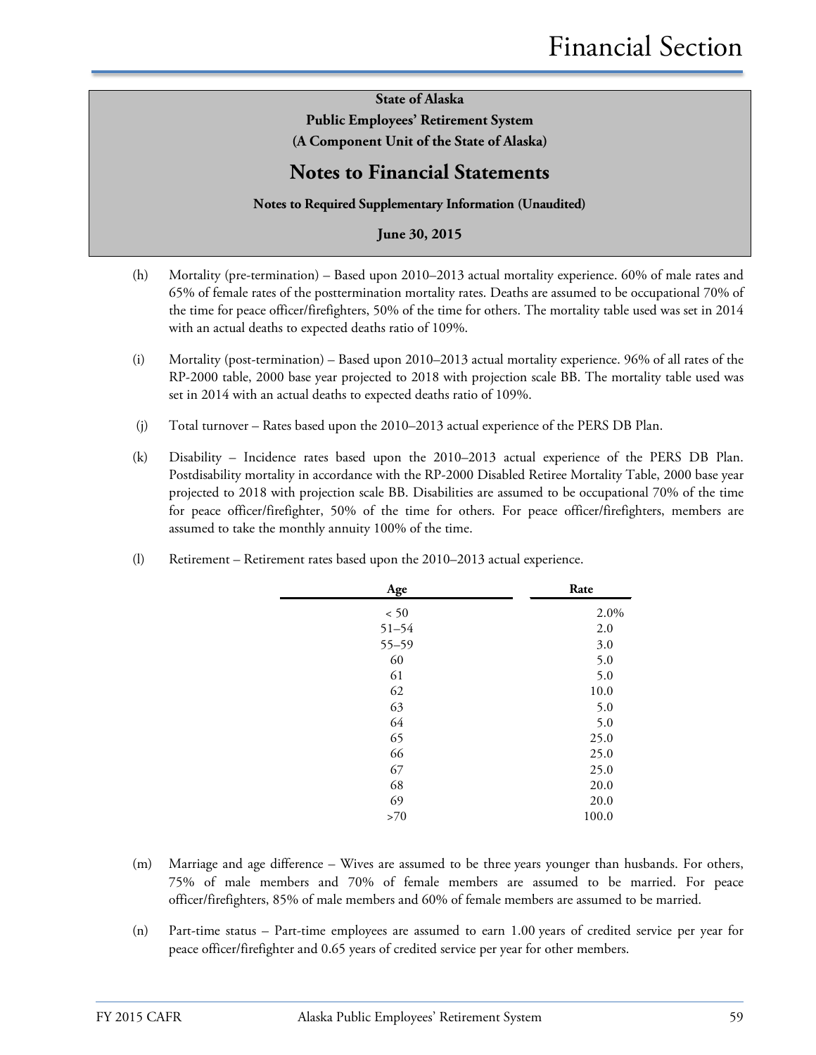**State of Alaska**

**Public Employees' Retirement System**

**(A Component Unit of the State of Alaska)**

## Notes to Financial Statements

**Notes to Required Supplementary Information (Unaudited)**

**June 30, 2015**

(h) Mortality (pre-termination) – Based upon 2010–2013 actual mortality experience. 60% of male rates and 65% of female rates of the posttermination mortality rates. Deaths are assumed to be occupational 70% of the time for peace officer/firefighters, 50% of the time for others. The mortality table used was set in 2014 with an actual deaths to expected deaths ratio of 109%.

(i) Mortality (post-termination) – Based upon 2010–2013 actual mortality experience. 96% of all rates of the RP-2000 table, 2000 base year projected to 2018 with projection scale BB. The mortality table used was set in 2014 with an actual deaths to expected deaths ratio of 109%.

(j) Total turnover – Rates based upon the 2010–2013 actual experience of the PERS DB Plan.

(k) Disability – Incidence rates based upon the 2010–2013 actual experience of the PERS DB Plan. Postdisability mortality in accordance with the RP-2000 Disabled Retiree Mortality Table, 2000 base year projected to 2018 with projection scale BB. Disabilities are assumed to be occupational 70% of the time for peace officer/firefighter, 50% of the time for others. For peace officer/firefighters, members are assumed to take the monthly annuity 100% of the time.

(l) Retirement – Retirement rates based upon the 2010–2013 actual experience.

| Age | Rate |
|---|---|
| < 50 | 2.0% |
| 51–54 | 2.0 |
| 55–59 | 3.0 |
| 60 | 5.0 |
| 61 | 5.0 |
| 62 | 10.0 |
| 63 | 5.0 |
| 64 | 5.0 |
| 65 | 25.0 |
| 66 | 25.0 |
| 67 | 25.0 |
| 68 | 20.0 |
| 69 | 20.0 |
| >70 | 100.0 |

(m) Marriage and age difference – Wives are assumed to be three years younger than husbands. For others, 75% of male members and 70% of female members are assumed to be married. For peace officer/firefighters, 85% of male members and 60% of female members are assumed to be married.

(n) Part-time status – Part-time employees are assumed to earn 1.00 years of credited service per year for peace officer/firefighter and 0.65 years of credited service per year for other members.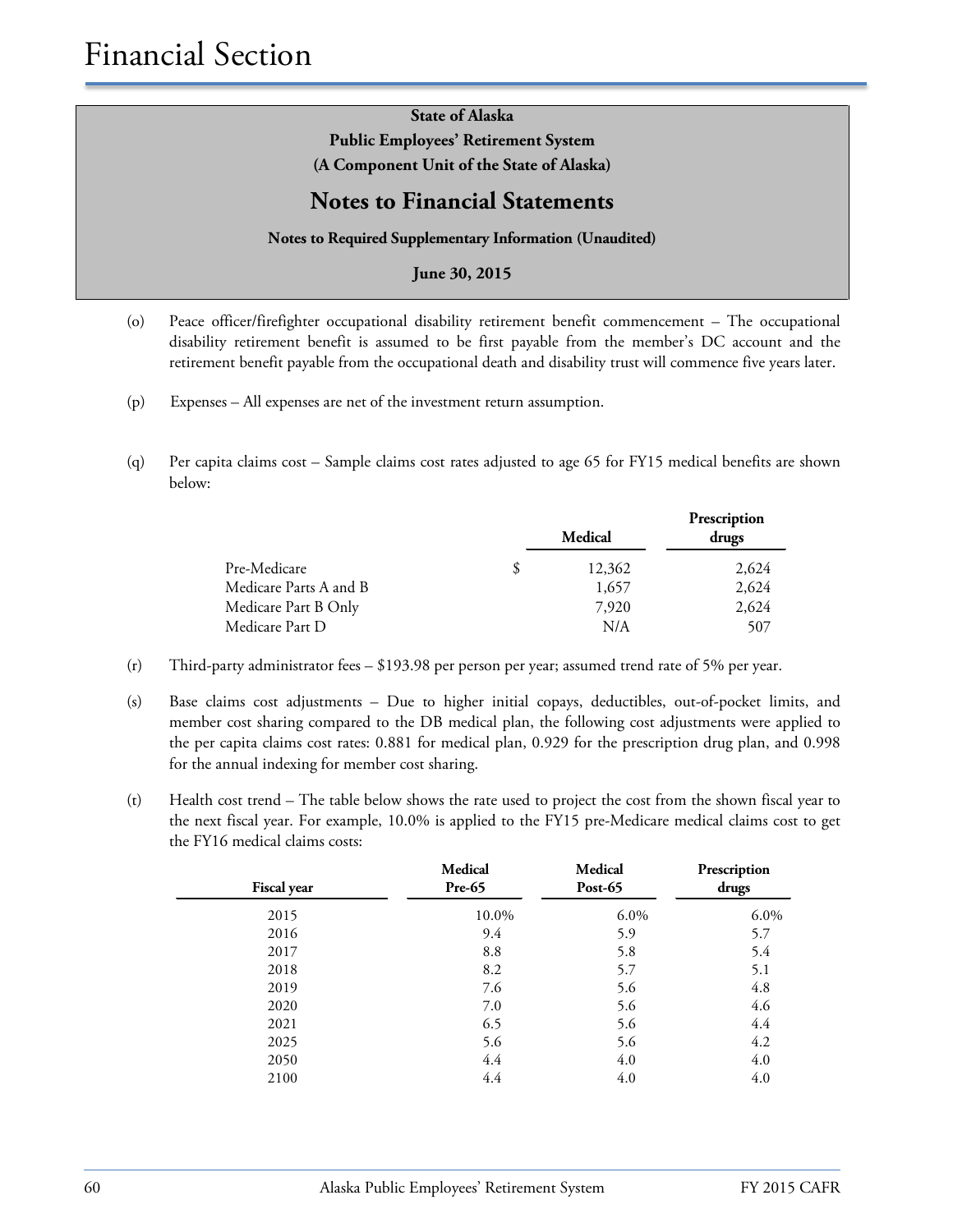# Financial Section

**State of Alaska**
**Public Employees' Retirement System**
**(A Component Unit of the State of Alaska)**

## Notes to Financial Statements

**Notes to Required Supplementary Information (Unaudited)**

**June 30, 2015**

(o) Peace officer/firefighter occupational disability retirement benefit commencement – The occupational disability retirement benefit is assumed to be first payable from the member's DC account and the retirement benefit payable from the occupational death and disability trust will commence five years later.

(p) Expenses – All expenses are net of the investment return assumption.

(q) Per capita claims cost – Sample claims cost rates adjusted to age 65 for FY15 medical benefits are shown below:

| | Medical | Prescription drugs |
|---|---|---|
| Pre-Medicare | $ 12,362 | 2,624 |
| Medicare Parts A and B | 1,657 | 2,624 |
| Medicare Part B Only | 7,920 | 2,624 |
| Medicare Part D | N/A | 507 |

(r) Third-party administrator fees – $193.98 per person per year; assumed trend rate of 5% per year.

(s) Base claims cost adjustments – Due to higher initial copays, deductibles, out-of-pocket limits, and member cost sharing compared to the DB medical plan, the following cost adjustments were applied to the per capita claims cost rates: 0.881 for medical plan, 0.929 for the prescription drug plan, and 0.998 for the annual indexing for member cost sharing.

(t) Health cost trend – The table below shows the rate used to project the cost from the shown fiscal year to the next fiscal year. For example, 10.0% is applied to the FY15 pre-Medicare medical claims cost to get the FY16 medical claims costs:

| Fiscal year | Medical Pre-65 | Medical Post-65 | Prescription drugs |
|---|---|---|---|
| 2015 | 10.0% | 6.0% | 6.0% |
| 2016 | 9.4 | 5.9 | 5.7 |
| 2017 | 8.8 | 5.8 | 5.4 |
| 2018 | 8.2 | 5.7 | 5.1 |
| 2019 | 7.6 | 5.6 | 4.8 |
| 2020 | 7.0 | 5.6 | 4.6 |
| 2021 | 6.5 | 5.6 | 4.4 |
| 2025 | 5.6 | 5.6 | 4.2 |
| 2050 | 4.4 | 4.0 | 4.0 |
| 2100 | 4.4 | 4.0 | 4.0 |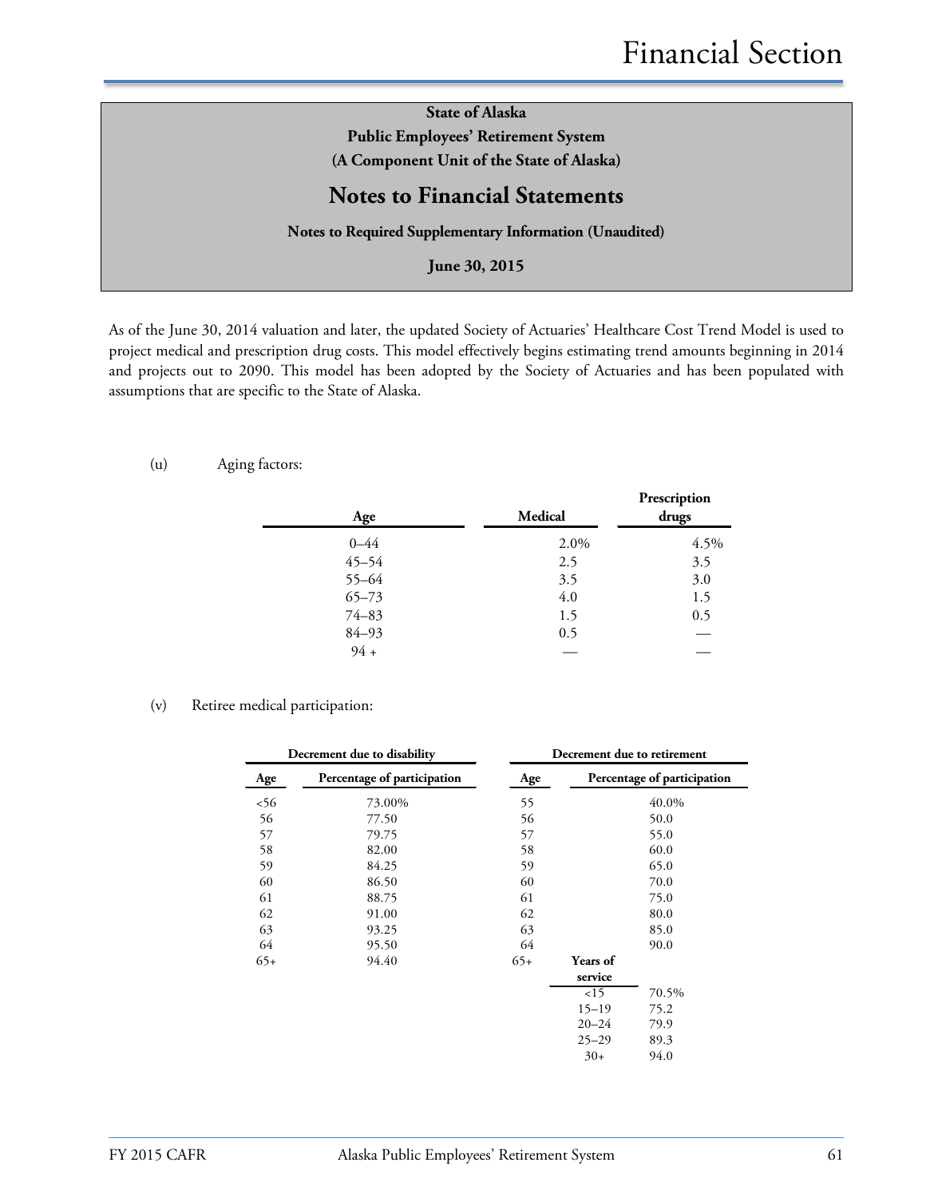# State of Alaska
## Public Employees' Retirement System
### (A Component Unit of the State of Alaska)

## Notes to Financial Statements

**Notes to Required Supplementary Information (Unaudited)**

**June 30, 2015**

As of the June 30, 2014 valuation and later, the updated Society of Actuaries' Healthcare Cost Trend Model is used to project medical and prescription drug costs. This model effectively begins estimating trend amounts beginning in 2014 and projects out to 2090. This model has been adopted by the Society of Actuaries and has been populated with assumptions that are specific to the State of Alaska.

(u) Aging factors:

| Age | Medical | Prescription drugs |
|---|---|---|
| 0–44 | 2.0% | 4.5% |
| 45–54 | 2.5 | 3.5 |
| 55–64 | 3.5 | 3.0 |
| 65–73 | 4.0 | 1.5 |
| 74–83 | 1.5 | 0.5 |
| 84–93 | 0.5 | — |
| 94 + | — | — |

(v) Retiree medical participation:

| Decrement due to disability | | Decrement due to retirement | | |
|---|---|---|---|---|
| **Age** | **Percentage of participation** | **Age** | **Percentage of participation** | |
| <56 | 73.00% | 55 | 40.0% | |
| 56 | 77.50 | 56 | 50.0 | |
| 57 | 79.75 | 57 | 55.0 | |
| 58 | 82.00 | 58 | 60.0 | |
| 59 | 84.25 | 59 | 65.0 | |
| 60 | 86.50 | 60 | 70.0 | |
| 61 | 88.75 | 61 | 75.0 | |
| 62 | 91.00 | 62 | 80.0 | |
| 63 | 93.25 | 63 | 85.0 | |
| 64 | 95.50 | 64 | 90.0 | |
| 65+ | 94.40 | 65+ | **Years of service** | |
| | | | <15 | 70.5% |
| | | | 15–19 | 75.2 |
| | | | 20–24 | 79.9 |
| | | | 25–29 | 89.3 |
| | | | 30+ | 94.0 |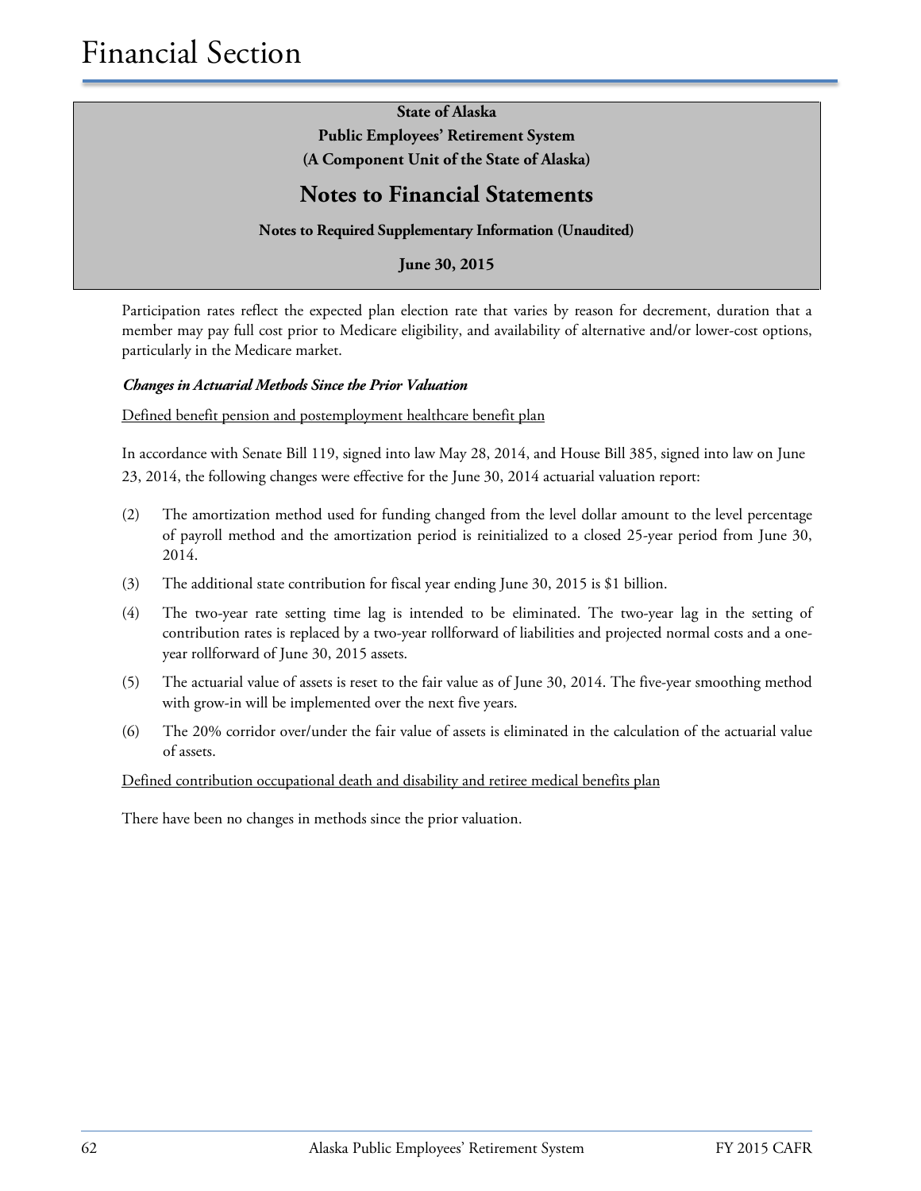# Financial Section

**State of Alaska**
**Public Employees' Retirement System**
**(A Component Unit of the State of Alaska)**

## Notes to Financial Statements

**Notes to Required Supplementary Information (Unaudited)**

**June 30, 2015**

Participation rates reflect the expected plan election rate that varies by reason for decrement, duration that a member may pay full cost prior to Medicare eligibility, and availability of alternative and/or lower-cost options, particularly in the Medicare market.

***Changes in Actuarial Methods Since the Prior Valuation***

Defined benefit pension and postemployment healthcare benefit plan

In accordance with Senate Bill 119, signed into law May 28, 2014, and House Bill 385, signed into law on June 23, 2014, the following changes were effective for the June 30, 2014 actuarial valuation report:

(2) The amortization method used for funding changed from the level dollar amount to the level percentage of payroll method and the amortization period is reinitialized to a closed 25-year period from June 30, 2014.

(3) The additional state contribution for fiscal year ending June 30, 2015 is $1 billion.

(4) The two-year rate setting time lag is intended to be eliminated. The two-year lag in the setting of contribution rates is replaced by a two-year rollforward of liabilities and projected normal costs and a one-year rollforward of June 30, 2015 assets.

(5) The actuarial value of assets is reset to the fair value as of June 30, 2014. The five-year smoothing method with grow-in will be implemented over the next five years.

(6) The 20% corridor over/under the fair value of assets is eliminated in the calculation of the actuarial value of assets.

Defined contribution occupational death and disability and retiree medical benefits plan

There have been no changes in methods since the prior valuation.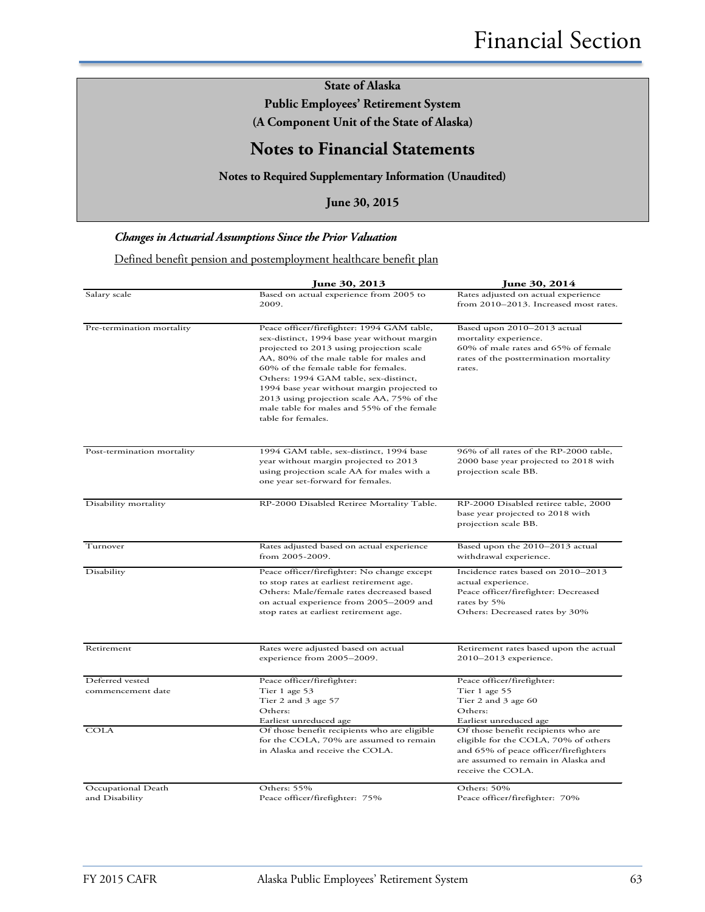**State of Alaska**

**Public Employees' Retirement System**

**(A Component Unit of the State of Alaska)**

## Notes to Financial Statements

**Notes to Required Supplementary Information (Unaudited)**

**June 30, 2015**

***Changes in Actuarial Assumptions Since the Prior Valuation***

Defined benefit pension and postemployment healthcare benefit plan

| | June 30, 2013 | June 30, 2014 |
|---|---|---|
| Salary scale | Based on actual experience from 2005 to 2009. | Rates adjusted on actual experience from 2010–2013. Increased most rates. |
| Pre-termination mortality | Peace officer/firefighter: 1994 GAM table, sex-distinct, 1994 base year without margin projected to 2013 using projection scale AA, 80% of the male table for males and 60% of the female table for females. Others: 1994 GAM table, sex-distinct, 1994 base year without margin projected to 2013 using projection scale AA, 75% of the male table for males and 55% of the female table for females. | Based upon 2010–2013 actual mortality experience. 60% of male rates and 65% of female rates of the posttermination mortality rates. |
| Post-termination mortality | 1994 GAM table, sex-distinct, 1994 base year without margin projected to 2013 using projection scale AA for males with a one year set-forward for females. | 96% of all rates of the RP-2000 table, 2000 base year projected to 2018 with projection scale BB. |
| Disability mortality | RP-2000 Disabled Retiree Mortality Table. | RP-2000 Disabled retiree table, 2000 base year projected to 2018 with projection scale BB. |
| Turnover | Rates adjusted based on actual experience from 2005-2009. | Based upon the 2010–2013 actual withdrawal experience. |
| Disability | Peace officer/firefighter: No change except to stop rates at earliest retirement age. Others: Male/female rates decreased based on actual experience from 2005–2009 and stop rates at earliest retirement age. | Incidence rates based on 2010–2013 actual experience. Peace officer/firefighter: Decreased rates by 5% Others: Decreased rates by 30% |
| Retirement | Rates were adjusted based on actual experience from 2005–2009. | Retirement rates based upon the actual 2010–2013 experience. |
| Deferred vested commencement date | Peace officer/firefighter: Tier 1 age 53 Tier 2 and 3 age 57 Others: Earliest unreduced age | Peace officer/firefighter: Tier 1 age 55 Tier 2 and 3 age 60 Others: Earliest unreduced age |
| COLA | Of those benefit recipients who are eligible for the COLA, 70% are assumed to remain in Alaska and receive the COLA. | Of those benefit recipients who are eligible for the COLA, 70% of others and 65% of peace officer/firefighters are assumed to remain in Alaska and receive the COLA. |
| Occupational Death and Disability | Others: 55% Peace officer/firefighter: 75% | Others: 50% Peace officer/firefighter: 70% |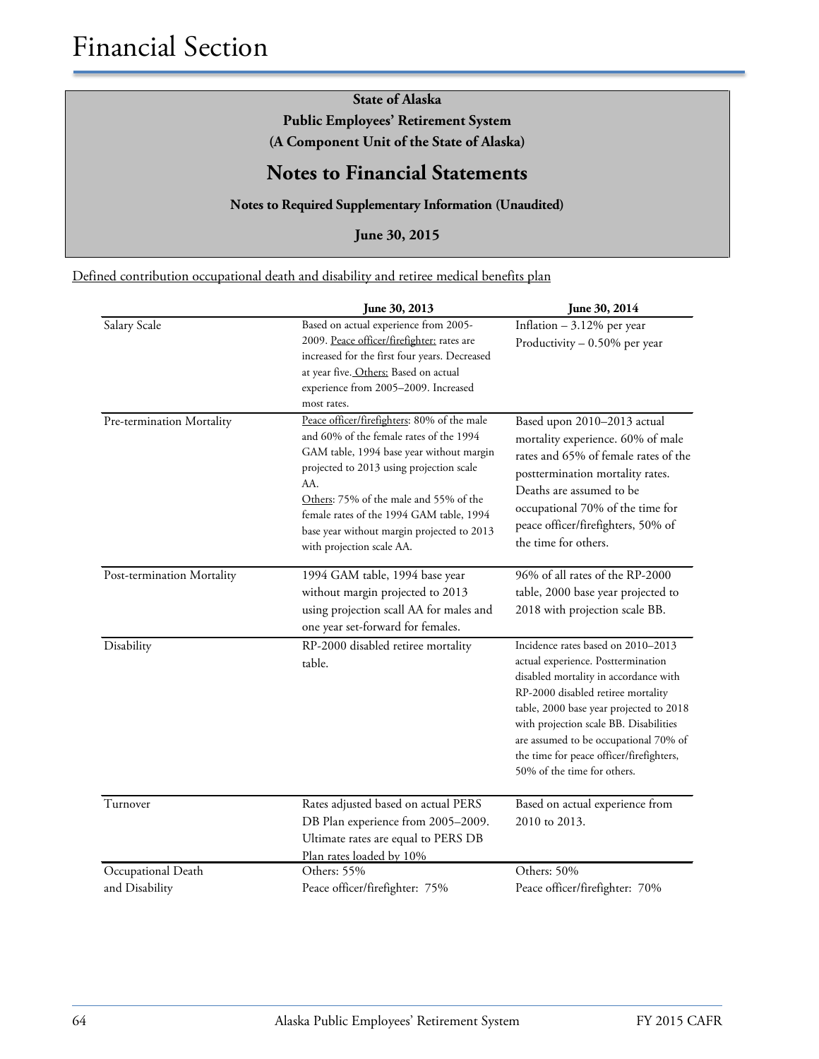# Financial Section

**State of Alaska**

**Public Employees' Retirement System**

**(A Component Unit of the State of Alaska)**

## Notes to Financial Statements

**Notes to Required Supplementary Information (Unaudited)**

**June 30, 2015**

Defined contribution occupational death and disability and retiree medical benefits plan

| | June 30, 2013 | June 30, 2014 |
|---|---|---|
| Salary Scale | Based on actual experience from 2005-2009. Peace officer/firefighter: rates are increased for the first four years. Decreased at year five. Others: Based on actual experience from 2005–2009. Increased most rates. | Inflation – 3.12% per year<br>Productivity – 0.50% per year |
| Pre-termination Mortality | Peace officer/firefighters: 80% of the male and 60% of the female rates of the 1994 GAM table, 1994 base year without margin projected to 2013 using projection scale AA.<br>Others: 75% of the male and 55% of the female rates of the 1994 GAM table, 1994 base year without margin projected to 2013 with projection scale AA. | Based upon 2010–2013 actual mortality experience. 60% of male rates and 65% of female rates of the posttermination mortality rates. Deaths are assumed to be occupational 70% of the time for peace officer/firefighters, 50% of the time for others. |
| Post-termination Mortality | 1994 GAM table, 1994 base year without margin projected to 2013 using projection scall AA for males and one year set-forward for females. | 96% of all rates of the RP-2000 table, 2000 base year projected to 2018 with projection scale BB. |
| Disability | RP-2000 disabled retiree mortality table. | Incidence rates based on 2010–2013 actual experience. Posttermination disabled mortality in accordance with RP-2000 disabled retiree mortality table, 2000 base year projected to 2018 with projection scale BB. Disabilities are assumed to be occupational 70% of the time for peace officer/firefighters, 50% of the time for others. |
| Turnover | Rates adjusted based on actual PERS DB Plan experience from 2005–2009. Ultimate rates are equal to PERS DB Plan rates loaded by 10% | Based on actual experience from 2010 to 2013. |
| Occupational Death and Disability | Others: 55%<br>Peace officer/firefighter: 75% | Others: 50%<br>Peace officer/firefighter: 70% |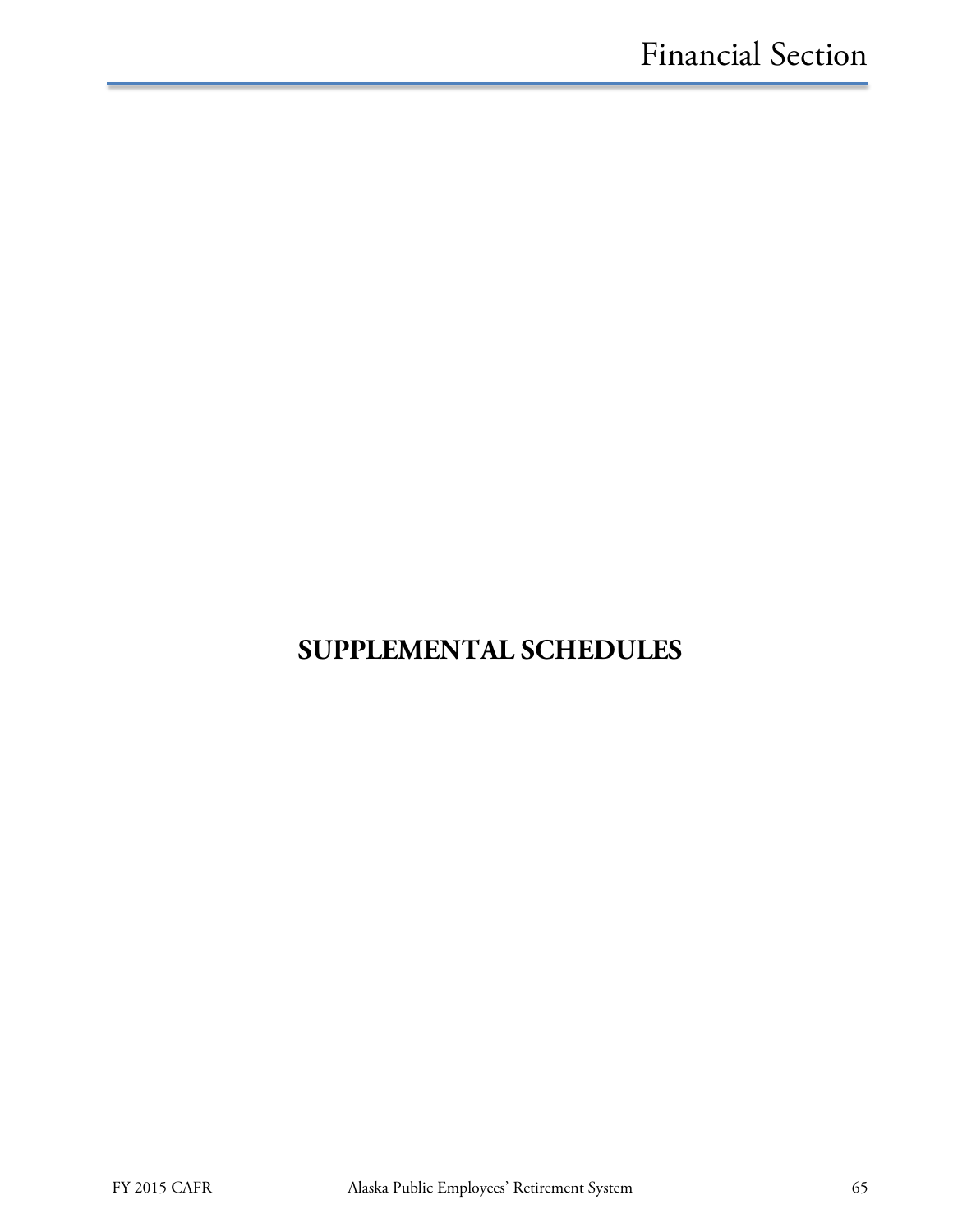# SUPPLEMENTAL SCHEDULES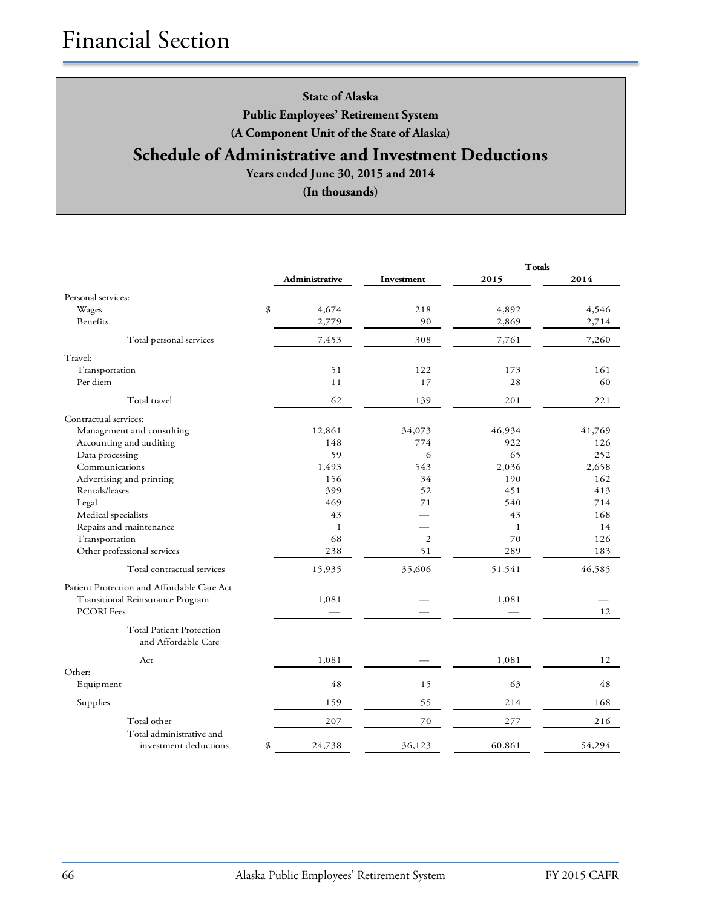# Financial Section

**State of Alaska**
**Public Employees' Retirement System**
**(A Component Unit of the State of Alaska)**

## Schedule of Administrative and Investment Deductions

**Years ended June 30, 2015 and 2014**
**(In thousands)**

| | Administrative | Investment | Totals 2015 | Totals 2014 |
|---|---|---|---|---|
| **Personal services:** | | | | |
| Wages | $ 4,674 | 218 | 4,892 | 4,546 |
| Benefits | 2,779 | 90 | 2,869 | 2,714 |
| Total personal services | 7,453 | 308 | 7,761 | 7,260 |
| **Travel:** | | | | |
| Transportation | 51 | 122 | 173 | 161 |
| Per diem | 11 | 17 | 28 | 60 |
| Total travel | 62 | 139 | 201 | 221 |
| **Contractual services:** | | | | |
| Management and consulting | 12,861 | 34,073 | 46,934 | 41,769 |
| Accounting and auditing | 148 | 774 | 922 | 126 |
| Data processing | 59 | 6 | 65 | 252 |
| Communications | 1,493 | 543 | 2,036 | 2,658 |
| Advertising and printing | 156 | 34 | 190 | 162 |
| Rentals/leases | 399 | 52 | 451 | 413 |
| Legal | 469 | 71 | 540 | 714 |
| Medical specialists | 43 | — | 43 | 168 |
| Repairs and maintenance | 1 | — | 1 | 14 |
| Transportation | 68 | 2 | 70 | 126 |
| Other professional services | 238 | 51 | 289 | 183 |
| Total contractual services | 15,935 | 35,606 | 51,541 | 46,585 |
| **Patient Protection and Affordable Care Act** | | | | |
| Transitional Reinsurance Program | 1,081 | — | 1,081 | — |
| PCORI Fees | — | — | — | 12 |
| Total Patient Protection and Affordable Care Act | 1,081 | — | 1,081 | 12 |
| **Other:** | | | | |
| Equipment | 48 | 15 | 63 | 48 |
| Supplies | 159 | 55 | 214 | 168 |
| Total other | 207 | 70 | 277 | 216 |
| Total administrative and investment deductions | $ 24,738 | 36,123 | 60,861 | 54,294 |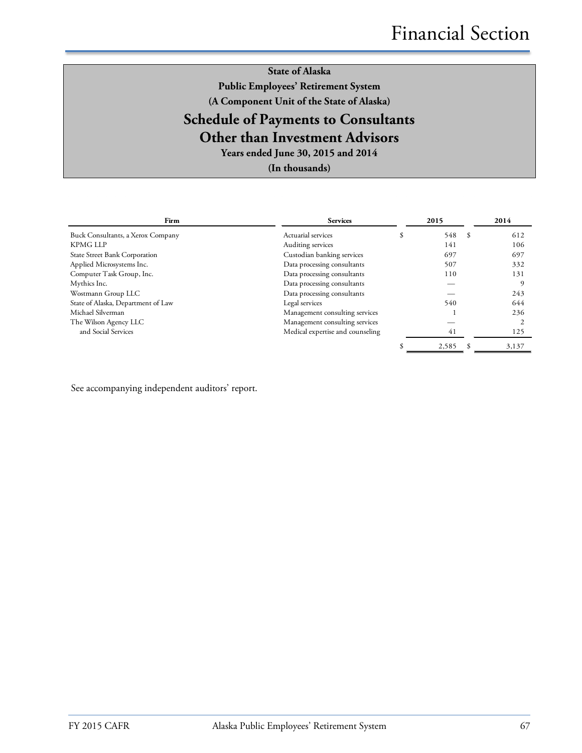# State of Alaska
## Public Employees' Retirement System
## (A Component Unit of the State of Alaska)
# Schedule of Payments to Consultants Other than Investment Advisors
### Years ended June 30, 2015 and 2014
### (In thousands)

| Firm | Services | 2015 | 2014 |
|---|---|---|---|
| Buck Consultants, a Xerox Company | Actuarial services | $ 548 | $ 612 |
| KPMG LLP | Auditing services | 141 | 106 |
| State Street Bank Corporation | Custodian banking services | 697 | 697 |
| Applied Microsystems Inc. | Data processing consultants | 507 | 332 |
| Computer Task Group, Inc. | Data processing consultants | 110 | 131 |
| Mythics Inc. | Data processing consultants | — | 9 |
| Wostmann Group LLC | Data processing consultants | — | 243 |
| State of Alaska, Department of Law | Legal services | 540 | 644 |
| Michael Silverman | Management consulting services | 1 | 236 |
| The Wilson Agency LLC | Management consulting services | — | 2 |
| and Social Services | Medical expertise and counseling | 41 | 125 |
| | | $ 2,585 | $ 3,137 |

See accompanying independent auditors' report.